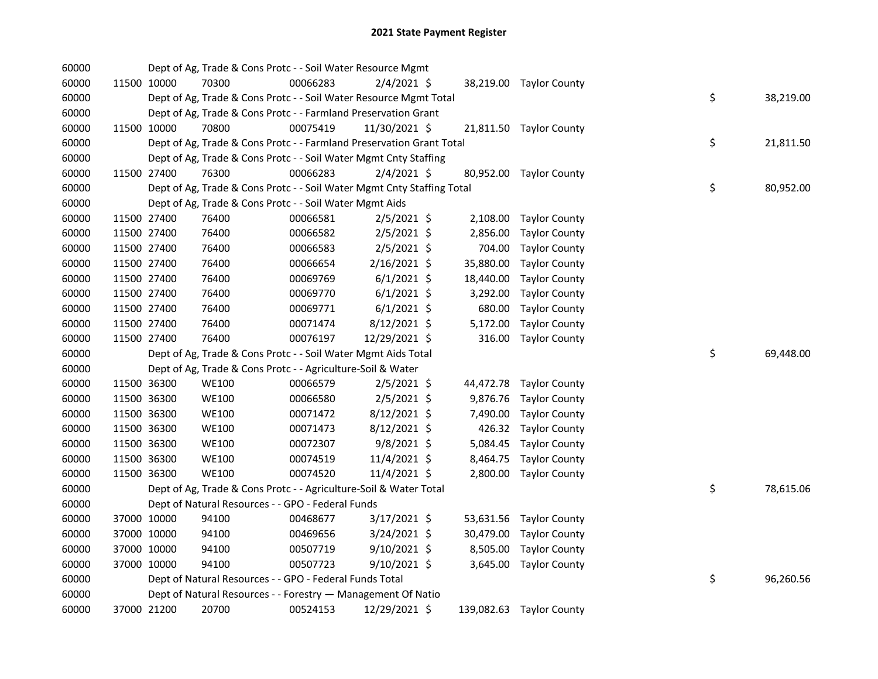# 2021 State Payment Register

| | | | | | | | | | |
|---|---|---|---|---|---|---|---|---|---|
| 60000 | | Dept of Ag, Trade & Cons Protc - - Soil Water Resource Mgmt | | | | | | | |
| 60000 | 11500 | 10000 | 70300 | 00066283 | 2/4/2021 $ | 38,219.00 | Taylor County | | |
| 60000 | | Dept of Ag, Trade & Cons Protc - - Soil Water Resource Mgmt Total | | | | | | $ | 38,219.00 |
| 60000 | | Dept of Ag, Trade & Cons Protc - - Farmland Preservation Grant | | | | | | | |
| 60000 | 11500 | 10000 | 70800 | 00075419 | 11/30/2021 $ | 21,811.50 | Taylor County | | |
| 60000 | | Dept of Ag, Trade & Cons Protc - - Farmland Preservation Grant Total | | | | | | $ | 21,811.50 |
| 60000 | | Dept of Ag, Trade & Cons Protc - - Soil Water Mgmt Cnty Staffing | | | | | | | |
| 60000 | 11500 | 27400 | 76300 | 00066283 | 2/4/2021 $ | 80,952.00 | Taylor County | | |
| 60000 | | Dept of Ag, Trade & Cons Protc - - Soil Water Mgmt Cnty Staffing Total | | | | | | $ | 80,952.00 |
| 60000 | | Dept of Ag, Trade & Cons Protc - - Soil Water Mgmt Aids | | | | | | | |
| 60000 | 11500 | 27400 | 76400 | 00066581 | 2/5/2021 $ | 2,108.00 | Taylor County | | |
| 60000 | 11500 | 27400 | 76400 | 00066582 | 2/5/2021 $ | 2,856.00 | Taylor County | | |
| 60000 | 11500 | 27400 | 76400 | 00066583 | 2/5/2021 $ | 704.00 | Taylor County | | |
| 60000 | 11500 | 27400 | 76400 | 00066654 | 2/16/2021 $ | 35,880.00 | Taylor County | | |
| 60000 | 11500 | 27400 | 76400 | 00069769 | 6/1/2021 $ | 18,440.00 | Taylor County | | |
| 60000 | 11500 | 27400 | 76400 | 00069770 | 6/1/2021 $ | 3,292.00 | Taylor County | | |
| 60000 | 11500 | 27400 | 76400 | 00069771 | 6/1/2021 $ | 680.00 | Taylor County | | |
| 60000 | 11500 | 27400 | 76400 | 00071474 | 8/12/2021 $ | 5,172.00 | Taylor County | | |
| 60000 | 11500 | 27400 | 76400 | 00076197 | 12/29/2021 $ | 316.00 | Taylor County | | |
| 60000 | | Dept of Ag, Trade & Cons Protc - - Soil Water Mgmt Aids Total | | | | | | $ | 69,448.00 |
| 60000 | | Dept of Ag, Trade & Cons Protc - - Agriculture-Soil & Water | | | | | | | |
| 60000 | 11500 | 36300 | WE100 | 00066579 | 2/5/2021 $ | 44,472.78 | Taylor County | | |
| 60000 | 11500 | 36300 | WE100 | 00066580 | 2/5/2021 $ | 9,876.76 | Taylor County | | |
| 60000 | 11500 | 36300 | WE100 | 00071472 | 8/12/2021 $ | 7,490.00 | Taylor County | | |
| 60000 | 11500 | 36300 | WE100 | 00071473 | 8/12/2021 $ | 426.32 | Taylor County | | |
| 60000 | 11500 | 36300 | WE100 | 00072307 | 9/8/2021 $ | 5,084.45 | Taylor County | | |
| 60000 | 11500 | 36300 | WE100 | 00074519 | 11/4/2021 $ | 8,464.75 | Taylor County | | |
| 60000 | 11500 | 36300 | WE100 | 00074520 | 11/4/2021 $ | 2,800.00 | Taylor County | | |
| 60000 | | Dept of Ag, Trade & Cons Protc - - Agriculture-Soil & Water Total | | | | | | $ | 78,615.06 |
| 60000 | | Dept of Natural Resources - - GPO - Federal Funds | | | | | | | |
| 60000 | 37000 | 10000 | 94100 | 00468677 | 3/17/2021 $ | 53,631.56 | Taylor County | | |
| 60000 | 37000 | 10000 | 94100 | 00469656 | 3/24/2021 $ | 30,479.00 | Taylor County | | |
| 60000 | 37000 | 10000 | 94100 | 00507719 | 9/10/2021 $ | 8,505.00 | Taylor County | | |
| 60000 | 37000 | 10000 | 94100 | 00507723 | 9/10/2021 $ | 3,645.00 | Taylor County | | |
| 60000 | | Dept of Natural Resources - - GPO - Federal Funds Total | | | | | | $ | 96,260.56 |
| 60000 | | Dept of Natural Resources - - Forestry — Management Of Natio | | | | | | | |
| 60000 | 37000 | 21200 | 20700 | 00524153 | 12/29/2021 $ | 139,082.63 | Taylor County | | |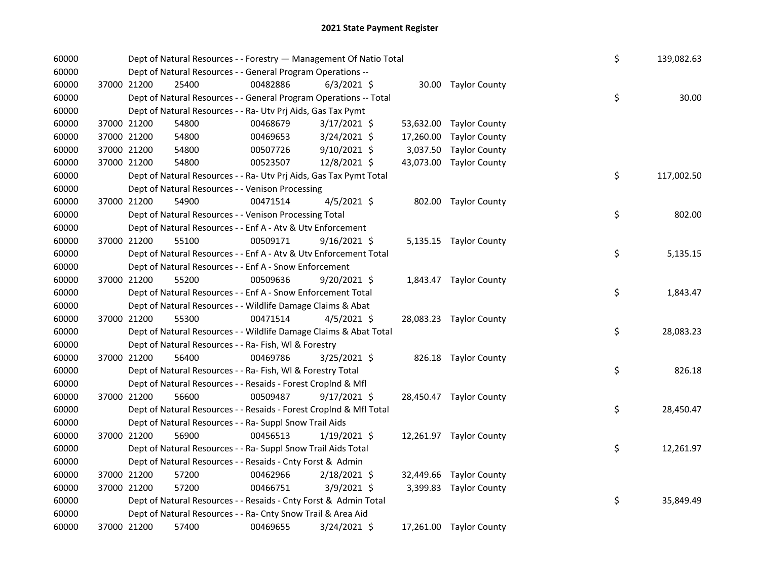# 2021 State Payment Register

| | | | | | | | | |
|---|---|---|---|---|---|---|---|---|
| 60000 | | | Dept of Natural Resources - - Forestry — Management Of Natio Total | | | | $ | 139,082.63 |
| 60000 | | | Dept of Natural Resources - - General Program Operations -- | | | | | |
| 60000 | 37000 21200 | 25400 | 00482886 | 6/3/2021 $ | 30.00 | Taylor County | | |
| 60000 | | | Dept of Natural Resources - - General Program Operations -- Total | | | | $ | 30.00 |
| 60000 | | | Dept of Natural Resources - - Ra- Utv Prj Aids, Gas Tax Pymt | | | | | |
| 60000 | 37000 21200 | 54800 | 00468679 | 3/17/2021 $ | 53,632.00 | Taylor County | | |
| 60000 | 37000 21200 | 54800 | 00469653 | 3/24/2021 $ | 17,260.00 | Taylor County | | |
| 60000 | 37000 21200 | 54800 | 00507726 | 9/10/2021 $ | 3,037.50 | Taylor County | | |
| 60000 | 37000 21200 | 54800 | 00523507 | 12/8/2021 $ | 43,073.00 | Taylor County | | |
| 60000 | | | Dept of Natural Resources - - Ra- Utv Prj Aids, Gas Tax Pymt Total | | | | $ | 117,002.50 |
| 60000 | | | Dept of Natural Resources - - Venison Processing | | | | | |
| 60000 | 37000 21200 | 54900 | 00471514 | 4/5/2021 $ | 802.00 | Taylor County | | |
| 60000 | | | Dept of Natural Resources - - Venison Processing Total | | | | $ | 802.00 |
| 60000 | | | Dept of Natural Resources - - Enf A - Atv & Utv Enforcement | | | | | |
| 60000 | 37000 21200 | 55100 | 00509171 | 9/16/2021 $ | 5,135.15 | Taylor County | | |
| 60000 | | | Dept of Natural Resources - - Enf A - Atv & Utv Enforcement Total | | | | $ | 5,135.15 |
| 60000 | | | Dept of Natural Resources - - Enf A - Snow Enforcement | | | | | |
| 60000 | 37000 21200 | 55200 | 00509636 | 9/20/2021 $ | 1,843.47 | Taylor County | | |
| 60000 | | | Dept of Natural Resources - - Enf A - Snow Enforcement Total | | | | $ | 1,843.47 |
| 60000 | | | Dept of Natural Resources - - Wildlife Damage Claims & Abat | | | | | |
| 60000 | 37000 21200 | 55300 | 00471514 | 4/5/2021 $ | 28,083.23 | Taylor County | | |
| 60000 | | | Dept of Natural Resources - - Wildlife Damage Claims & Abat Total | | | | $ | 28,083.23 |
| 60000 | | | Dept of Natural Resources - - Ra- Fish, Wl & Forestry | | | | | |
| 60000 | 37000 21200 | 56400 | 00469786 | 3/25/2021 $ | 826.18 | Taylor County | | |
| 60000 | | | Dept of Natural Resources - - Ra- Fish, Wl & Forestry Total | | | | $ | 826.18 |
| 60000 | | | Dept of Natural Resources - - Resaids - Forest Croplnd & Mfl | | | | | |
| 60000 | 37000 21200 | 56600 | 00509487 | 9/17/2021 $ | 28,450.47 | Taylor County | | |
| 60000 | | | Dept of Natural Resources - - Resaids - Forest Croplnd & Mfl Total | | | | $ | 28,450.47 |
| 60000 | | | Dept of Natural Resources - - Ra- Suppl Snow Trail Aids | | | | | |
| 60000 | 37000 21200 | 56900 | 00456513 | 1/19/2021 $ | 12,261.97 | Taylor County | | |
| 60000 | | | Dept of Natural Resources - - Ra- Suppl Snow Trail Aids Total | | | | $ | 12,261.97 |
| 60000 | | | Dept of Natural Resources - - Resaids - Cnty Forst & Admin | | | | | |
| 60000 | 37000 21200 | 57200 | 00462966 | 2/18/2021 $ | 32,449.66 | Taylor County | | |
| 60000 | 37000 21200 | 57200 | 00466751 | 3/9/2021 $ | 3,399.83 | Taylor County | | |
| 60000 | | | Dept of Natural Resources - - Resaids - Cnty Forst & Admin Total | | | | $ | 35,849.49 |
| 60000 | | | Dept of Natural Resources - - Ra- Cnty Snow Trail & Area Aid | | | | | |
| 60000 | 37000 21200 | 57400 | 00469655 | 3/24/2021 $ | 17,261.00 | Taylor County | | |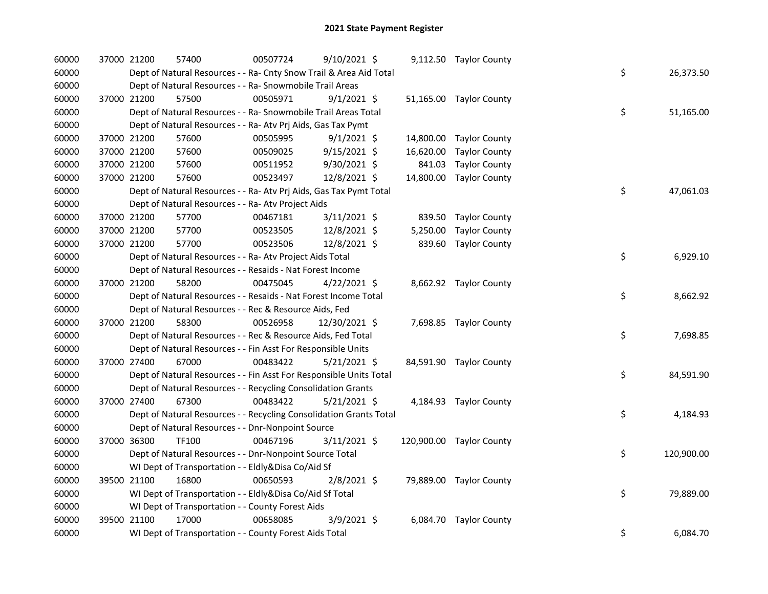# 2021 State Payment Register

| | | | | | | | | | |
|---|---|---|---|---|---|---|---|---|---|
| 60000 | 37000 | 21200 | 57400 | 00507724 | 9/10/2021 | $ 9,112.50 | Taylor County | | |
| 60000 | | Dept of Natural Resources - - Ra- Cnty Snow Trail & Area Aid Total | | | | | | $ | 26,373.50 |
| 60000 | | Dept of Natural Resources - - Ra- Snowmobile Trail Areas | | | | | | | |
| 60000 | 37000 | 21200 | 57500 | 00505971 | 9/1/2021 | $ 51,165.00 | Taylor County | | |
| 60000 | | Dept of Natural Resources - - Ra- Snowmobile Trail Areas Total | | | | | | $ | 51,165.00 |
| 60000 | | Dept of Natural Resources - - Ra- Atv Prj Aids, Gas Tax Pymt | | | | | | | |
| 60000 | 37000 | 21200 | 57600 | 00505995 | 9/1/2021 | $ 14,800.00 | Taylor County | | |
| 60000 | 37000 | 21200 | 57600 | 00509025 | 9/15/2021 | $ 16,620.00 | Taylor County | | |
| 60000 | 37000 | 21200 | 57600 | 00511952 | 9/30/2021 | $ 841.03 | Taylor County | | |
| 60000 | 37000 | 21200 | 57600 | 00523497 | 12/8/2021 | $ 14,800.00 | Taylor County | | |
| 60000 | | Dept of Natural Resources - - Ra- Atv Prj Aids, Gas Tax Pymt Total | | | | | | $ | 47,061.03 |
| 60000 | | Dept of Natural Resources - - Ra- Atv Project Aids | | | | | | | |
| 60000 | 37000 | 21200 | 57700 | 00467181 | 3/11/2021 | $ 839.50 | Taylor County | | |
| 60000 | 37000 | 21200 | 57700 | 00523505 | 12/8/2021 | $ 5,250.00 | Taylor County | | |
| 60000 | 37000 | 21200 | 57700 | 00523506 | 12/8/2021 | $ 839.60 | Taylor County | | |
| 60000 | | Dept of Natural Resources - - Ra- Atv Project Aids Total | | | | | | $ | 6,929.10 |
| 60000 | | Dept of Natural Resources - - Resaids - Nat Forest Income | | | | | | | |
| 60000 | 37000 | 21200 | 58200 | 00475045 | 4/22/2021 | $ 8,662.92 | Taylor County | | |
| 60000 | | Dept of Natural Resources - - Resaids - Nat Forest Income Total | | | | | | $ | 8,662.92 |
| 60000 | | Dept of Natural Resources - - Rec & Resource Aids, Fed | | | | | | | |
| 60000 | 37000 | 21200 | 58300 | 00526958 | 12/30/2021 | $ 7,698.85 | Taylor County | | |
| 60000 | | Dept of Natural Resources - - Rec & Resource Aids, Fed Total | | | | | | $ | 7,698.85 |
| 60000 | | Dept of Natural Resources - - Fin Asst For Responsible Units | | | | | | | |
| 60000 | 37000 | 27400 | 67000 | 00483422 | 5/21/2021 | $ 84,591.90 | Taylor County | | |
| 60000 | | Dept of Natural Resources - - Fin Asst For Responsible Units Total | | | | | | $ | 84,591.90 |
| 60000 | | Dept of Natural Resources - - Recycling Consolidation Grants | | | | | | | |
| 60000 | 37000 | 27400 | 67300 | 00483422 | 5/21/2021 | $ 4,184.93 | Taylor County | | |
| 60000 | | Dept of Natural Resources - - Recycling Consolidation Grants Total | | | | | | $ | 4,184.93 |
| 60000 | | Dept of Natural Resources - - Dnr-Nonpoint Source | | | | | | | |
| 60000 | 37000 | 36300 | TF100 | 00467196 | 3/11/2021 | $ 120,900.00 | Taylor County | | |
| 60000 | | Dept of Natural Resources - - Dnr-Nonpoint Source Total | | | | | | $ | 120,900.00 |
| 60000 | | WI Dept of Transportation - - Eldly&Disa Co/Aid Sf | | | | | | | |
| 60000 | 39500 | 21100 | 16800 | 00650593 | 2/8/2021 | $ 79,889.00 | Taylor County | | |
| 60000 | | WI Dept of Transportation - - Eldly&Disa Co/Aid Sf Total | | | | | | $ | 79,889.00 |
| 60000 | | WI Dept of Transportation - - County Forest Aids | | | | | | | |
| 60000 | 39500 | 21100 | 17000 | 00658085 | 3/9/2021 | $ 6,084.70 | Taylor County | | |
| 60000 | | WI Dept of Transportation - - County Forest Aids Total | | | | | | $ | 6,084.70 |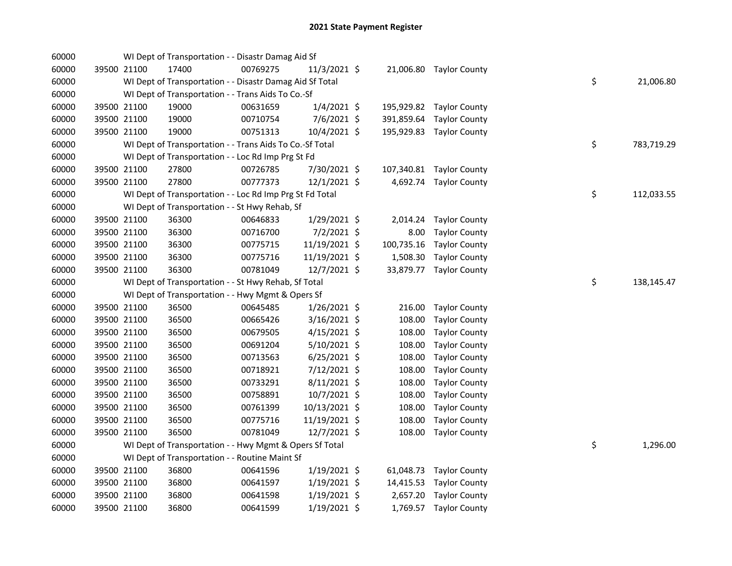## 2021 State Payment Register

| | | | | | | | | | |
|---|---|---|---|---|---|---|---|---|---|
| 60000 | | | WI Dept of Transportation - - Disastr Damag Aid Sf | | | | | | |
| 60000 | 39500 | 21100 | 17400 | 00769275 | 11/3/2021 | $ 21,006.80 | Taylor County | | |
| 60000 | | | WI Dept of Transportation - - Disastr Damag Aid Sf Total | | | | | $ | 21,006.80 |
| 60000 | | | WI Dept of Transportation - - Trans Aids To Co.-Sf | | | | | | |
| 60000 | 39500 | 21100 | 19000 | 00631659 | 1/4/2021 | $ 195,929.82 | Taylor County | | |
| 60000 | 39500 | 21100 | 19000 | 00710754 | 7/6/2021 | $ 391,859.64 | Taylor County | | |
| 60000 | 39500 | 21100 | 19000 | 00751313 | 10/4/2021 | $ 195,929.83 | Taylor County | | |
| 60000 | | | WI Dept of Transportation - - Trans Aids To Co.-Sf Total | | | | | $ | 783,719.29 |
| 60000 | | | WI Dept of Transportation - - Loc Rd Imp Prg St Fd | | | | | | |
| 60000 | 39500 | 21100 | 27800 | 00726785 | 7/30/2021 | $ 107,340.81 | Taylor County | | |
| 60000 | 39500 | 21100 | 27800 | 00777373 | 12/1/2021 | $ 4,692.74 | Taylor County | | |
| 60000 | | | WI Dept of Transportation - - Loc Rd Imp Prg St Fd Total | | | | | $ | 112,033.55 |
| 60000 | | | WI Dept of Transportation - - St Hwy Rehab, Sf | | | | | | |
| 60000 | 39500 | 21100 | 36300 | 00646833 | 1/29/2021 | $ 2,014.24 | Taylor County | | |
| 60000 | 39500 | 21100 | 36300 | 00716700 | 7/2/2021 | $ 8.00 | Taylor County | | |
| 60000 | 39500 | 21100 | 36300 | 00775715 | 11/19/2021 | $ 100,735.16 | Taylor County | | |
| 60000 | 39500 | 21100 | 36300 | 00775716 | 11/19/2021 | $ 1,508.30 | Taylor County | | |
| 60000 | 39500 | 21100 | 36300 | 00781049 | 12/7/2021 | $ 33,879.77 | Taylor County | | |
| 60000 | | | WI Dept of Transportation - - St Hwy Rehab, Sf Total | | | | | $ | 138,145.47 |
| 60000 | | | WI Dept of Transportation - - Hwy Mgmt & Opers Sf | | | | | | |
| 60000 | 39500 | 21100 | 36500 | 00645485 | 1/26/2021 | $ 216.00 | Taylor County | | |
| 60000 | 39500 | 21100 | 36500 | 00665426 | 3/16/2021 | $ 108.00 | Taylor County | | |
| 60000 | 39500 | 21100 | 36500 | 00679505 | 4/15/2021 | $ 108.00 | Taylor County | | |
| 60000 | 39500 | 21100 | 36500 | 00691204 | 5/10/2021 | $ 108.00 | Taylor County | | |
| 60000 | 39500 | 21100 | 36500 | 00713563 | 6/25/2021 | $ 108.00 | Taylor County | | |
| 60000 | 39500 | 21100 | 36500 | 00718921 | 7/12/2021 | $ 108.00 | Taylor County | | |
| 60000 | 39500 | 21100 | 36500 | 00733291 | 8/11/2021 | $ 108.00 | Taylor County | | |
| 60000 | 39500 | 21100 | 36500 | 00758891 | 10/7/2021 | $ 108.00 | Taylor County | | |
| 60000 | 39500 | 21100 | 36500 | 00761399 | 10/13/2021 | $ 108.00 | Taylor County | | |
| 60000 | 39500 | 21100 | 36500 | 00775716 | 11/19/2021 | $ 108.00 | Taylor County | | |
| 60000 | 39500 | 21100 | 36500 | 00781049 | 12/7/2021 | $ 108.00 | Taylor County | | |
| 60000 | | | WI Dept of Transportation - - Hwy Mgmt & Opers Sf Total | | | | | $ | 1,296.00 |
| 60000 | | | WI Dept of Transportation - - Routine Maint Sf | | | | | | |
| 60000 | 39500 | 21100 | 36800 | 00641596 | 1/19/2021 | $ 61,048.73 | Taylor County | | |
| 60000 | 39500 | 21100 | 36800 | 00641597 | 1/19/2021 | $ 14,415.53 | Taylor County | | |
| 60000 | 39500 | 21100 | 36800 | 00641598 | 1/19/2021 | $ 2,657.20 | Taylor County | | |
| 60000 | 39500 | 21100 | 36800 | 00641599 | 1/19/2021 | $ 1,769.57 | Taylor County | | |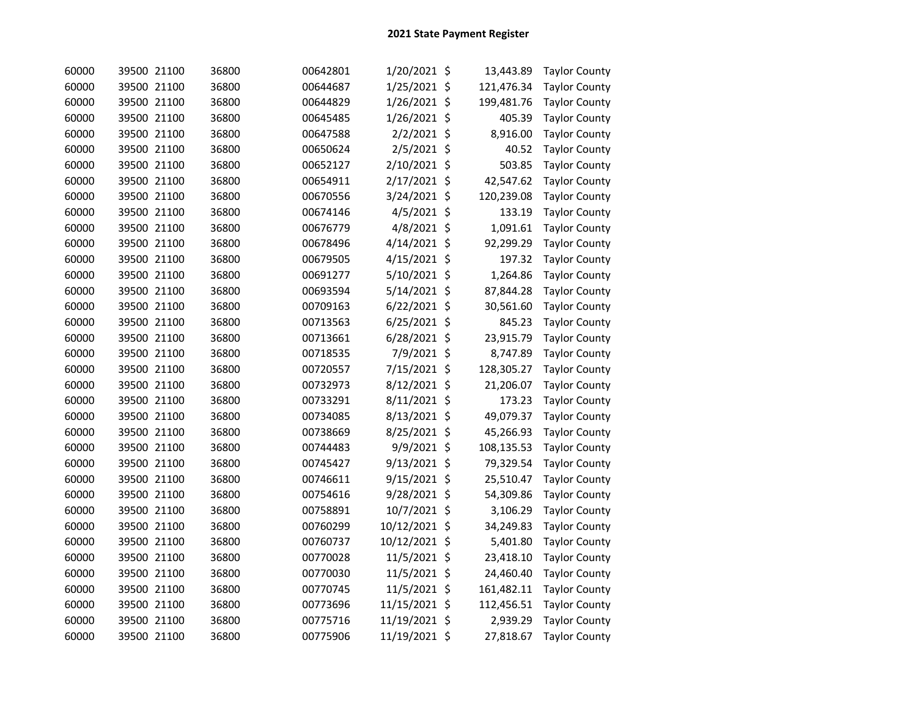# 2021 State Payment Register

| | | | | | | | | |
|---|---|---|---|---|---|---|---|---|
| 60000 | 39500 | 21100 | 36800 | 00642801 | 1/20/2021 | $ | 13,443.89 | Taylor County |
| 60000 | 39500 | 21100 | 36800 | 00644687 | 1/25/2021 | $ | 121,476.34 | Taylor County |
| 60000 | 39500 | 21100 | 36800 | 00644829 | 1/26/2021 | $ | 199,481.76 | Taylor County |
| 60000 | 39500 | 21100 | 36800 | 00645485 | 1/26/2021 | $ | 405.39 | Taylor County |
| 60000 | 39500 | 21100 | 36800 | 00647588 | 2/2/2021 | $ | 8,916.00 | Taylor County |
| 60000 | 39500 | 21100 | 36800 | 00650624 | 2/5/2021 | $ | 40.52 | Taylor County |
| 60000 | 39500 | 21100 | 36800 | 00652127 | 2/10/2021 | $ | 503.85 | Taylor County |
| 60000 | 39500 | 21100 | 36800 | 00654911 | 2/17/2021 | $ | 42,547.62 | Taylor County |
| 60000 | 39500 | 21100 | 36800 | 00670556 | 3/24/2021 | $ | 120,239.08 | Taylor County |
| 60000 | 39500 | 21100 | 36800 | 00674146 | 4/5/2021 | $ | 133.19 | Taylor County |
| 60000 | 39500 | 21100 | 36800 | 00676779 | 4/8/2021 | $ | 1,091.61 | Taylor County |
| 60000 | 39500 | 21100 | 36800 | 00678496 | 4/14/2021 | $ | 92,299.29 | Taylor County |
| 60000 | 39500 | 21100 | 36800 | 00679505 | 4/15/2021 | $ | 197.32 | Taylor County |
| 60000 | 39500 | 21100 | 36800 | 00691277 | 5/10/2021 | $ | 1,264.86 | Taylor County |
| 60000 | 39500 | 21100 | 36800 | 00693594 | 5/14/2021 | $ | 87,844.28 | Taylor County |
| 60000 | 39500 | 21100 | 36800 | 00709163 | 6/22/2021 | $ | 30,561.60 | Taylor County |
| 60000 | 39500 | 21100 | 36800 | 00713563 | 6/25/2021 | $ | 845.23 | Taylor County |
| 60000 | 39500 | 21100 | 36800 | 00713661 | 6/28/2021 | $ | 23,915.79 | Taylor County |
| 60000 | 39500 | 21100 | 36800 | 00718535 | 7/9/2021 | $ | 8,747.89 | Taylor County |
| 60000 | 39500 | 21100 | 36800 | 00720557 | 7/15/2021 | $ | 128,305.27 | Taylor County |
| 60000 | 39500 | 21100 | 36800 | 00732973 | 8/12/2021 | $ | 21,206.07 | Taylor County |
| 60000 | 39500 | 21100 | 36800 | 00733291 | 8/11/2021 | $ | 173.23 | Taylor County |
| 60000 | 39500 | 21100 | 36800 | 00734085 | 8/13/2021 | $ | 49,079.37 | Taylor County |
| 60000 | 39500 | 21100 | 36800 | 00738669 | 8/25/2021 | $ | 45,266.93 | Taylor County |
| 60000 | 39500 | 21100 | 36800 | 00744483 | 9/9/2021 | $ | 108,135.53 | Taylor County |
| 60000 | 39500 | 21100 | 36800 | 00745427 | 9/13/2021 | $ | 79,329.54 | Taylor County |
| 60000 | 39500 | 21100 | 36800 | 00746611 | 9/15/2021 | $ | 25,510.47 | Taylor County |
| 60000 | 39500 | 21100 | 36800 | 00754616 | 9/28/2021 | $ | 54,309.86 | Taylor County |
| 60000 | 39500 | 21100 | 36800 | 00758891 | 10/7/2021 | $ | 3,106.29 | Taylor County |
| 60000 | 39500 | 21100 | 36800 | 00760299 | 10/12/2021 | $ | 34,249.83 | Taylor County |
| 60000 | 39500 | 21100 | 36800 | 00760737 | 10/12/2021 | $ | 5,401.80 | Taylor County |
| 60000 | 39500 | 21100 | 36800 | 00770028 | 11/5/2021 | $ | 23,418.10 | Taylor County |
| 60000 | 39500 | 21100 | 36800 | 00770030 | 11/5/2021 | $ | 24,460.40 | Taylor County |
| 60000 | 39500 | 21100 | 36800 | 00770745 | 11/5/2021 | $ | 161,482.11 | Taylor County |
| 60000 | 39500 | 21100 | 36800 | 00773696 | 11/15/2021 | $ | 112,456.51 | Taylor County |
| 60000 | 39500 | 21100 | 36800 | 00775716 | 11/19/2021 | $ | 2,939.29 | Taylor County |
| 60000 | 39500 | 21100 | 36800 | 00775906 | 11/19/2021 | $ | 27,818.67 | Taylor County |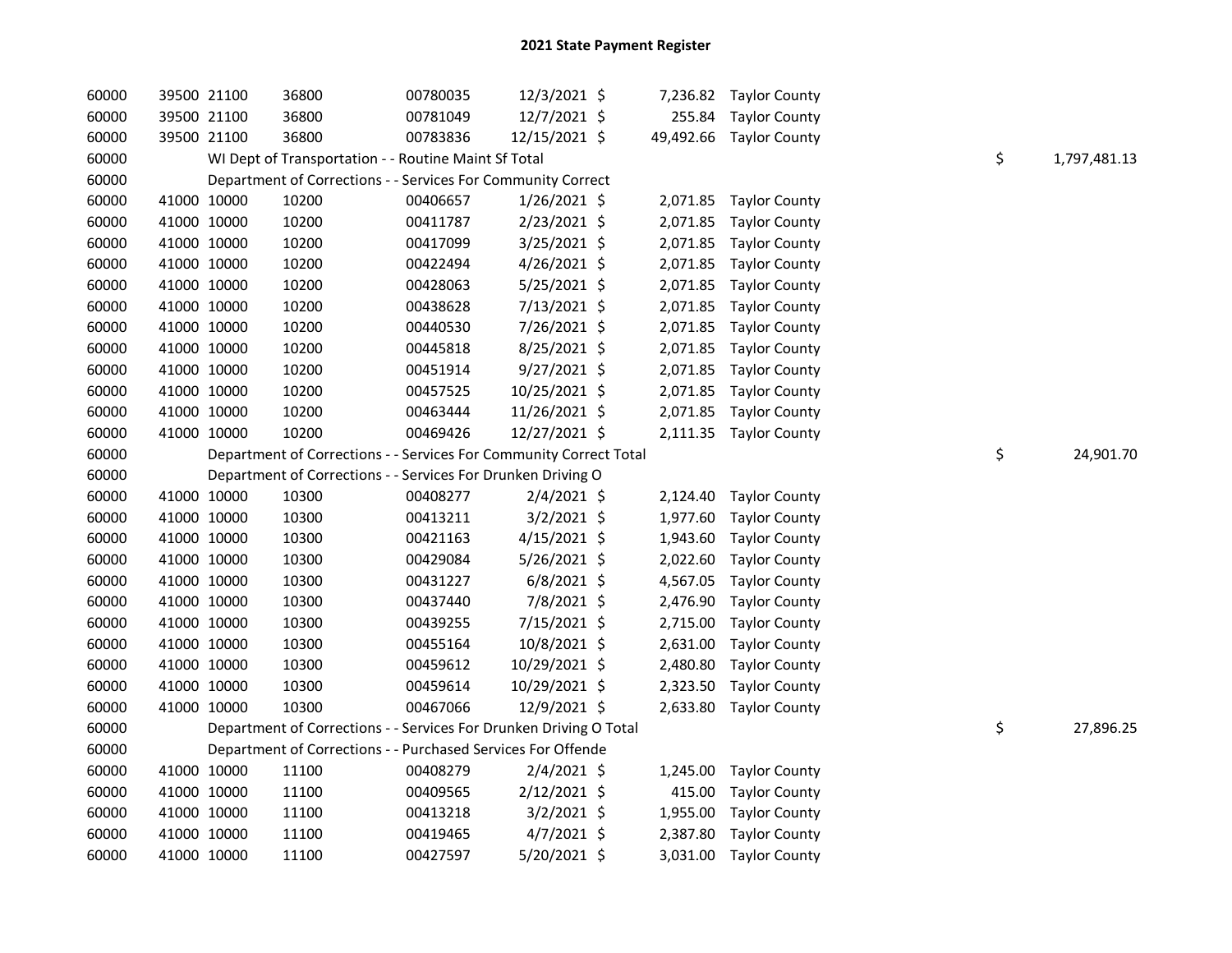## 2021 State Payment Register

| | | | | | | | | | |
|---|---|---|---|---|---|---|---|---|---|
| 60000 | 39500 | 21100 | 36800 | 00780035 | 12/3/2021 | $ | 7,236.82 | Taylor County | | |
| 60000 | 39500 | 21100 | 36800 | 00781049 | 12/7/2021 | $ | 255.84 | Taylor County | | |
| 60000 | 39500 | 21100 | 36800 | 00783836 | 12/15/2021 | $ | 49,492.66 | Taylor County | | |
| 60000 | | WI Dept of Transportation - - Routine Maint Sf Total | | | | | | | $ | 1,797,481.13 |
| 60000 | | Department of Corrections - - Services For Community Correct | | | | | | | | |
| 60000 | 41000 | 10000 | 10200 | 00406657 | 1/26/2021 | $ | 2,071.85 | Taylor County | | |
| 60000 | 41000 | 10000 | 10200 | 00411787 | 2/23/2021 | $ | 2,071.85 | Taylor County | | |
| 60000 | 41000 | 10000 | 10200 | 00417099 | 3/25/2021 | $ | 2,071.85 | Taylor County | | |
| 60000 | 41000 | 10000 | 10200 | 00422494 | 4/26/2021 | $ | 2,071.85 | Taylor County | | |
| 60000 | 41000 | 10000 | 10200 | 00428063 | 5/25/2021 | $ | 2,071.85 | Taylor County | | |
| 60000 | 41000 | 10000 | 10200 | 00438628 | 7/13/2021 | $ | 2,071.85 | Taylor County | | |
| 60000 | 41000 | 10000 | 10200 | 00440530 | 7/26/2021 | $ | 2,071.85 | Taylor County | | |
| 60000 | 41000 | 10000 | 10200 | 00445818 | 8/25/2021 | $ | 2,071.85 | Taylor County | | |
| 60000 | 41000 | 10000 | 10200 | 00451914 | 9/27/2021 | $ | 2,071.85 | Taylor County | | |
| 60000 | 41000 | 10000 | 10200 | 00457525 | 10/25/2021 | $ | 2,071.85 | Taylor County | | |
| 60000 | 41000 | 10000 | 10200 | 00463444 | 11/26/2021 | $ | 2,071.85 | Taylor County | | |
| 60000 | 41000 | 10000 | 10200 | 00469426 | 12/27/2021 | $ | 2,111.35 | Taylor County | | |
| 60000 | | Department of Corrections - - Services For Community Correct Total | | | | | | | $ | 24,901.70 |
| 60000 | | Department of Corrections - - Services For Drunken Driving O | | | | | | | | |
| 60000 | 41000 | 10000 | 10300 | 00408277 | 2/4/2021 | $ | 2,124.40 | Taylor County | | |
| 60000 | 41000 | 10000 | 10300 | 00413211 | 3/2/2021 | $ | 1,977.60 | Taylor County | | |
| 60000 | 41000 | 10000 | 10300 | 00421163 | 4/15/2021 | $ | 1,943.60 | Taylor County | | |
| 60000 | 41000 | 10000 | 10300 | 00429084 | 5/26/2021 | $ | 2,022.60 | Taylor County | | |
| 60000 | 41000 | 10000 | 10300 | 00431227 | 6/8/2021 | $ | 4,567.05 | Taylor County | | |
| 60000 | 41000 | 10000 | 10300 | 00437440 | 7/8/2021 | $ | 2,476.90 | Taylor County | | |
| 60000 | 41000 | 10000 | 10300 | 00439255 | 7/15/2021 | $ | 2,715.00 | Taylor County | | |
| 60000 | 41000 | 10000 | 10300 | 00455164 | 10/8/2021 | $ | 2,631.00 | Taylor County | | |
| 60000 | 41000 | 10000 | 10300 | 00459612 | 10/29/2021 | $ | 2,480.80 | Taylor County | | |
| 60000 | 41000 | 10000 | 10300 | 00459614 | 10/29/2021 | $ | 2,323.50 | Taylor County | | |
| 60000 | 41000 | 10000 | 10300 | 00467066 | 12/9/2021 | $ | 2,633.80 | Taylor County | | |
| 60000 | | Department of Corrections - - Services For Drunken Driving O Total | | | | | | | $ | 27,896.25 |
| 60000 | | Department of Corrections - - Purchased Services For Offende | | | | | | | | |
| 60000 | 41000 | 10000 | 11100 | 00408279 | 2/4/2021 | $ | 1,245.00 | Taylor County | | |
| 60000 | 41000 | 10000 | 11100 | 00409565 | 2/12/2021 | $ | 415.00 | Taylor County | | |
| 60000 | 41000 | 10000 | 11100 | 00413218 | 3/2/2021 | $ | 1,955.00 | Taylor County | | |
| 60000 | 41000 | 10000 | 11100 | 00419465 | 4/7/2021 | $ | 2,387.80 | Taylor County | | |
| 60000 | 41000 | 10000 | 11100 | 00427597 | 5/20/2021 | $ | 3,031.00 | Taylor County | | |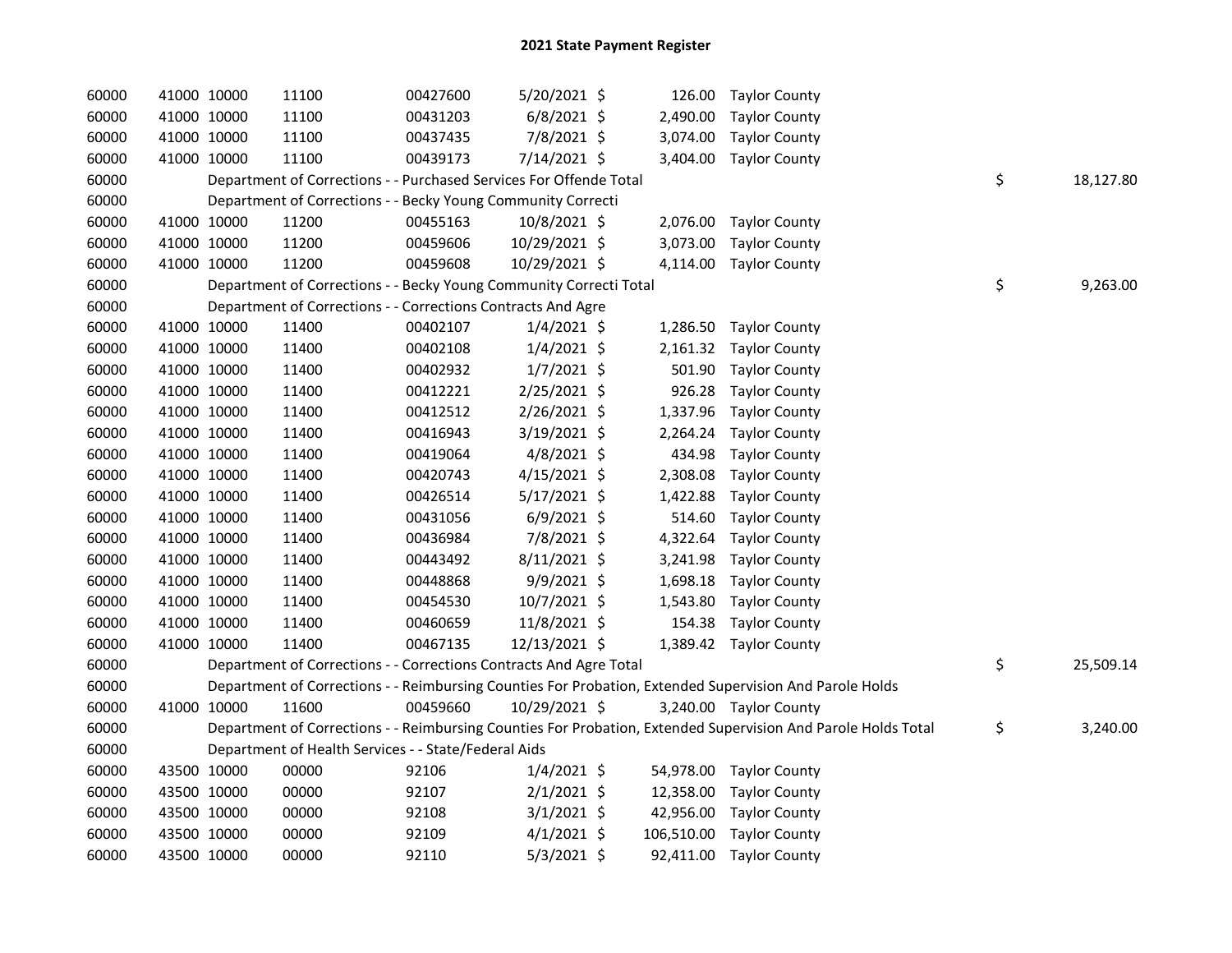# 2021 State Payment Register

| | | | | | | | | | |
|---|---|---|---|---|---|---|---|---|---|
| 60000 | 41000 | 10000 | 11100 | 00427600 | 5/20/2021 | $ 126.00 | Taylor County | | |
| 60000 | 41000 | 10000 | 11100 | 00431203 | 6/8/2021 | $ 2,490.00 | Taylor County | | |
| 60000 | 41000 | 10000 | 11100 | 00437435 | 7/8/2021 | $ 3,074.00 | Taylor County | | |
| 60000 | 41000 | 10000 | 11100 | 00439173 | 7/14/2021 | $ 3,404.00 | Taylor County | | |
| 60000 | | Department of Corrections - - Purchased Services For Offende Total | | | | | | $ | 18,127.80 |
| 60000 | | Department of Corrections - - Becky Young Community Correcti | | | | | | | |
| 60000 | 41000 | 10000 | 11200 | 00455163 | 10/8/2021 | $ 2,076.00 | Taylor County | | |
| 60000 | 41000 | 10000 | 11200 | 00459606 | 10/29/2021 | $ 3,073.00 | Taylor County | | |
| 60000 | 41000 | 10000 | 11200 | 00459608 | 10/29/2021 | $ 4,114.00 | Taylor County | | |
| 60000 | | Department of Corrections - - Becky Young Community Correcti Total | | | | | | $ | 9,263.00 |
| 60000 | | Department of Corrections - - Corrections Contracts And Agre | | | | | | | |
| 60000 | 41000 | 10000 | 11400 | 00402107 | 1/4/2021 | $ 1,286.50 | Taylor County | | |
| 60000 | 41000 | 10000 | 11400 | 00402108 | 1/4/2021 | $ 2,161.32 | Taylor County | | |
| 60000 | 41000 | 10000 | 11400 | 00402932 | 1/7/2021 | $ 501.90 | Taylor County | | |
| 60000 | 41000 | 10000 | 11400 | 00412221 | 2/25/2021 | $ 926.28 | Taylor County | | |
| 60000 | 41000 | 10000 | 11400 | 00412512 | 2/26/2021 | $ 1,337.96 | Taylor County | | |
| 60000 | 41000 | 10000 | 11400 | 00416943 | 3/19/2021 | $ 2,264.24 | Taylor County | | |
| 60000 | 41000 | 10000 | 11400 | 00419064 | 4/8/2021 | $ 434.98 | Taylor County | | |
| 60000 | 41000 | 10000 | 11400 | 00420743 | 4/15/2021 | $ 2,308.08 | Taylor County | | |
| 60000 | 41000 | 10000 | 11400 | 00426514 | 5/17/2021 | $ 1,422.88 | Taylor County | | |
| 60000 | 41000 | 10000 | 11400 | 00431056 | 6/9/2021 | $ 514.60 | Taylor County | | |
| 60000 | 41000 | 10000 | 11400 | 00436984 | 7/8/2021 | $ 4,322.64 | Taylor County | | |
| 60000 | 41000 | 10000 | 11400 | 00443492 | 8/11/2021 | $ 3,241.98 | Taylor County | | |
| 60000 | 41000 | 10000 | 11400 | 00448868 | 9/9/2021 | $ 1,698.18 | Taylor County | | |
| 60000 | 41000 | 10000 | 11400 | 00454530 | 10/7/2021 | $ 1,543.80 | Taylor County | | |
| 60000 | 41000 | 10000 | 11400 | 00460659 | 11/8/2021 | $ 154.38 | Taylor County | | |
| 60000 | 41000 | 10000 | 11400 | 00467135 | 12/13/2021 | $ 1,389.42 | Taylor County | | |
| 60000 | | Department of Corrections - - Corrections Contracts And Agre Total | | | | | | $ | 25,509.14 |
| 60000 | | Department of Corrections - - Reimbursing Counties For Probation, Extended Supervision And Parole Holds | | | | | | | |
| 60000 | 41000 | 10000 | 11600 | 00459660 | 10/29/2021 | $ 3,240.00 | Taylor County | | |
| 60000 | | Department of Corrections - - Reimbursing Counties For Probation, Extended Supervision And Parole Holds Total | | | | | | $ | 3,240.00 |
| 60000 | | Department of Health Services - - State/Federal Aids | | | | | | | |
| 60000 | 43500 | 10000 | 00000 | 92106 | 1/4/2021 | $ 54,978.00 | Taylor County | | |
| 60000 | 43500 | 10000 | 00000 | 92107 | 2/1/2021 | $ 12,358.00 | Taylor County | | |
| 60000 | 43500 | 10000 | 00000 | 92108 | 3/1/2021 | $ 42,956.00 | Taylor County | | |
| 60000 | 43500 | 10000 | 00000 | 92109 | 4/1/2021 | $ 106,510.00 | Taylor County | | |
| 60000 | 43500 | 10000 | 00000 | 92110 | 5/3/2021 | $ 92,411.00 | Taylor County | | |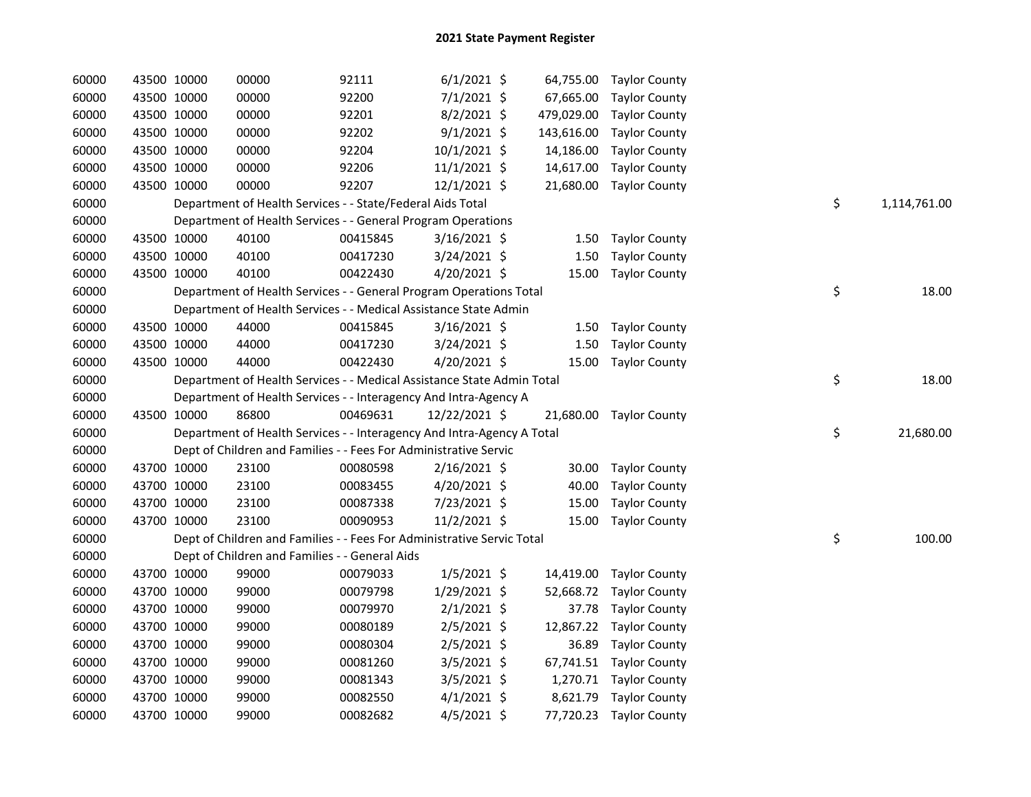# 2021 State Payment Register

| | | | | | | | | | |
|---|---|---|---|---|---|---|---|---|---|
| 60000 | 43500 | 10000 | 00000 | 92111 | 6/1/2021 | $ 64,755.00 | Taylor County | | |
| 60000 | 43500 | 10000 | 00000 | 92200 | 7/1/2021 | $ 67,665.00 | Taylor County | | |
| 60000 | 43500 | 10000 | 00000 | 92201 | 8/2/2021 | $ 479,029.00 | Taylor County | | |
| 60000 | 43500 | 10000 | 00000 | 92202 | 9/1/2021 | $ 143,616.00 | Taylor County | | |
| 60000 | 43500 | 10000 | 00000 | 92204 | 10/1/2021 | $ 14,186.00 | Taylor County | | |
| 60000 | 43500 | 10000 | 00000 | 92206 | 11/1/2021 | $ 14,617.00 | Taylor County | | |
| 60000 | 43500 | 10000 | 00000 | 92207 | 12/1/2021 | $ 21,680.00 | Taylor County | | |
| 60000 | | Department of Health Services - - State/Federal Aids Total | | | | | | $ | 1,114,761.00 |
| 60000 | | Department of Health Services - - General Program Operations | | | | | | | |
| 60000 | 43500 | 10000 | 40100 | 00415845 | 3/16/2021 | $ 1.50 | Taylor County | | |
| 60000 | 43500 | 10000 | 40100 | 00417230 | 3/24/2021 | $ 1.50 | Taylor County | | |
| 60000 | 43500 | 10000 | 40100 | 00422430 | 4/20/2021 | $ 15.00 | Taylor County | | |
| 60000 | | Department of Health Services - - General Program Operations Total | | | | | | $ | 18.00 |
| 60000 | | Department of Health Services - - Medical Assistance State Admin | | | | | | | |
| 60000 | 43500 | 10000 | 44000 | 00415845 | 3/16/2021 | $ 1.50 | Taylor County | | |
| 60000 | 43500 | 10000 | 44000 | 00417230 | 3/24/2021 | $ 1.50 | Taylor County | | |
| 60000 | 43500 | 10000 | 44000 | 00422430 | 4/20/2021 | $ 15.00 | Taylor County | | |
| 60000 | | Department of Health Services - - Medical Assistance State Admin Total | | | | | | $ | 18.00 |
| 60000 | | Department of Health Services - - Interagency And Intra-Agency A | | | | | | | |
| 60000 | 43500 | 10000 | 86800 | 00469631 | 12/22/2021 | $ 21,680.00 | Taylor County | | |
| 60000 | | Department of Health Services - - Interagency And Intra-Agency A Total | | | | | | $ | 21,680.00 |
| 60000 | | Dept of Children and Families - - Fees For Administrative Servic | | | | | | | |
| 60000 | 43700 | 10000 | 23100 | 00080598 | 2/16/2021 | $ 30.00 | Taylor County | | |
| 60000 | 43700 | 10000 | 23100 | 00083455 | 4/20/2021 | $ 40.00 | Taylor County | | |
| 60000 | 43700 | 10000 | 23100 | 00087338 | 7/23/2021 | $ 15.00 | Taylor County | | |
| 60000 | 43700 | 10000 | 23100 | 00090953 | 11/2/2021 | $ 15.00 | Taylor County | | |
| 60000 | | Dept of Children and Families - - Fees For Administrative Servic Total | | | | | | $ | 100.00 |
| 60000 | | Dept of Children and Families - - General Aids | | | | | | | |
| 60000 | 43700 | 10000 | 99000 | 00079033 | 1/5/2021 | $ 14,419.00 | Taylor County | | |
| 60000 | 43700 | 10000 | 99000 | 00079798 | 1/29/2021 | $ 52,668.72 | Taylor County | | |
| 60000 | 43700 | 10000 | 99000 | 00079970 | 2/1/2021 | $ 37.78 | Taylor County | | |
| 60000 | 43700 | 10000 | 99000 | 00080189 | 2/5/2021 | $ 12,867.22 | Taylor County | | |
| 60000 | 43700 | 10000 | 99000 | 00080304 | 2/5/2021 | $ 36.89 | Taylor County | | |
| 60000 | 43700 | 10000 | 99000 | 00081260 | 3/5/2021 | $ 67,741.51 | Taylor County | | |
| 60000 | 43700 | 10000 | 99000 | 00081343 | 3/5/2021 | $ 1,270.71 | Taylor County | | |
| 60000 | 43700 | 10000 | 99000 | 00082550 | 4/1/2021 | $ 8,621.79 | Taylor County | | |
| 60000 | 43700 | 10000 | 99000 | 00082682 | 4/5/2021 | $ 77,720.23 | Taylor County | | |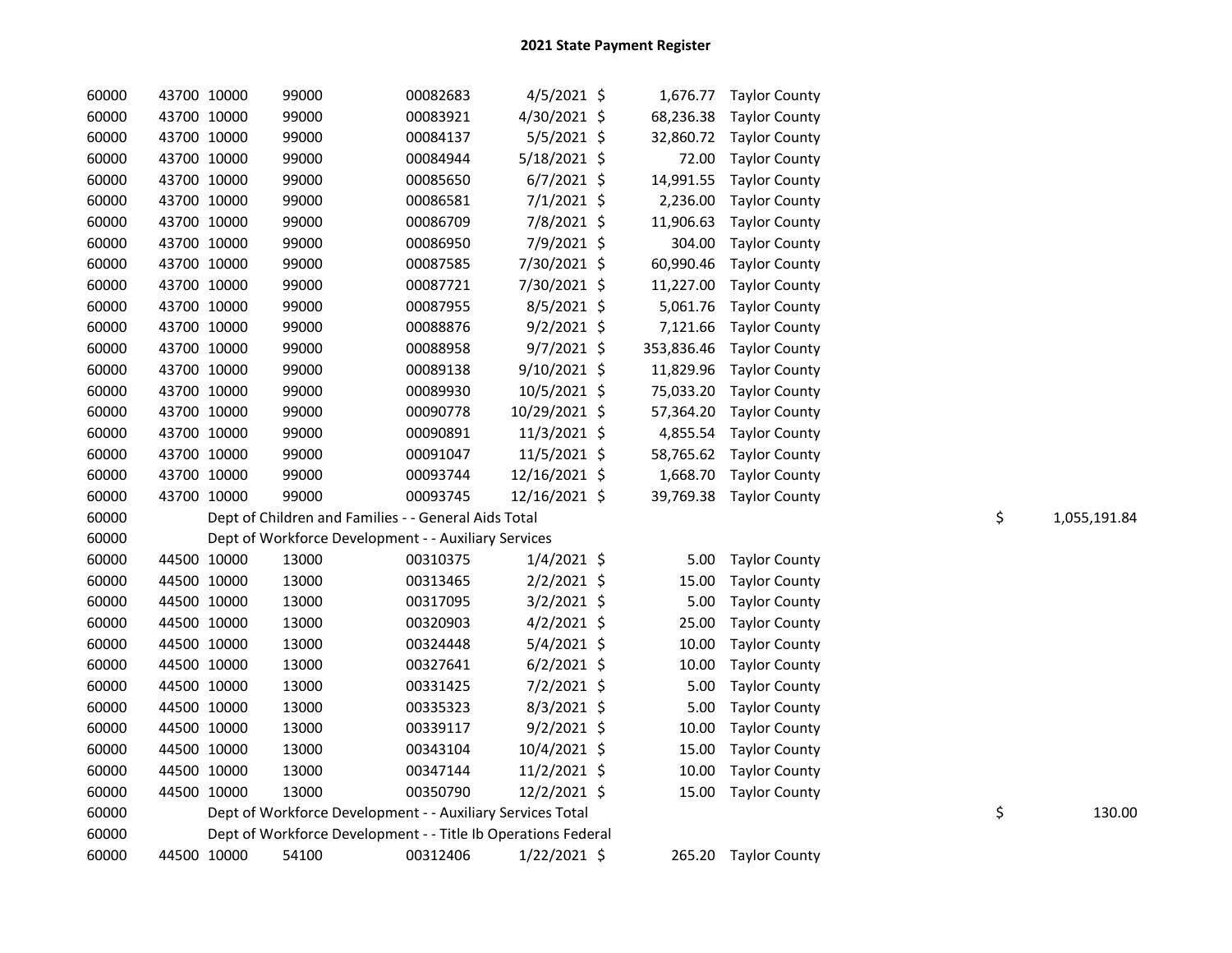# 2021 State Payment Register

| | | | | | | | | | |
|---|---|---|---|---|---|---|---|---|---|
| 60000 | 43700 | 10000 | 99000 | 00082683 | 4/5/2021 | $ 1,676.77 | Taylor County | | |
| 60000 | 43700 | 10000 | 99000 | 00083921 | 4/30/2021 | $ 68,236.38 | Taylor County | | |
| 60000 | 43700 | 10000 | 99000 | 00084137 | 5/5/2021 | $ 32,860.72 | Taylor County | | |
| 60000 | 43700 | 10000 | 99000 | 00084944 | 5/18/2021 | $ 72.00 | Taylor County | | |
| 60000 | 43700 | 10000 | 99000 | 00085650 | 6/7/2021 | $ 14,991.55 | Taylor County | | |
| 60000 | 43700 | 10000 | 99000 | 00086581 | 7/1/2021 | $ 2,236.00 | Taylor County | | |
| 60000 | 43700 | 10000 | 99000 | 00086709 | 7/8/2021 | $ 11,906.63 | Taylor County | | |
| 60000 | 43700 | 10000 | 99000 | 00086950 | 7/9/2021 | $ 304.00 | Taylor County | | |
| 60000 | 43700 | 10000 | 99000 | 00087585 | 7/30/2021 | $ 60,990.46 | Taylor County | | |
| 60000 | 43700 | 10000 | 99000 | 00087721 | 7/30/2021 | $ 11,227.00 | Taylor County | | |
| 60000 | 43700 | 10000 | 99000 | 00087955 | 8/5/2021 | $ 5,061.76 | Taylor County | | |
| 60000 | 43700 | 10000 | 99000 | 00088876 | 9/2/2021 | $ 7,121.66 | Taylor County | | |
| 60000 | 43700 | 10000 | 99000 | 00088958 | 9/7/2021 | $ 353,836.46 | Taylor County | | |
| 60000 | 43700 | 10000 | 99000 | 00089138 | 9/10/2021 | $ 11,829.96 | Taylor County | | |
| 60000 | 43700 | 10000 | 99000 | 00089930 | 10/5/2021 | $ 75,033.20 | Taylor County | | |
| 60000 | 43700 | 10000 | 99000 | 00090778 | 10/29/2021 | $ 57,364.20 | Taylor County | | |
| 60000 | 43700 | 10000 | 99000 | 00090891 | 11/3/2021 | $ 4,855.54 | Taylor County | | |
| 60000 | 43700 | 10000 | 99000 | 00091047 | 11/5/2021 | $ 58,765.62 | Taylor County | | |
| 60000 | 43700 | 10000 | 99000 | 00093744 | 12/16/2021 | $ 1,668.70 | Taylor County | | |
| 60000 | 43700 | 10000 | 99000 | 00093745 | 12/16/2021 | $ 39,769.38 | Taylor County | | |
| 60000 | | Dept of Children and Families - - General Aids Total | | | | | | $ | 1,055,191.84 |
| 60000 | | Dept of Workforce Development - - Auxiliary Services | | | | | | | |
| 60000 | 44500 | 10000 | 13000 | 00310375 | 1/4/2021 | $ 5.00 | Taylor County | | |
| 60000 | 44500 | 10000 | 13000 | 00313465 | 2/2/2021 | $ 15.00 | Taylor County | | |
| 60000 | 44500 | 10000 | 13000 | 00317095 | 3/2/2021 | $ 5.00 | Taylor County | | |
| 60000 | 44500 | 10000 | 13000 | 00320903 | 4/2/2021 | $ 25.00 | Taylor County | | |
| 60000 | 44500 | 10000 | 13000 | 00324448 | 5/4/2021 | $ 10.00 | Taylor County | | |
| 60000 | 44500 | 10000 | 13000 | 00327641 | 6/2/2021 | $ 10.00 | Taylor County | | |
| 60000 | 44500 | 10000 | 13000 | 00331425 | 7/2/2021 | $ 5.00 | Taylor County | | |
| 60000 | 44500 | 10000 | 13000 | 00335323 | 8/3/2021 | $ 5.00 | Taylor County | | |
| 60000 | 44500 | 10000 | 13000 | 00339117 | 9/2/2021 | $ 10.00 | Taylor County | | |
| 60000 | 44500 | 10000 | 13000 | 00343104 | 10/4/2021 | $ 15.00 | Taylor County | | |
| 60000 | 44500 | 10000 | 13000 | 00347144 | 11/2/2021 | $ 10.00 | Taylor County | | |
| 60000 | 44500 | 10000 | 13000 | 00350790 | 12/2/2021 | $ 15.00 | Taylor County | | |
| 60000 | | Dept of Workforce Development - - Auxiliary Services Total | | | | | | $ | 130.00 |
| 60000 | | Dept of Workforce Development - - Title Ib Operations Federal | | | | | | | |
| 60000 | 44500 | 10000 | 54100 | 00312406 | 1/22/2021 | $ 265.20 | Taylor County | | |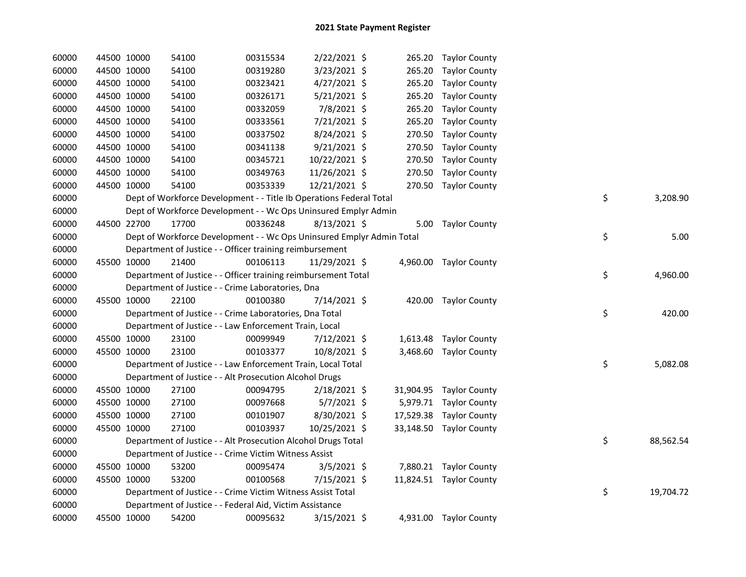# 2021 State Payment Register

| | | | | | | | | | |
|---|---|---|---|---|---|---|---|---|---|
| 60000 | 44500 | 10000 | 54100 | 00315534 | 2/22/2021 | $ | 265.20 | Taylor County | | |
| 60000 | 44500 | 10000 | 54100 | 00319280 | 3/23/2021 | $ | 265.20 | Taylor County | | |
| 60000 | 44500 | 10000 | 54100 | 00323421 | 4/27/2021 | $ | 265.20 | Taylor County | | |
| 60000 | 44500 | 10000 | 54100 | 00326171 | 5/21/2021 | $ | 265.20 | Taylor County | | |
| 60000 | 44500 | 10000 | 54100 | 00332059 | 7/8/2021 | $ | 265.20 | Taylor County | | |
| 60000 | 44500 | 10000 | 54100 | 00333561 | 7/21/2021 | $ | 265.20 | Taylor County | | |
| 60000 | 44500 | 10000 | 54100 | 00337502 | 8/24/2021 | $ | 270.50 | Taylor County | | |
| 60000 | 44500 | 10000 | 54100 | 00341138 | 9/21/2021 | $ | 270.50 | Taylor County | | |
| 60000 | 44500 | 10000 | 54100 | 00345721 | 10/22/2021 | $ | 270.50 | Taylor County | | |
| 60000 | 44500 | 10000 | 54100 | 00349763 | 11/26/2021 | $ | 270.50 | Taylor County | | |
| 60000 | 44500 | 10000 | 54100 | 00353339 | 12/21/2021 | $ | 270.50 | Taylor County | | |
| 60000 | | Dept of Workforce Development - - Title Ib Operations Federal Total | | | | | | | $ | 3,208.90 |
| 60000 | | Dept of Workforce Development - - Wc Ops Uninsured Emplyr Admin | | | | | | | | |
| 60000 | 44500 | 22700 | 17700 | 00336248 | 8/13/2021 | $ | 5.00 | Taylor County | | |
| 60000 | | Dept of Workforce Development - - Wc Ops Uninsured Emplyr Admin Total | | | | | | | $ | 5.00 |
| 60000 | | Department of Justice - - Officer training reimbursement | | | | | | | | |
| 60000 | 45500 | 10000 | 21400 | 00106113 | 11/29/2021 | $ | 4,960.00 | Taylor County | | |
| 60000 | | Department of Justice - - Officer training reimbursement Total | | | | | | | $ | 4,960.00 |
| 60000 | | Department of Justice - - Crime Laboratories, Dna | | | | | | | | |
| 60000 | 45500 | 10000 | 22100 | 00100380 | 7/14/2021 | $ | 420.00 | Taylor County | | |
| 60000 | | Department of Justice - - Crime Laboratories, Dna Total | | | | | | | $ | 420.00 |
| 60000 | | Department of Justice - - Law Enforcement Train, Local | | | | | | | | |
| 60000 | 45500 | 10000 | 23100 | 00099949 | 7/12/2021 | $ | 1,613.48 | Taylor County | | |
| 60000 | 45500 | 10000 | 23100 | 00103377 | 10/8/2021 | $ | 3,468.60 | Taylor County | | |
| 60000 | | Department of Justice - - Law Enforcement Train, Local Total | | | | | | | $ | 5,082.08 |
| 60000 | | Department of Justice - - Alt Prosecution Alcohol Drugs | | | | | | | | |
| 60000 | 45500 | 10000 | 27100 | 00094795 | 2/18/2021 | $ | 31,904.95 | Taylor County | | |
| 60000 | 45500 | 10000 | 27100 | 00097668 | 5/7/2021 | $ | 5,979.71 | Taylor County | | |
| 60000 | 45500 | 10000 | 27100 | 00101907 | 8/30/2021 | $ | 17,529.38 | Taylor County | | |
| 60000 | 45500 | 10000 | 27100 | 00103937 | 10/25/2021 | $ | 33,148.50 | Taylor County | | |
| 60000 | | Department of Justice - - Alt Prosecution Alcohol Drugs Total | | | | | | | $ | 88,562.54 |
| 60000 | | Department of Justice - - Crime Victim Witness Assist | | | | | | | | |
| 60000 | 45500 | 10000 | 53200 | 00095474 | 3/5/2021 | $ | 7,880.21 | Taylor County | | |
| 60000 | 45500 | 10000 | 53200 | 00100568 | 7/15/2021 | $ | 11,824.51 | Taylor County | | |
| 60000 | | Department of Justice - - Crime Victim Witness Assist Total | | | | | | | $ | 19,704.72 |
| 60000 | | Department of Justice - - Federal Aid, Victim Assistance | | | | | | | | |
| 60000 | 45500 | 10000 | 54200 | 00095632 | 3/15/2021 | $ | 4,931.00 | Taylor County | | |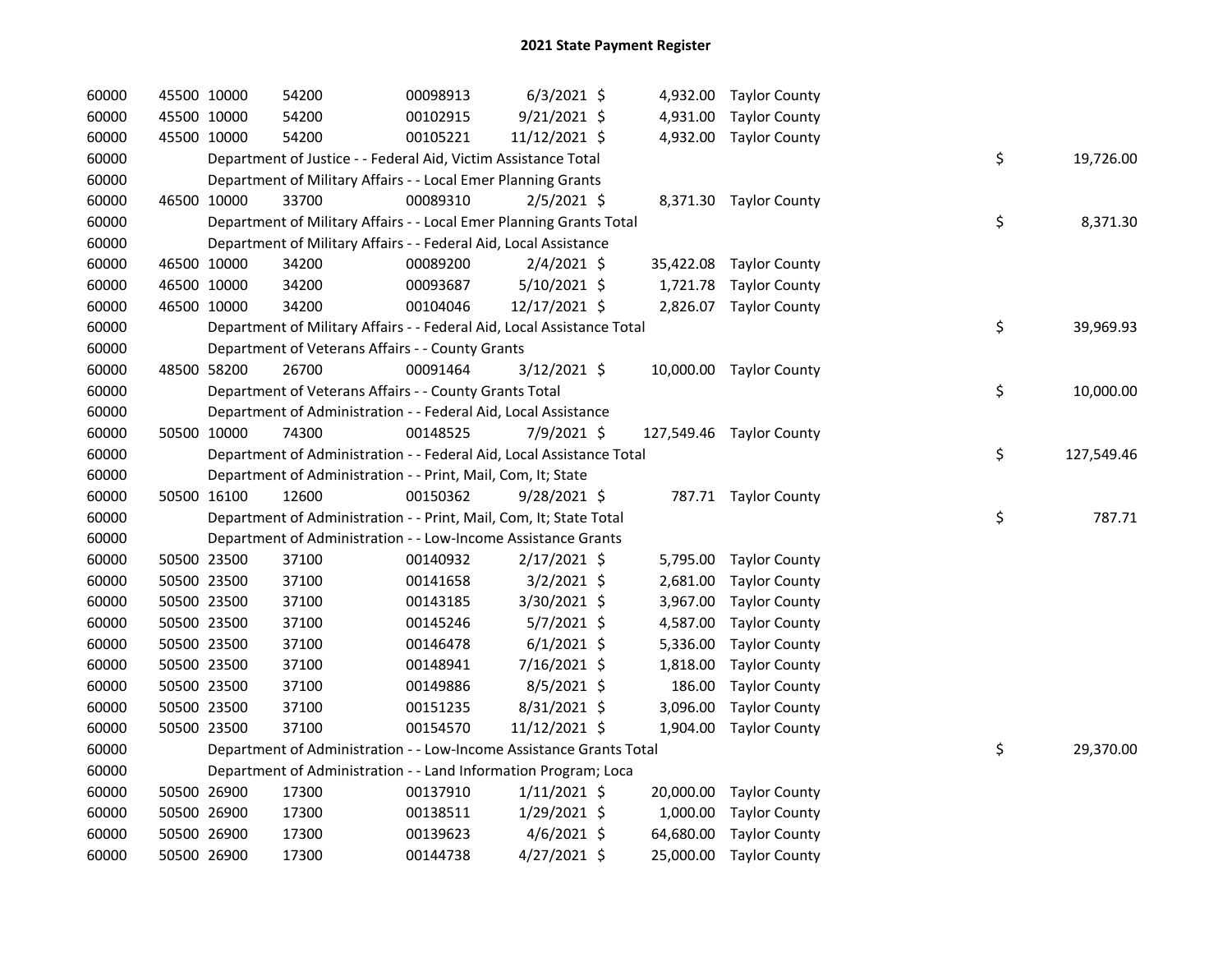# 2021 State Payment Register

| | | | | | | | | |
|---|---|---|---|---|---|---|---|---|
| 60000 | 45500 | 10000 | 54200 | 00098913 | 6/3/2021 | $ 4,932.00 | Taylor County | |
| 60000 | 45500 | 10000 | 54200 | 00102915 | 9/21/2021 | $ 4,931.00 | Taylor County | |
| 60000 | 45500 | 10000 | 54200 | 00105221 | 11/12/2021 | $ 4,932.00 | Taylor County | |
| 60000 | Department of Justice - - Federal Aid, Victim Assistance Total | | | | | | | $ 19,726.00 |
| 60000 | Department of Military Affairs - - Local Emer Planning Grants | | | | | | | |
| 60000 | 46500 | 10000 | 33700 | 00089310 | 2/5/2021 | $ 8,371.30 | Taylor County | |
| 60000 | Department of Military Affairs - - Local Emer Planning Grants Total | | | | | | | $ 8,371.30 |
| 60000 | Department of Military Affairs - - Federal Aid, Local Assistance | | | | | | | |
| 60000 | 46500 | 10000 | 34200 | 00089200 | 2/4/2021 | $ 35,422.08 | Taylor County | |
| 60000 | 46500 | 10000 | 34200 | 00093687 | 5/10/2021 | $ 1,721.78 | Taylor County | |
| 60000 | 46500 | 10000 | 34200 | 00104046 | 12/17/2021 | $ 2,826.07 | Taylor County | |
| 60000 | Department of Military Affairs - - Federal Aid, Local Assistance Total | | | | | | | $ 39,969.93 |
| 60000 | Department of Veterans Affairs - - County Grants | | | | | | | |
| 60000 | 48500 | 58200 | 26700 | 00091464 | 3/12/2021 | $ 10,000.00 | Taylor County | |
| 60000 | Department of Veterans Affairs - - County Grants Total | | | | | | | $ 10,000.00 |
| 60000 | Department of Administration - - Federal Aid, Local Assistance | | | | | | | |
| 60000 | 50500 | 10000 | 74300 | 00148525 | 7/9/2021 | $ 127,549.46 | Taylor County | |
| 60000 | Department of Administration - - Federal Aid, Local Assistance Total | | | | | | | $ 127,549.46 |
| 60000 | Department of Administration - - Print, Mail, Com, It; State | | | | | | | |
| 60000 | 50500 | 16100 | 12600 | 00150362 | 9/28/2021 | $ 787.71 | Taylor County | |
| 60000 | Department of Administration - - Print, Mail, Com, It; State Total | | | | | | | $ 787.71 |
| 60000 | Department of Administration - - Low-Income Assistance Grants | | | | | | | |
| 60000 | 50500 | 23500 | 37100 | 00140932 | 2/17/2021 | $ 5,795.00 | Taylor County | |
| 60000 | 50500 | 23500 | 37100 | 00141658 | 3/2/2021 | $ 2,681.00 | Taylor County | |
| 60000 | 50500 | 23500 | 37100 | 00143185 | 3/30/2021 | $ 3,967.00 | Taylor County | |
| 60000 | 50500 | 23500 | 37100 | 00145246 | 5/7/2021 | $ 4,587.00 | Taylor County | |
| 60000 | 50500 | 23500 | 37100 | 00146478 | 6/1/2021 | $ 5,336.00 | Taylor County | |
| 60000 | 50500 | 23500 | 37100 | 00148941 | 7/16/2021 | $ 1,818.00 | Taylor County | |
| 60000 | 50500 | 23500 | 37100 | 00149886 | 8/5/2021 | $ 186.00 | Taylor County | |
| 60000 | 50500 | 23500 | 37100 | 00151235 | 8/31/2021 | $ 3,096.00 | Taylor County | |
| 60000 | 50500 | 23500 | 37100 | 00154570 | 11/12/2021 | $ 1,904.00 | Taylor County | |
| 60000 | Department of Administration - - Low-Income Assistance Grants Total | | | | | | | $ 29,370.00 |
| 60000 | Department of Administration - - Land Information Program; Loca | | | | | | | |
| 60000 | 50500 | 26900 | 17300 | 00137910 | 1/11/2021 | $ 20,000.00 | Taylor County | |
| 60000 | 50500 | 26900 | 17300 | 00138511 | 1/29/2021 | $ 1,000.00 | Taylor County | |
| 60000 | 50500 | 26900 | 17300 | 00139623 | 4/6/2021 | $ 64,680.00 | Taylor County | |
| 60000 | 50500 | 26900 | 17300 | 00144738 | 4/27/2021 | $ 25,000.00 | Taylor County | |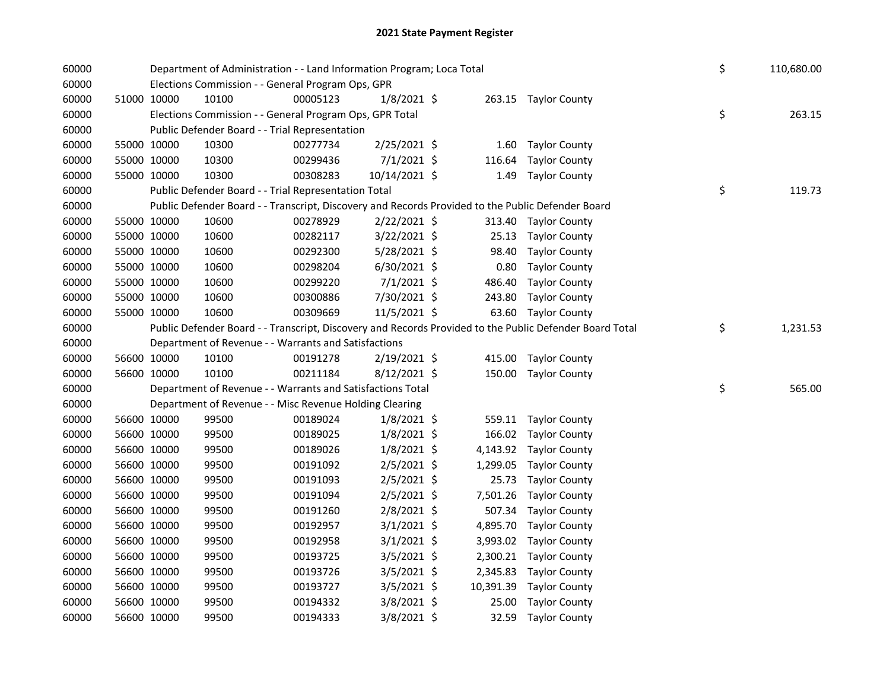# 2021 State Payment Register

| | | | | | | | | | |
|---|---|---|---|---|---|---|---|---|---|
| 60000 | | | Department of Administration - - Land Information Program; Loca Total | | | | | $ | 110,680.00 |
| 60000 | | | Elections Commission - - General Program Ops, GPR | | | | | | |
| 60000 | 51000 | 10000 | 10100 | 00005123 | 1/8/2021 | $ 263.15 | Taylor County | | |
| 60000 | | | Elections Commission - - General Program Ops, GPR Total | | | | | $ | 263.15 |
| 60000 | | | Public Defender Board - - Trial Representation | | | | | | |
| 60000 | 55000 | 10000 | 10300 | 00277734 | 2/25/2021 | $ 1.60 | Taylor County | | |
| 60000 | 55000 | 10000 | 10300 | 00299436 | 7/1/2021 | $ 116.64 | Taylor County | | |
| 60000 | 55000 | 10000 | 10300 | 00308283 | 10/14/2021 | $ 1.49 | Taylor County | | |
| 60000 | | | Public Defender Board - - Trial Representation Total | | | | | $ | 119.73 |
| 60000 | | | Public Defender Board - - Transcript, Discovery and Records Provided to the Public Defender Board | | | | | | |
| 60000 | 55000 | 10000 | 10600 | 00278929 | 2/22/2021 | $ 313.40 | Taylor County | | |
| 60000 | 55000 | 10000 | 10600 | 00282117 | 3/22/2021 | $ 25.13 | Taylor County | | |
| 60000 | 55000 | 10000 | 10600 | 00292300 | 5/28/2021 | $ 98.40 | Taylor County | | |
| 60000 | 55000 | 10000 | 10600 | 00298204 | 6/30/2021 | $ 0.80 | Taylor County | | |
| 60000 | 55000 | 10000 | 10600 | 00299220 | 7/1/2021 | $ 486.40 | Taylor County | | |
| 60000 | 55000 | 10000 | 10600 | 00300886 | 7/30/2021 | $ 243.80 | Taylor County | | |
| 60000 | 55000 | 10000 | 10600 | 00309669 | 11/5/2021 | $ 63.60 | Taylor County | | |
| 60000 | | | Public Defender Board - - Transcript, Discovery and Records Provided to the Public Defender Board Total | | | | | $ | 1,231.53 |
| 60000 | | | Department of Revenue - - Warrants and Satisfactions | | | | | | |
| 60000 | 56600 | 10000 | 10100 | 00191278 | 2/19/2021 | $ 415.00 | Taylor County | | |
| 60000 | 56600 | 10000 | 10100 | 00211184 | 8/12/2021 | $ 150.00 | Taylor County | | |
| 60000 | | | Department of Revenue - - Warrants and Satisfactions Total | | | | | $ | 565.00 |
| 60000 | | | Department of Revenue - - Misc Revenue Holding Clearing | | | | | | |
| 60000 | 56600 | 10000 | 99500 | 00189024 | 1/8/2021 | $ 559.11 | Taylor County | | |
| 60000 | 56600 | 10000 | 99500 | 00189025 | 1/8/2021 | $ 166.02 | Taylor County | | |
| 60000 | 56600 | 10000 | 99500 | 00189026 | 1/8/2021 | $ 4,143.92 | Taylor County | | |
| 60000 | 56600 | 10000 | 99500 | 00191092 | 2/5/2021 | $ 1,299.05 | Taylor County | | |
| 60000 | 56600 | 10000 | 99500 | 00191093 | 2/5/2021 | $ 25.73 | Taylor County | | |
| 60000 | 56600 | 10000 | 99500 | 00191094 | 2/5/2021 | $ 7,501.26 | Taylor County | | |
| 60000 | 56600 | 10000 | 99500 | 00191260 | 2/8/2021 | $ 507.34 | Taylor County | | |
| 60000 | 56600 | 10000 | 99500 | 00192957 | 3/1/2021 | $ 4,895.70 | Taylor County | | |
| 60000 | 56600 | 10000 | 99500 | 00192958 | 3/1/2021 | $ 3,993.02 | Taylor County | | |
| 60000 | 56600 | 10000 | 99500 | 00193725 | 3/5/2021 | $ 2,300.21 | Taylor County | | |
| 60000 | 56600 | 10000 | 99500 | 00193726 | 3/5/2021 | $ 2,345.83 | Taylor County | | |
| 60000 | 56600 | 10000 | 99500 | 00193727 | 3/5/2021 | $ 10,391.39 | Taylor County | | |
| 60000 | 56600 | 10000 | 99500 | 00194332 | 3/8/2021 | $ 25.00 | Taylor County | | |
| 60000 | 56600 | 10000 | 99500 | 00194333 | 3/8/2021 | $ 32.59 | Taylor County | | |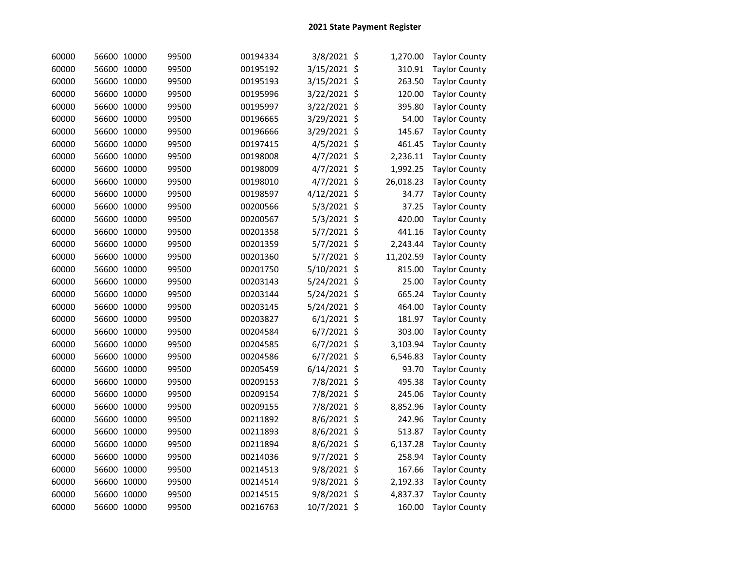# 2021 State Payment Register

| | | | | | | | | |
|---|---|---|---|---|---|---|---|---|
| 60000 | 56600 | 10000 | 99500 | 00194334 | 3/8/2021 | $ | 1,270.00 | Taylor County |
| 60000 | 56600 | 10000 | 99500 | 00195192 | 3/15/2021 | $ | 310.91 | Taylor County |
| 60000 | 56600 | 10000 | 99500 | 00195193 | 3/15/2021 | $ | 263.50 | Taylor County |
| 60000 | 56600 | 10000 | 99500 | 00195996 | 3/22/2021 | $ | 120.00 | Taylor County |
| 60000 | 56600 | 10000 | 99500 | 00195997 | 3/22/2021 | $ | 395.80 | Taylor County |
| 60000 | 56600 | 10000 | 99500 | 00196665 | 3/29/2021 | $ | 54.00 | Taylor County |
| 60000 | 56600 | 10000 | 99500 | 00196666 | 3/29/2021 | $ | 145.67 | Taylor County |
| 60000 | 56600 | 10000 | 99500 | 00197415 | 4/5/2021 | $ | 461.45 | Taylor County |
| 60000 | 56600 | 10000 | 99500 | 00198008 | 4/7/2021 | $ | 2,236.11 | Taylor County |
| 60000 | 56600 | 10000 | 99500 | 00198009 | 4/7/2021 | $ | 1,992.25 | Taylor County |
| 60000 | 56600 | 10000 | 99500 | 00198010 | 4/7/2021 | $ | 26,018.23 | Taylor County |
| 60000 | 56600 | 10000 | 99500 | 00198597 | 4/12/2021 | $ | 34.77 | Taylor County |
| 60000 | 56600 | 10000 | 99500 | 00200566 | 5/3/2021 | $ | 37.25 | Taylor County |
| 60000 | 56600 | 10000 | 99500 | 00200567 | 5/3/2021 | $ | 420.00 | Taylor County |
| 60000 | 56600 | 10000 | 99500 | 00201358 | 5/7/2021 | $ | 441.16 | Taylor County |
| 60000 | 56600 | 10000 | 99500 | 00201359 | 5/7/2021 | $ | 2,243.44 | Taylor County |
| 60000 | 56600 | 10000 | 99500 | 00201360 | 5/7/2021 | $ | 11,202.59 | Taylor County |
| 60000 | 56600 | 10000 | 99500 | 00201750 | 5/10/2021 | $ | 815.00 | Taylor County |
| 60000 | 56600 | 10000 | 99500 | 00203143 | 5/24/2021 | $ | 25.00 | Taylor County |
| 60000 | 56600 | 10000 | 99500 | 00203144 | 5/24/2021 | $ | 665.24 | Taylor County |
| 60000 | 56600 | 10000 | 99500 | 00203145 | 5/24/2021 | $ | 464.00 | Taylor County |
| 60000 | 56600 | 10000 | 99500 | 00203827 | 6/1/2021 | $ | 181.97 | Taylor County |
| 60000 | 56600 | 10000 | 99500 | 00204584 | 6/7/2021 | $ | 303.00 | Taylor County |
| 60000 | 56600 | 10000 | 99500 | 00204585 | 6/7/2021 | $ | 3,103.94 | Taylor County |
| 60000 | 56600 | 10000 | 99500 | 00204586 | 6/7/2021 | $ | 6,546.83 | Taylor County |
| 60000 | 56600 | 10000 | 99500 | 00205459 | 6/14/2021 | $ | 93.70 | Taylor County |
| 60000 | 56600 | 10000 | 99500 | 00209153 | 7/8/2021 | $ | 495.38 | Taylor County |
| 60000 | 56600 | 10000 | 99500 | 00209154 | 7/8/2021 | $ | 245.06 | Taylor County |
| 60000 | 56600 | 10000 | 99500 | 00209155 | 7/8/2021 | $ | 8,852.96 | Taylor County |
| 60000 | 56600 | 10000 | 99500 | 00211892 | 8/6/2021 | $ | 242.96 | Taylor County |
| 60000 | 56600 | 10000 | 99500 | 00211893 | 8/6/2021 | $ | 513.87 | Taylor County |
| 60000 | 56600 | 10000 | 99500 | 00211894 | 8/6/2021 | $ | 6,137.28 | Taylor County |
| 60000 | 56600 | 10000 | 99500 | 00214036 | 9/7/2021 | $ | 258.94 | Taylor County |
| 60000 | 56600 | 10000 | 99500 | 00214513 | 9/8/2021 | $ | 167.66 | Taylor County |
| 60000 | 56600 | 10000 | 99500 | 00214514 | 9/8/2021 | $ | 2,192.33 | Taylor County |
| 60000 | 56600 | 10000 | 99500 | 00214515 | 9/8/2021 | $ | 4,837.37 | Taylor County |
| 60000 | 56600 | 10000 | 99500 | 00216763 | 10/7/2021 | $ | 160.00 | Taylor County |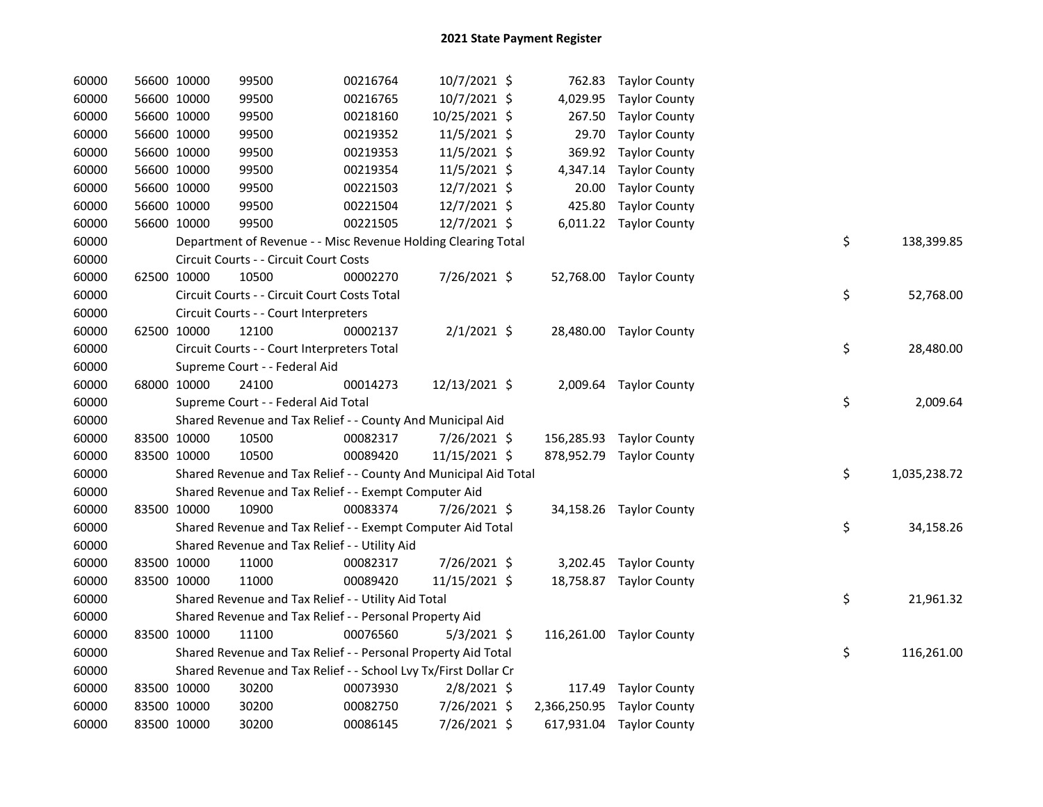# 2021 State Payment Register

| | | | | | | | | | |
|---|---|---|---|---|---|---|---|---|---|
| 60000 | 56600 | 10000 | 99500 | 00216764 | 10/7/2021 | $ 762.83 | Taylor County | | |
| 60000 | 56600 | 10000 | 99500 | 00216765 | 10/7/2021 | $ 4,029.95 | Taylor County | | |
| 60000 | 56600 | 10000 | 99500 | 00218160 | 10/25/2021 | $ 267.50 | Taylor County | | |
| 60000 | 56600 | 10000 | 99500 | 00219352 | 11/5/2021 | $ 29.70 | Taylor County | | |
| 60000 | 56600 | 10000 | 99500 | 00219353 | 11/5/2021 | $ 369.92 | Taylor County | | |
| 60000 | 56600 | 10000 | 99500 | 00219354 | 11/5/2021 | $ 4,347.14 | Taylor County | | |
| 60000 | 56600 | 10000 | 99500 | 00221503 | 12/7/2021 | $ 20.00 | Taylor County | | |
| 60000 | 56600 | 10000 | 99500 | 00221504 | 12/7/2021 | $ 425.80 | Taylor County | | |
| 60000 | 56600 | 10000 | 99500 | 00221505 | 12/7/2021 | $ 6,011.22 | Taylor County | | |
| 60000 | | Department of Revenue - - Misc Revenue Holding Clearing Total | | | | | | $ | 138,399.85 |
| 60000 | | Circuit Courts - - Circuit Court Costs | | | | | | | |
| 60000 | 62500 | 10000 | 10500 | 00002270 | 7/26/2021 | $ 52,768.00 | Taylor County | | |
| 60000 | | Circuit Courts - - Circuit Court Costs Total | | | | | | $ | 52,768.00 |
| 60000 | | Circuit Courts - - Court Interpreters | | | | | | | |
| 60000 | 62500 | 10000 | 12100 | 00002137 | 2/1/2021 | $ 28,480.00 | Taylor County | | |
| 60000 | | Circuit Courts - - Court Interpreters Total | | | | | | $ | 28,480.00 |
| 60000 | | Supreme Court - - Federal Aid | | | | | | | |
| 60000 | 68000 | 10000 | 24100 | 00014273 | 12/13/2021 | $ 2,009.64 | Taylor County | | |
| 60000 | | Supreme Court - - Federal Aid Total | | | | | | $ | 2,009.64 |
| 60000 | | Shared Revenue and Tax Relief - - County And Municipal Aid | | | | | | | |
| 60000 | 83500 | 10000 | 10500 | 00082317 | 7/26/2021 | $ 156,285.93 | Taylor County | | |
| 60000 | 83500 | 10000 | 10500 | 00089420 | 11/15/2021 | $ 878,952.79 | Taylor County | | |
| 60000 | | Shared Revenue and Tax Relief - - County And Municipal Aid Total | | | | | | $ | 1,035,238.72 |
| 60000 | | Shared Revenue and Tax Relief - - Exempt Computer Aid | | | | | | | |
| 60000 | 83500 | 10000 | 10900 | 00083374 | 7/26/2021 | $ 34,158.26 | Taylor County | | |
| 60000 | | Shared Revenue and Tax Relief - - Exempt Computer Aid Total | | | | | | $ | 34,158.26 |
| 60000 | | Shared Revenue and Tax Relief - - Utility Aid | | | | | | | |
| 60000 | 83500 | 10000 | 11000 | 00082317 | 7/26/2021 | $ 3,202.45 | Taylor County | | |
| 60000 | 83500 | 10000 | 11000 | 00089420 | 11/15/2021 | $ 18,758.87 | Taylor County | | |
| 60000 | | Shared Revenue and Tax Relief - - Utility Aid Total | | | | | | $ | 21,961.32 |
| 60000 | | Shared Revenue and Tax Relief - - Personal Property Aid | | | | | | | |
| 60000 | 83500 | 10000 | 11100 | 00076560 | 5/3/2021 | $ 116,261.00 | Taylor County | | |
| 60000 | | Shared Revenue and Tax Relief - - Personal Property Aid Total | | | | | | $ | 116,261.00 |
| 60000 | | Shared Revenue and Tax Relief - - School Lvy Tx/First Dollar Cr | | | | | | | |
| 60000 | 83500 | 10000 | 30200 | 00073930 | 2/8/2021 | $ 117.49 | Taylor County | | |
| 60000 | 83500 | 10000 | 30200 | 00082750 | 7/26/2021 | $ 2,366,250.95 | Taylor County | | |
| 60000 | 83500 | 10000 | 30200 | 00086145 | 7/26/2021 | $ 617,931.04 | Taylor County | | |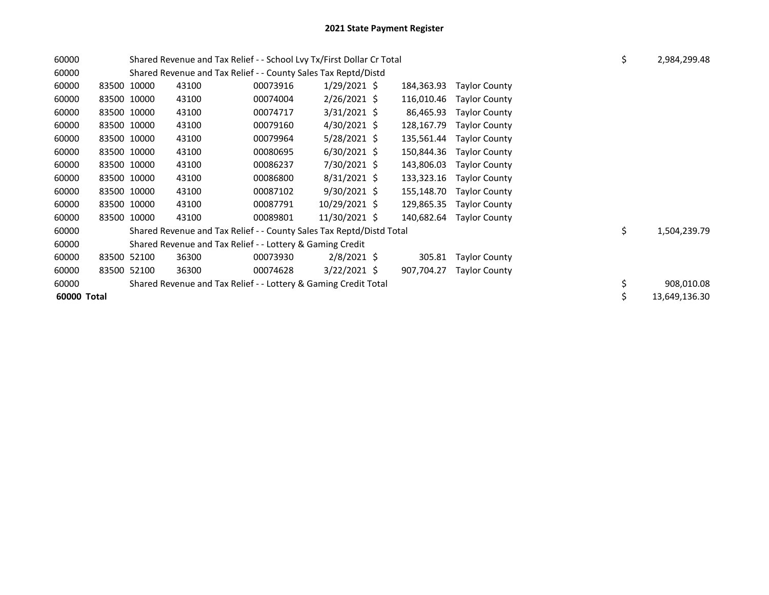## 2021 State Payment Register

| | | | | | | | | | |
|---|---|---|---|---|---|---|---|---|---|
| 60000 | | Shared Revenue and Tax Relief - - School Lvy Tx/First Dollar Cr Total | | | | | | $ | 2,984,299.48 |
| 60000 | | Shared Revenue and Tax Relief - - County Sales Tax Reptd/Distd | | | | | | | |
| 60000 | 83500 | 10000 | 43100 | 00073916 | 1/29/2021 | $ 184,363.93 | Taylor County | | |
| 60000 | 83500 | 10000 | 43100 | 00074004 | 2/26/2021 | $ 116,010.46 | Taylor County | | |
| 60000 | 83500 | 10000 | 43100 | 00074717 | 3/31/2021 | $ 86,465.93 | Taylor County | | |
| 60000 | 83500 | 10000 | 43100 | 00079160 | 4/30/2021 | $ 128,167.79 | Taylor County | | |
| 60000 | 83500 | 10000 | 43100 | 00079964 | 5/28/2021 | $ 135,561.44 | Taylor County | | |
| 60000 | 83500 | 10000 | 43100 | 00080695 | 6/30/2021 | $ 150,844.36 | Taylor County | | |
| 60000 | 83500 | 10000 | 43100 | 00086237 | 7/30/2021 | $ 143,806.03 | Taylor County | | |
| 60000 | 83500 | 10000 | 43100 | 00086800 | 8/31/2021 | $ 133,323.16 | Taylor County | | |
| 60000 | 83500 | 10000 | 43100 | 00087102 | 9/30/2021 | $ 155,148.70 | Taylor County | | |
| 60000 | 83500 | 10000 | 43100 | 00087791 | 10/29/2021 | $ 129,865.35 | Taylor County | | |
| 60000 | 83500 | 10000 | 43100 | 00089801 | 11/30/2021 | $ 140,682.64 | Taylor County | | |
| 60000 | | Shared Revenue and Tax Relief - - County Sales Tax Reptd/Distd Total | | | | | | $ | 1,504,239.79 |
| 60000 | | Shared Revenue and Tax Relief - - Lottery & Gaming Credit | | | | | | | |
| 60000 | 83500 | 52100 | 36300 | 00073930 | 2/8/2021 | $ 305.81 | Taylor County | | |
| 60000 | 83500 | 52100 | 36300 | 00074628 | 3/22/2021 | $ 907,704.27 | Taylor County | | |
| 60000 | | Shared Revenue and Tax Relief - - Lottery & Gaming Credit Total | | | | | | $ | 908,010.08 |
| **60000 Total** | | | | | | | | $ | 13,649,136.30 |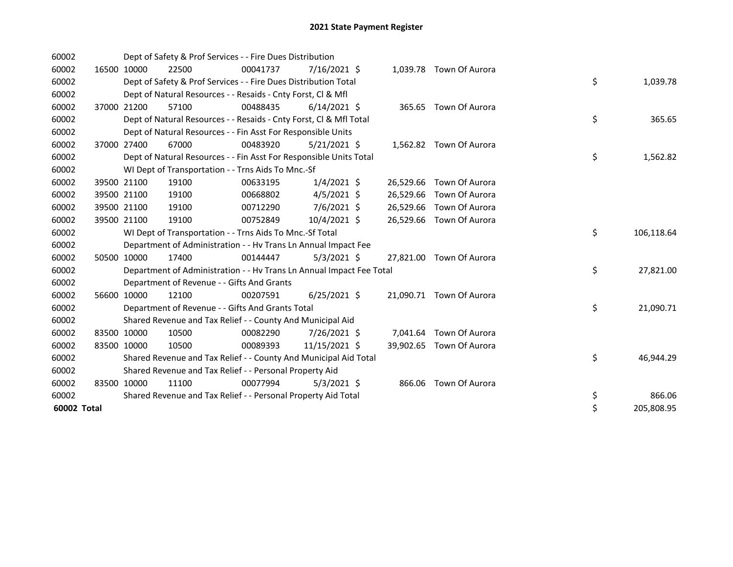# 2021 State Payment Register

| | | | | | | | | | |
|---|---|---|---|---|---|---|---|---|---|
| 60002 | | Dept of Safety & Prof Services - - Fire Dues Distribution | | | | | | | |
| 60002 | 16500 | 10000 | 22500 | 00041737 | 7/16/2021 | $ 1,039.78 | Town Of Aurora | | |
| 60002 | | Dept of Safety & Prof Services - - Fire Dues Distribution Total | | | | | | $ | 1,039.78 |
| 60002 | | Dept of Natural Resources - - Resaids - Cnty Forst, Cl & Mfl | | | | | | | |
| 60002 | 37000 | 21200 | 57100 | 00488435 | 6/14/2021 | $ 365.65 | Town Of Aurora | | |
| 60002 | | Dept of Natural Resources - - Resaids - Cnty Forst, Cl & Mfl Total | | | | | | $ | 365.65 |
| 60002 | | Dept of Natural Resources - - Fin Asst For Responsible Units | | | | | | | |
| 60002 | 37000 | 27400 | 67000 | 00483920 | 5/21/2021 | $ 1,562.82 | Town Of Aurora | | |
| 60002 | | Dept of Natural Resources - - Fin Asst For Responsible Units Total | | | | | | $ | 1,562.82 |
| 60002 | | WI Dept of Transportation - - Trns Aids To Mnc.-Sf | | | | | | | |
| 60002 | 39500 | 21100 | 19100 | 00633195 | 1/4/2021 | $ 26,529.66 | Town Of Aurora | | |
| 60002 | 39500 | 21100 | 19100 | 00668802 | 4/5/2021 | $ 26,529.66 | Town Of Aurora | | |
| 60002 | 39500 | 21100 | 19100 | 00712290 | 7/6/2021 | $ 26,529.66 | Town Of Aurora | | |
| 60002 | 39500 | 21100 | 19100 | 00752849 | 10/4/2021 | $ 26,529.66 | Town Of Aurora | | |
| 60002 | | WI Dept of Transportation - - Trns Aids To Mnc.-Sf Total | | | | | | $ | 106,118.64 |
| 60002 | | Department of Administration - - Hv Trans Ln Annual Impact Fee | | | | | | | |
| 60002 | 50500 | 10000 | 17400 | 00144447 | 5/3/2021 | $ 27,821.00 | Town Of Aurora | | |
| 60002 | | Department of Administration - - Hv Trans Ln Annual Impact Fee Total | | | | | | $ | 27,821.00 |
| 60002 | | Department of Revenue - - Gifts And Grants | | | | | | | |
| 60002 | 56600 | 10000 | 12100 | 00207591 | 6/25/2021 | $ 21,090.71 | Town Of Aurora | | |
| 60002 | | Department of Revenue - - Gifts And Grants Total | | | | | | $ | 21,090.71 |
| 60002 | | Shared Revenue and Tax Relief - - County And Municipal Aid | | | | | | | |
| 60002 | 83500 | 10000 | 10500 | 00082290 | 7/26/2021 | $ 7,041.64 | Town Of Aurora | | |
| 60002 | 83500 | 10000 | 10500 | 00089393 | 11/15/2021 | $ 39,902.65 | Town Of Aurora | | |
| 60002 | | Shared Revenue and Tax Relief - - County And Municipal Aid Total | | | | | | $ | 46,944.29 |
| 60002 | | Shared Revenue and Tax Relief - - Personal Property Aid | | | | | | | |
| 60002 | 83500 | 10000 | 11100 | 00077994 | 5/3/2021 | $ 866.06 | Town Of Aurora | | |
| 60002 | | Shared Revenue and Tax Relief - - Personal Property Aid Total | | | | | | $ | 866.06 |
| **60002 Total** | | | | | | | | $ | 205,808.95 |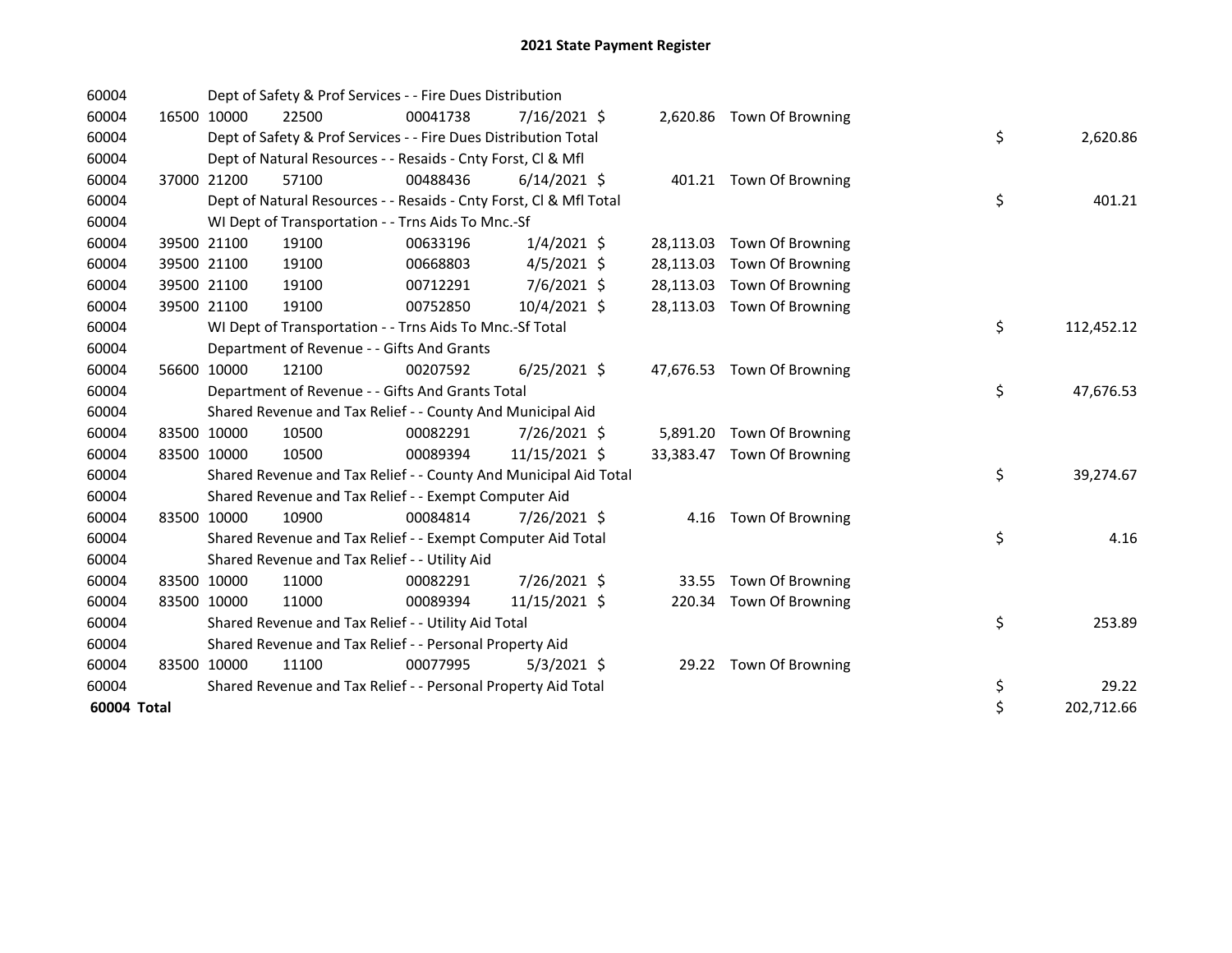# 2021 State Payment Register

| | | | | | | | | | |
|---|---|---|---|---|---|---|---|---|---|
| 60004 | | | Dept of Safety & Prof Services - - Fire Dues Distribution | | | | | | |
| 60004 | 16500 | 10000 | 22500 | 00041738 | 7/16/2021 | $ 2,620.86 | Town Of Browning | | |
| 60004 | | | Dept of Safety & Prof Services - - Fire Dues Distribution Total | | | | | $ | 2,620.86 |
| 60004 | | | Dept of Natural Resources - - Resaids - Cnty Forst, Cl & Mfl | | | | | | |
| 60004 | 37000 | 21200 | 57100 | 00488436 | 6/14/2021 | $ 401.21 | Town Of Browning | | |
| 60004 | | | Dept of Natural Resources - - Resaids - Cnty Forst, Cl & Mfl Total | | | | | $ | 401.21 |
| 60004 | | | WI Dept of Transportation - - Trns Aids To Mnc.-Sf | | | | | | |
| 60004 | 39500 | 21100 | 19100 | 00633196 | 1/4/2021 | $ 28,113.03 | Town Of Browning | | |
| 60004 | 39500 | 21100 | 19100 | 00668803 | 4/5/2021 | $ 28,113.03 | Town Of Browning | | |
| 60004 | 39500 | 21100 | 19100 | 00712291 | 7/6/2021 | $ 28,113.03 | Town Of Browning | | |
| 60004 | 39500 | 21100 | 19100 | 00752850 | 10/4/2021 | $ 28,113.03 | Town Of Browning | | |
| 60004 | | | WI Dept of Transportation - - Trns Aids To Mnc.-Sf Total | | | | | $ | 112,452.12 |
| 60004 | | | Department of Revenue - - Gifts And Grants | | | | | | |
| 60004 | 56600 | 10000 | 12100 | 00207592 | 6/25/2021 | $ 47,676.53 | Town Of Browning | | |
| 60004 | | | Department of Revenue - - Gifts And Grants Total | | | | | $ | 47,676.53 |
| 60004 | | | Shared Revenue and Tax Relief - - County And Municipal Aid | | | | | | |
| 60004 | 83500 | 10000 | 10500 | 00082291 | 7/26/2021 | $ 5,891.20 | Town Of Browning | | |
| 60004 | 83500 | 10000 | 10500 | 00089394 | 11/15/2021 | $ 33,383.47 | Town Of Browning | | |
| 60004 | | | Shared Revenue and Tax Relief - - County And Municipal Aid Total | | | | | $ | 39,274.67 |
| 60004 | | | Shared Revenue and Tax Relief - - Exempt Computer Aid | | | | | | |
| 60004 | 83500 | 10000 | 10900 | 00084814 | 7/26/2021 | $ 4.16 | Town Of Browning | | |
| 60004 | | | Shared Revenue and Tax Relief - - Exempt Computer Aid Total | | | | | $ | 4.16 |
| 60004 | | | Shared Revenue and Tax Relief - - Utility Aid | | | | | | |
| 60004 | 83500 | 10000 | 11000 | 00082291 | 7/26/2021 | $ 33.55 | Town Of Browning | | |
| 60004 | 83500 | 10000 | 11000 | 00089394 | 11/15/2021 | $ 220.34 | Town Of Browning | | |
| 60004 | | | Shared Revenue and Tax Relief - - Utility Aid Total | | | | | $ | 253.89 |
| 60004 | | | Shared Revenue and Tax Relief - - Personal Property Aid | | | | | | |
| 60004 | 83500 | 10000 | 11100 | 00077995 | 5/3/2021 | $ 29.22 | Town Of Browning | | |
| 60004 | | | Shared Revenue and Tax Relief - - Personal Property Aid Total | | | | | $ | 29.22 |
| **60004 Total** | | | | | | | | $ | 202,712.66 |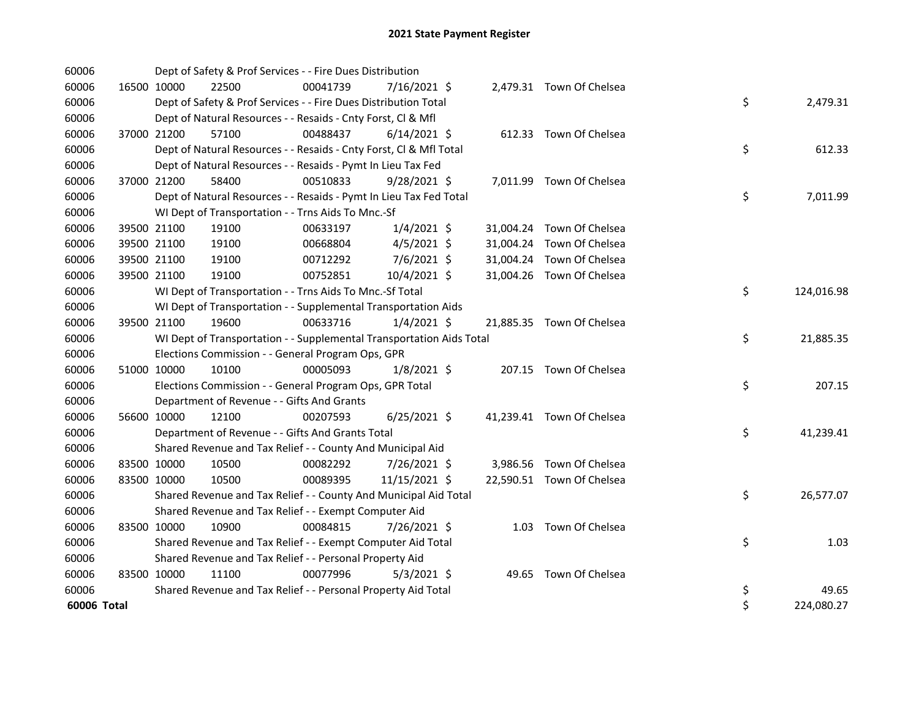# 2021 State Payment Register

| | | | | | | | | |
|---|---|---|---|---|---|---|---|---|
| 60006 | | Dept of Safety & Prof Services - - Fire Dues Distribution | | | | | | |
| 60006 | 16500 | 10000 | 22500 | 00041739 | 7/16/2021 | $ 2,479.31 | Town Of Chelsea | |
| 60006 | | Dept of Safety & Prof Services - - Fire Dues Distribution Total | | | | | | $ 2,479.31 |
| 60006 | | Dept of Natural Resources - - Resaids - Cnty Forst, Cl & Mfl | | | | | | |
| 60006 | 37000 | 21200 | 57100 | 00488437 | 6/14/2021 | $ 612.33 | Town Of Chelsea | |
| 60006 | | Dept of Natural Resources - - Resaids - Cnty Forst, Cl & Mfl Total | | | | | | $ 612.33 |
| 60006 | | Dept of Natural Resources - - Resaids - Pymt In Lieu Tax Fed | | | | | | |
| 60006 | 37000 | 21200 | 58400 | 00510833 | 9/28/2021 | $ 7,011.99 | Town Of Chelsea | |
| 60006 | | Dept of Natural Resources - - Resaids - Pymt In Lieu Tax Fed Total | | | | | | $ 7,011.99 |
| 60006 | | WI Dept of Transportation - - Trns Aids To Mnc.-Sf | | | | | | |
| 60006 | 39500 | 21100 | 19100 | 00633197 | 1/4/2021 | $ 31,004.24 | Town Of Chelsea | |
| 60006 | 39500 | 21100 | 19100 | 00668804 | 4/5/2021 | $ 31,004.24 | Town Of Chelsea | |
| 60006 | 39500 | 21100 | 19100 | 00712292 | 7/6/2021 | $ 31,004.24 | Town Of Chelsea | |
| 60006 | 39500 | 21100 | 19100 | 00752851 | 10/4/2021 | $ 31,004.26 | Town Of Chelsea | |
| 60006 | | WI Dept of Transportation - - Trns Aids To Mnc.-Sf Total | | | | | | $ 124,016.98 |
| 60006 | | WI Dept of Transportation - - Supplemental Transportation Aids | | | | | | |
| 60006 | 39500 | 21100 | 19600 | 00633716 | 1/4/2021 | $ 21,885.35 | Town Of Chelsea | |
| 60006 | | WI Dept of Transportation - - Supplemental Transportation Aids Total | | | | | | $ 21,885.35 |
| 60006 | | Elections Commission - - General Program Ops, GPR | | | | | | |
| 60006 | 51000 | 10000 | 10100 | 00005093 | 1/8/2021 | $ 207.15 | Town Of Chelsea | |
| 60006 | | Elections Commission - - General Program Ops, GPR Total | | | | | | $ 207.15 |
| 60006 | | Department of Revenue - - Gifts And Grants | | | | | | |
| 60006 | 56600 | 10000 | 12100 | 00207593 | 6/25/2021 | $ 41,239.41 | Town Of Chelsea | |
| 60006 | | Department of Revenue - - Gifts And Grants Total | | | | | | $ 41,239.41 |
| 60006 | | Shared Revenue and Tax Relief - - County And Municipal Aid | | | | | | |
| 60006 | 83500 | 10000 | 10500 | 00082292 | 7/26/2021 | $ 3,986.56 | Town Of Chelsea | |
| 60006 | 83500 | 10000 | 10500 | 00089395 | 11/15/2021 | $ 22,590.51 | Town Of Chelsea | |
| 60006 | | Shared Revenue and Tax Relief - - County And Municipal Aid Total | | | | | | $ 26,577.07 |
| 60006 | | Shared Revenue and Tax Relief - - Exempt Computer Aid | | | | | | |
| 60006 | 83500 | 10000 | 10900 | 00084815 | 7/26/2021 | $ 1.03 | Town Of Chelsea | |
| 60006 | | Shared Revenue and Tax Relief - - Exempt Computer Aid Total | | | | | | $ 1.03 |
| 60006 | | Shared Revenue and Tax Relief - - Personal Property Aid | | | | | | |
| 60006 | 83500 | 10000 | 11100 | 00077996 | 5/3/2021 | $ 49.65 | Town Of Chelsea | |
| 60006 | | Shared Revenue and Tax Relief - - Personal Property Aid Total | | | | | | $ 49.65 |
| **60006 Total** | | | | | | | | $ 224,080.27 |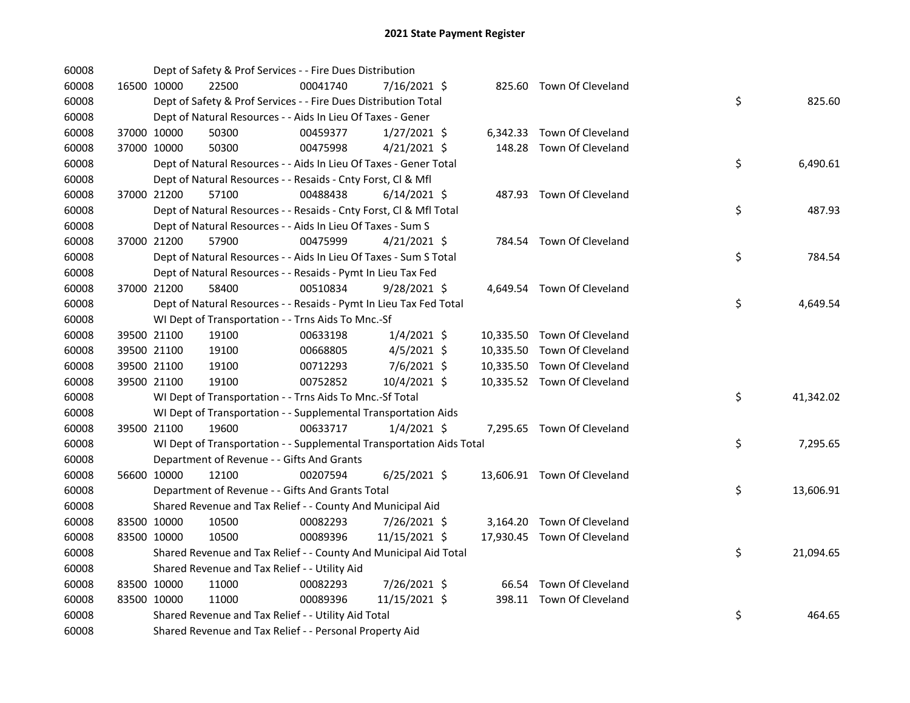# 2021 State Payment Register

| | | | | | | | | | |
|---|---|---|---|---|---|---|---|---|---|
| 60008 | | | Dept of Safety & Prof Services - - Fire Dues Distribution | | | | | | |
| 60008 | 16500 | 10000 | 22500 | 00041740 | 7/16/2021 | $ 825.60 | Town Of Cleveland | | |
| 60008 | | | Dept of Safety & Prof Services - - Fire Dues Distribution Total | | | | | $ | 825.60 |
| 60008 | | | Dept of Natural Resources - - Aids In Lieu Of Taxes - Gener | | | | | | |
| 60008 | 37000 | 10000 | 50300 | 00459377 | 1/27/2021 | $ 6,342.33 | Town Of Cleveland | | |
| 60008 | 37000 | 10000 | 50300 | 00475998 | 4/21/2021 | $ 148.28 | Town Of Cleveland | | |
| 60008 | | | Dept of Natural Resources - - Aids In Lieu Of Taxes - Gener Total | | | | | $ | 6,490.61 |
| 60008 | | | Dept of Natural Resources - - Resaids - Cnty Forst, Cl & Mfl | | | | | | |
| 60008 | 37000 | 21200 | 57100 | 00488438 | 6/14/2021 | $ 487.93 | Town Of Cleveland | | |
| 60008 | | | Dept of Natural Resources - - Resaids - Cnty Forst, Cl & Mfl Total | | | | | $ | 487.93 |
| 60008 | | | Dept of Natural Resources - - Aids In Lieu Of Taxes - Sum S | | | | | | |
| 60008 | 37000 | 21200 | 57900 | 00475999 | 4/21/2021 | $ 784.54 | Town Of Cleveland | | |
| 60008 | | | Dept of Natural Resources - - Aids In Lieu Of Taxes - Sum S Total | | | | | $ | 784.54 |
| 60008 | | | Dept of Natural Resources - - Resaids - Pymt In Lieu Tax Fed | | | | | | |
| 60008 | 37000 | 21200 | 58400 | 00510834 | 9/28/2021 | $ 4,649.54 | Town Of Cleveland | | |
| 60008 | | | Dept of Natural Resources - - Resaids - Pymt In Lieu Tax Fed Total | | | | | $ | 4,649.54 |
| 60008 | | | WI Dept of Transportation - - Trns Aids To Mnc.-Sf | | | | | | |
| 60008 | 39500 | 21100 | 19100 | 00633198 | 1/4/2021 | $ 10,335.50 | Town Of Cleveland | | |
| 60008 | 39500 | 21100 | 19100 | 00668805 | 4/5/2021 | $ 10,335.50 | Town Of Cleveland | | |
| 60008 | 39500 | 21100 | 19100 | 00712293 | 7/6/2021 | $ 10,335.50 | Town Of Cleveland | | |
| 60008 | 39500 | 21100 | 19100 | 00752852 | 10/4/2021 | $ 10,335.52 | Town Of Cleveland | | |
| 60008 | | | WI Dept of Transportation - - Trns Aids To Mnc.-Sf Total | | | | | $ | 41,342.02 |
| 60008 | | | WI Dept of Transportation - - Supplemental Transportation Aids | | | | | | |
| 60008 | 39500 | 21100 | 19600 | 00633717 | 1/4/2021 | $ 7,295.65 | Town Of Cleveland | | |
| 60008 | | | WI Dept of Transportation - - Supplemental Transportation Aids Total | | | | | $ | 7,295.65 |
| 60008 | | | Department of Revenue - - Gifts And Grants | | | | | | |
| 60008 | 56600 | 10000 | 12100 | 00207594 | 6/25/2021 | $ 13,606.91 | Town Of Cleveland | | |
| 60008 | | | Department of Revenue - - Gifts And Grants Total | | | | | $ | 13,606.91 |
| 60008 | | | Shared Revenue and Tax Relief - - County And Municipal Aid | | | | | | |
| 60008 | 83500 | 10000 | 10500 | 00082293 | 7/26/2021 | $ 3,164.20 | Town Of Cleveland | | |
| 60008 | 83500 | 10000 | 10500 | 00089396 | 11/15/2021 | $ 17,930.45 | Town Of Cleveland | | |
| 60008 | | | Shared Revenue and Tax Relief - - County And Municipal Aid Total | | | | | $ | 21,094.65 |
| 60008 | | | Shared Revenue and Tax Relief - - Utility Aid | | | | | | |
| 60008 | 83500 | 10000 | 11000 | 00082293 | 7/26/2021 | $ 66.54 | Town Of Cleveland | | |
| 60008 | 83500 | 10000 | 11000 | 00089396 | 11/15/2021 | $ 398.11 | Town Of Cleveland | | |
| 60008 | | | Shared Revenue and Tax Relief - - Utility Aid Total | | | | | $ | 464.65 |
| 60008 | | | Shared Revenue and Tax Relief - - Personal Property Aid | | | | | | |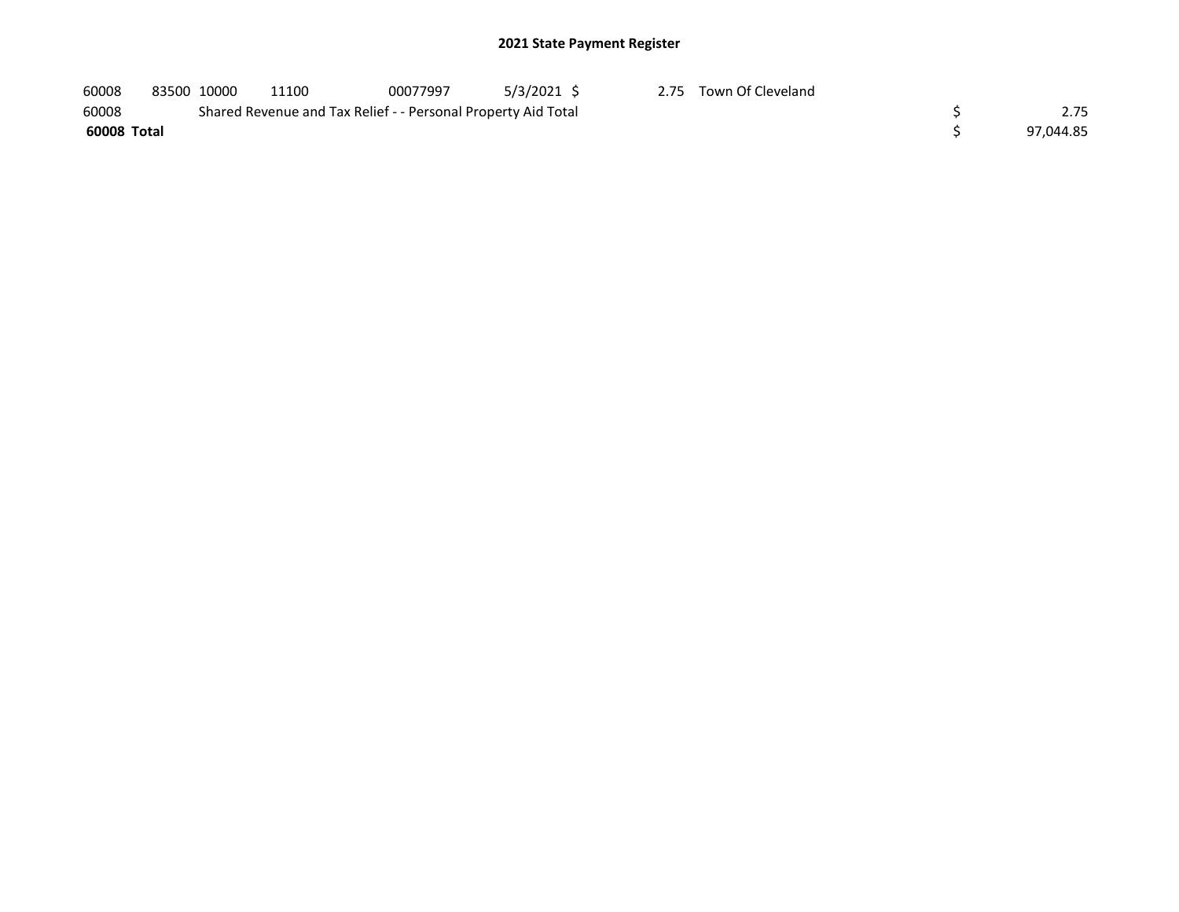## 2021 State Payment Register

| | | | | | | | | | | |
|---|---|---|---|---|---|---|---|---|---|---|
| 60008 | 83500 | 10000 | 11100 | 00077997 | 5/3/2021 | $ | 2.75 | Town Of Cleveland | | |
| 60008 | | Shared Revenue and Tax Relief - - Personal Property Aid Total | | | | | | | $ | 2.75 |
| **60008 Total** | | | | | | | | | $ | 97,044.85 |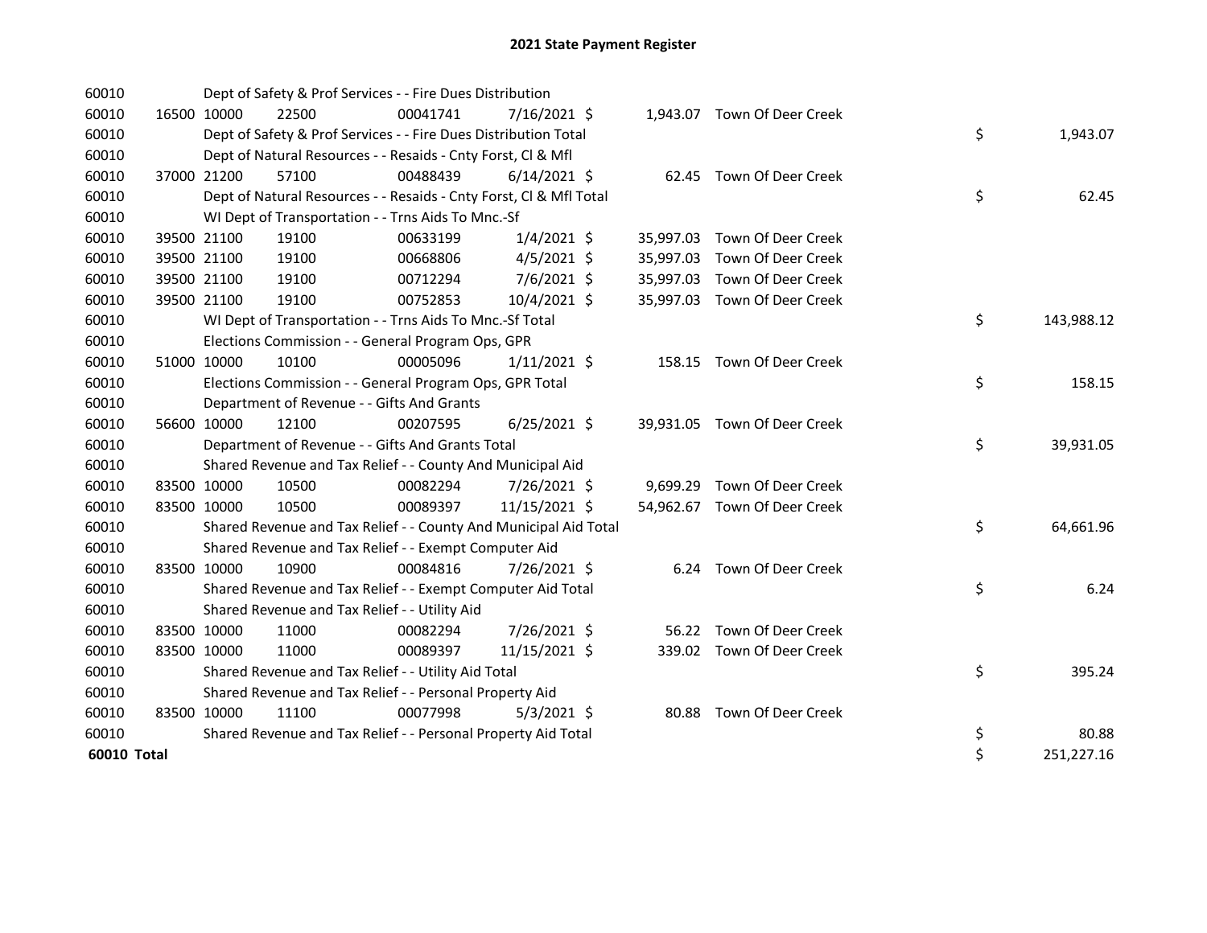# 2021 State Payment Register

| | | | | | | | | | |
|---|---|---|---|---|---|---|---|---|---|
| 60010 | | | Dept of Safety & Prof Services - - Fire Dues Distribution | | | | | | |
| 60010 | 16500 | 10000 | 22500 | 00041741 | 7/16/2021 | $ 1,943.07 | Town Of Deer Creek | | |
| 60010 | | | Dept of Safety & Prof Services - - Fire Dues Distribution Total | | | | | $ | 1,943.07 |
| 60010 | | | Dept of Natural Resources - - Resaids - Cnty Forst, Cl & Mfl | | | | | | |
| 60010 | 37000 | 21200 | 57100 | 00488439 | 6/14/2021 | $ 62.45 | Town Of Deer Creek | | |
| 60010 | | | Dept of Natural Resources - - Resaids - Cnty Forst, Cl & Mfl Total | | | | | $ | 62.45 |
| 60010 | | | WI Dept of Transportation - - Trns Aids To Mnc.-Sf | | | | | | |
| 60010 | 39500 | 21100 | 19100 | 00633199 | 1/4/2021 | $ 35,997.03 | Town Of Deer Creek | | |
| 60010 | 39500 | 21100 | 19100 | 00668806 | 4/5/2021 | $ 35,997.03 | Town Of Deer Creek | | |
| 60010 | 39500 | 21100 | 19100 | 00712294 | 7/6/2021 | $ 35,997.03 | Town Of Deer Creek | | |
| 60010 | 39500 | 21100 | 19100 | 00752853 | 10/4/2021 | $ 35,997.03 | Town Of Deer Creek | | |
| 60010 | | | WI Dept of Transportation - - Trns Aids To Mnc.-Sf Total | | | | | $ | 143,988.12 |
| 60010 | | | Elections Commission - - General Program Ops, GPR | | | | | | |
| 60010 | 51000 | 10000 | 10100 | 00005096 | 1/11/2021 | $ 158.15 | Town Of Deer Creek | | |
| 60010 | | | Elections Commission - - General Program Ops, GPR Total | | | | | $ | 158.15 |
| 60010 | | | Department of Revenue - - Gifts And Grants | | | | | | |
| 60010 | 56600 | 10000 | 12100 | 00207595 | 6/25/2021 | $ 39,931.05 | Town Of Deer Creek | | |
| 60010 | | | Department of Revenue - - Gifts And Grants Total | | | | | $ | 39,931.05 |
| 60010 | | | Shared Revenue and Tax Relief - - County And Municipal Aid | | | | | | |
| 60010 | 83500 | 10000 | 10500 | 00082294 | 7/26/2021 | $ 9,699.29 | Town Of Deer Creek | | |
| 60010 | 83500 | 10000 | 10500 | 00089397 | 11/15/2021 | $ 54,962.67 | Town Of Deer Creek | | |
| 60010 | | | Shared Revenue and Tax Relief - - County And Municipal Aid Total | | | | | $ | 64,661.96 |
| 60010 | | | Shared Revenue and Tax Relief - - Exempt Computer Aid | | | | | | |
| 60010 | 83500 | 10000 | 10900 | 00084816 | 7/26/2021 | $ 6.24 | Town Of Deer Creek | | |
| 60010 | | | Shared Revenue and Tax Relief - - Exempt Computer Aid Total | | | | | $ | 6.24 |
| 60010 | | | Shared Revenue and Tax Relief - - Utility Aid | | | | | | |
| 60010 | 83500 | 10000 | 11000 | 00082294 | 7/26/2021 | $ 56.22 | Town Of Deer Creek | | |
| 60010 | 83500 | 10000 | 11000 | 00089397 | 11/15/2021 | $ 339.02 | Town Of Deer Creek | | |
| 60010 | | | Shared Revenue and Tax Relief - - Utility Aid Total | | | | | $ | 395.24 |
| 60010 | | | Shared Revenue and Tax Relief - - Personal Property Aid | | | | | | |
| 60010 | 83500 | 10000 | 11100 | 00077998 | 5/3/2021 | $ 80.88 | Town Of Deer Creek | | |
| 60010 | | | Shared Revenue and Tax Relief - - Personal Property Aid Total | | | | | $ | 80.88 |
| **60010 Total** | | | | | | | | $ | 251,227.16 |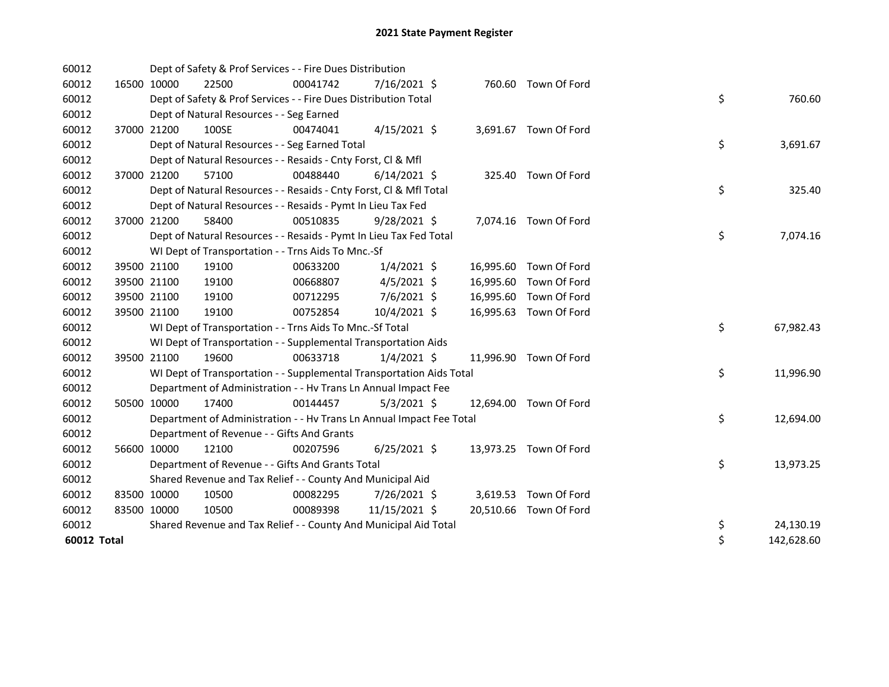# 2021 State Payment Register

| | | | | | | | | |
|---|---|---|---|---|---|---|---|---|
| 60012 | | Dept of Safety & Prof Services - - Fire Dues Distribution | | | | | | |
| 60012 | 16500 | 10000 | 22500 | 00041742 | 7/16/2021 | $ 760.60 | Town Of Ford | |
| 60012 | | Dept of Safety & Prof Services - - Fire Dues Distribution Total | | | | | | $ 760.60 |
| 60012 | | Dept of Natural Resources - - Seg Earned | | | | | | |
| 60012 | 37000 | 21200 | 100SE | 00474041 | 4/15/2021 | $ 3,691.67 | Town Of Ford | |
| 60012 | | Dept of Natural Resources - - Seg Earned Total | | | | | | $ 3,691.67 |
| 60012 | | Dept of Natural Resources - - Resaids - Cnty Forst, Cl & Mfl | | | | | | |
| 60012 | 37000 | 21200 | 57100 | 00488440 | 6/14/2021 | $ 325.40 | Town Of Ford | |
| 60012 | | Dept of Natural Resources - - Resaids - Cnty Forst, Cl & Mfl Total | | | | | | $ 325.40 |
| 60012 | | Dept of Natural Resources - - Resaids - Pymt In Lieu Tax Fed | | | | | | |
| 60012 | 37000 | 21200 | 58400 | 00510835 | 9/28/2021 | $ 7,074.16 | Town Of Ford | |
| 60012 | | Dept of Natural Resources - - Resaids - Pymt In Lieu Tax Fed Total | | | | | | $ 7,074.16 |
| 60012 | | WI Dept of Transportation - - Trns Aids To Mnc.-Sf | | | | | | |
| 60012 | 39500 | 21100 | 19100 | 00633200 | 1/4/2021 | $ 16,995.60 | Town Of Ford | |
| 60012 | 39500 | 21100 | 19100 | 00668807 | 4/5/2021 | $ 16,995.60 | Town Of Ford | |
| 60012 | 39500 | 21100 | 19100 | 00712295 | 7/6/2021 | $ 16,995.60 | Town Of Ford | |
| 60012 | 39500 | 21100 | 19100 | 00752854 | 10/4/2021 | $ 16,995.63 | Town Of Ford | |
| 60012 | | WI Dept of Transportation - - Trns Aids To Mnc.-Sf Total | | | | | | $ 67,982.43 |
| 60012 | | WI Dept of Transportation - - Supplemental Transportation Aids | | | | | | |
| 60012 | 39500 | 21100 | 19600 | 00633718 | 1/4/2021 | $ 11,996.90 | Town Of Ford | |
| 60012 | | WI Dept of Transportation - - Supplemental Transportation Aids Total | | | | | | $ 11,996.90 |
| 60012 | | Department of Administration - - Hv Trans Ln Annual Impact Fee | | | | | | |
| 60012 | 50500 | 10000 | 17400 | 00144457 | 5/3/2021 | $ 12,694.00 | Town Of Ford | |
| 60012 | | Department of Administration - - Hv Trans Ln Annual Impact Fee Total | | | | | | $ 12,694.00 |
| 60012 | | Department of Revenue - - Gifts And Grants | | | | | | |
| 60012 | 56600 | 10000 | 12100 | 00207596 | 6/25/2021 | $ 13,973.25 | Town Of Ford | |
| 60012 | | Department of Revenue - - Gifts And Grants Total | | | | | | $ 13,973.25 |
| 60012 | | Shared Revenue and Tax Relief - - County And Municipal Aid | | | | | | |
| 60012 | 83500 | 10000 | 10500 | 00082295 | 7/26/2021 | $ 3,619.53 | Town Of Ford | |
| 60012 | 83500 | 10000 | 10500 | 00089398 | 11/15/2021 | $ 20,510.66 | Town Of Ford | |
| 60012 | | Shared Revenue and Tax Relief - - County And Municipal Aid Total | | | | | | $ 24,130.19 |
| **60012 Total** | | | | | | | | $ 142,628.60 |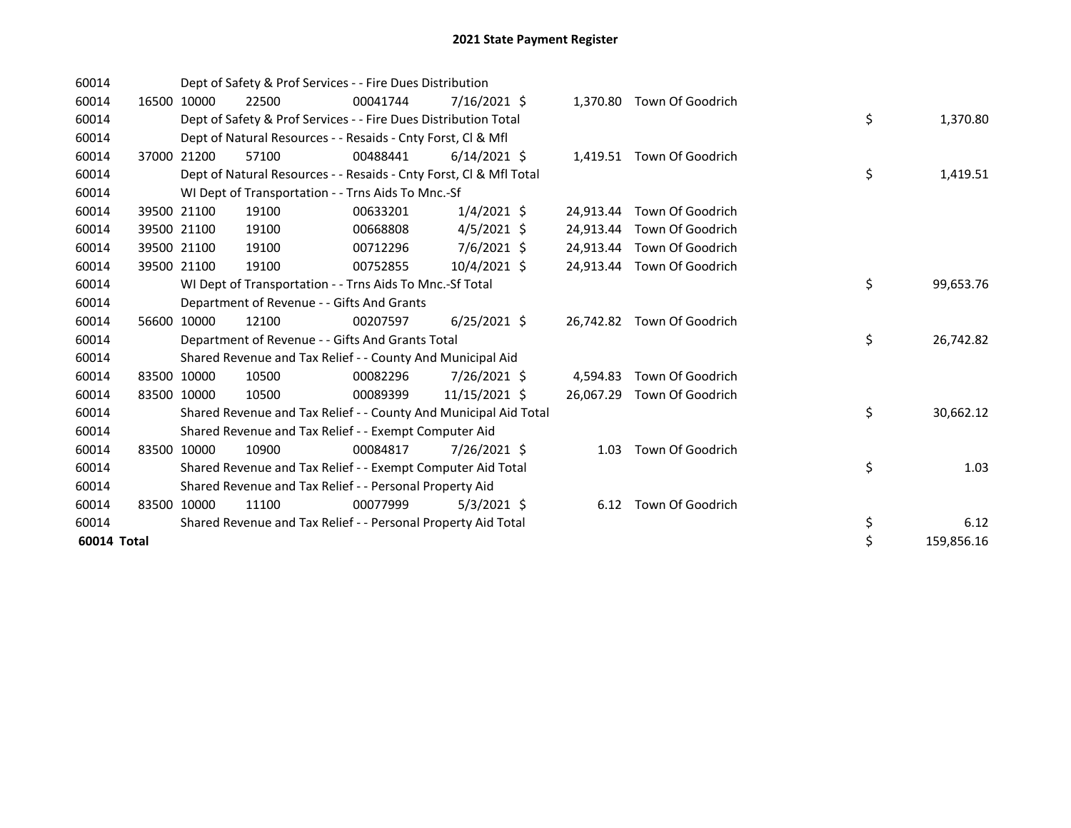# 2021 State Payment Register

| | | | | | | | | | |
|---|---|---|---|---|---|---|---|---|---|
| 60014 | | | Dept of Safety & Prof Services - - Fire Dues Distribution | | | | | | |
| 60014 | 16500 | 10000 | 22500 | 00041744 | 7/16/2021 | $ 1,370.80 | Town Of Goodrich | | |
| 60014 | | | Dept of Safety & Prof Services - - Fire Dues Distribution Total | | | | | $ | 1,370.80 |
| 60014 | | | Dept of Natural Resources - - Resaids - Cnty Forst, Cl & Mfl | | | | | | |
| 60014 | 37000 | 21200 | 57100 | 00488441 | 6/14/2021 | $ 1,419.51 | Town Of Goodrich | | |
| 60014 | | | Dept of Natural Resources - - Resaids - Cnty Forst, Cl & Mfl Total | | | | | $ | 1,419.51 |
| 60014 | | | WI Dept of Transportation - - Trns Aids To Mnc.-Sf | | | | | | |
| 60014 | 39500 | 21100 | 19100 | 00633201 | 1/4/2021 | $ 24,913.44 | Town Of Goodrich | | |
| 60014 | 39500 | 21100 | 19100 | 00668808 | 4/5/2021 | $ 24,913.44 | Town Of Goodrich | | |
| 60014 | 39500 | 21100 | 19100 | 00712296 | 7/6/2021 | $ 24,913.44 | Town Of Goodrich | | |
| 60014 | 39500 | 21100 | 19100 | 00752855 | 10/4/2021 | $ 24,913.44 | Town Of Goodrich | | |
| 60014 | | | WI Dept of Transportation - - Trns Aids To Mnc.-Sf Total | | | | | $ | 99,653.76 |
| 60014 | | | Department of Revenue - - Gifts And Grants | | | | | | |
| 60014 | 56600 | 10000 | 12100 | 00207597 | 6/25/2021 | $ 26,742.82 | Town Of Goodrich | | |
| 60014 | | | Department of Revenue - - Gifts And Grants Total | | | | | $ | 26,742.82 |
| 60014 | | | Shared Revenue and Tax Relief - - County And Municipal Aid | | | | | | |
| 60014 | 83500 | 10000 | 10500 | 00082296 | 7/26/2021 | $ 4,594.83 | Town Of Goodrich | | |
| 60014 | 83500 | 10000 | 10500 | 00089399 | 11/15/2021 | $ 26,067.29 | Town Of Goodrich | | |
| 60014 | | | Shared Revenue and Tax Relief - - County And Municipal Aid Total | | | | | $ | 30,662.12 |
| 60014 | | | Shared Revenue and Tax Relief - - Exempt Computer Aid | | | | | | |
| 60014 | 83500 | 10000 | 10900 | 00084817 | 7/26/2021 | $ 1.03 | Town Of Goodrich | | |
| 60014 | | | Shared Revenue and Tax Relief - - Exempt Computer Aid Total | | | | | $ | 1.03 |
| 60014 | | | Shared Revenue and Tax Relief - - Personal Property Aid | | | | | | |
| 60014 | 83500 | 10000 | 11100 | 00077999 | 5/3/2021 | $ 6.12 | Town Of Goodrich | | |
| 60014 | | | Shared Revenue and Tax Relief - - Personal Property Aid Total | | | | | $ | 6.12 |
| **60014 Total** | | | | | | | | $ | 159,856.16 |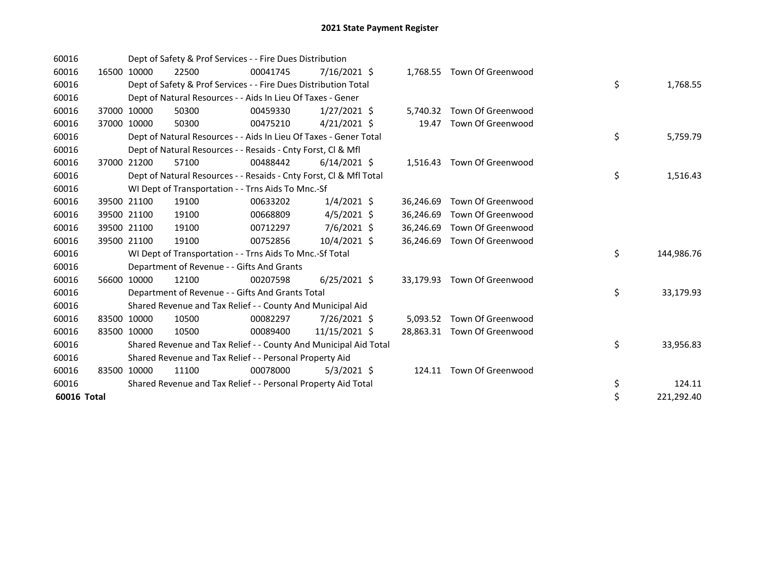# 2021 State Payment Register

| | | | | | | | | |
|---|---|---|---|---|---|---|---|---|
| 60016 | | | Dept of Safety & Prof Services - - Fire Dues Distribution | | | | | |
| 60016 | 16500 | 10000 | 22500 | 00041745 | 7/16/2021 | $ 1,768.55 | Town Of Greenwood | |
| 60016 | | | Dept of Safety & Prof Services - - Fire Dues Distribution Total | | | | | $ 1,768.55 |
| 60016 | | | Dept of Natural Resources - - Aids In Lieu Of Taxes - Gener | | | | | |
| 60016 | 37000 | 10000 | 50300 | 00459330 | 1/27/2021 | $ 5,740.32 | Town Of Greenwood | |
| 60016 | 37000 | 10000 | 50300 | 00475210 | 4/21/2021 | $ 19.47 | Town Of Greenwood | |
| 60016 | | | Dept of Natural Resources - - Aids In Lieu Of Taxes - Gener Total | | | | | $ 5,759.79 |
| 60016 | | | Dept of Natural Resources - - Resaids - Cnty Forst, Cl & Mfl | | | | | |
| 60016 | 37000 | 21200 | 57100 | 00488442 | 6/14/2021 | $ 1,516.43 | Town Of Greenwood | |
| 60016 | | | Dept of Natural Resources - - Resaids - Cnty Forst, Cl & Mfl Total | | | | | $ 1,516.43 |
| 60016 | | | WI Dept of Transportation - - Trns Aids To Mnc.-Sf | | | | | |
| 60016 | 39500 | 21100 | 19100 | 00633202 | 1/4/2021 | $ 36,246.69 | Town Of Greenwood | |
| 60016 | 39500 | 21100 | 19100 | 00668809 | 4/5/2021 | $ 36,246.69 | Town Of Greenwood | |
| 60016 | 39500 | 21100 | 19100 | 00712297 | 7/6/2021 | $ 36,246.69 | Town Of Greenwood | |
| 60016 | 39500 | 21100 | 19100 | 00752856 | 10/4/2021 | $ 36,246.69 | Town Of Greenwood | |
| 60016 | | | WI Dept of Transportation - - Trns Aids To Mnc.-Sf Total | | | | | $ 144,986.76 |
| 60016 | | | Department of Revenue - - Gifts And Grants | | | | | |
| 60016 | 56600 | 10000 | 12100 | 00207598 | 6/25/2021 | $ 33,179.93 | Town Of Greenwood | |
| 60016 | | | Department of Revenue - - Gifts And Grants Total | | | | | $ 33,179.93 |
| 60016 | | | Shared Revenue and Tax Relief - - County And Municipal Aid | | | | | |
| 60016 | 83500 | 10000 | 10500 | 00082297 | 7/26/2021 | $ 5,093.52 | Town Of Greenwood | |
| 60016 | 83500 | 10000 | 10500 | 00089400 | 11/15/2021 | $ 28,863.31 | Town Of Greenwood | |
| 60016 | | | Shared Revenue and Tax Relief - - County And Municipal Aid Total | | | | | $ 33,956.83 |
| 60016 | | | Shared Revenue and Tax Relief - - Personal Property Aid | | | | | |
| 60016 | 83500 | 10000 | 11100 | 00078000 | 5/3/2021 | $ 124.11 | Town Of Greenwood | |
| 60016 | | | Shared Revenue and Tax Relief - - Personal Property Aid Total | | | | | $ 124.11 |
| **60016 Total** | | | | | | | | $ 221,292.40 |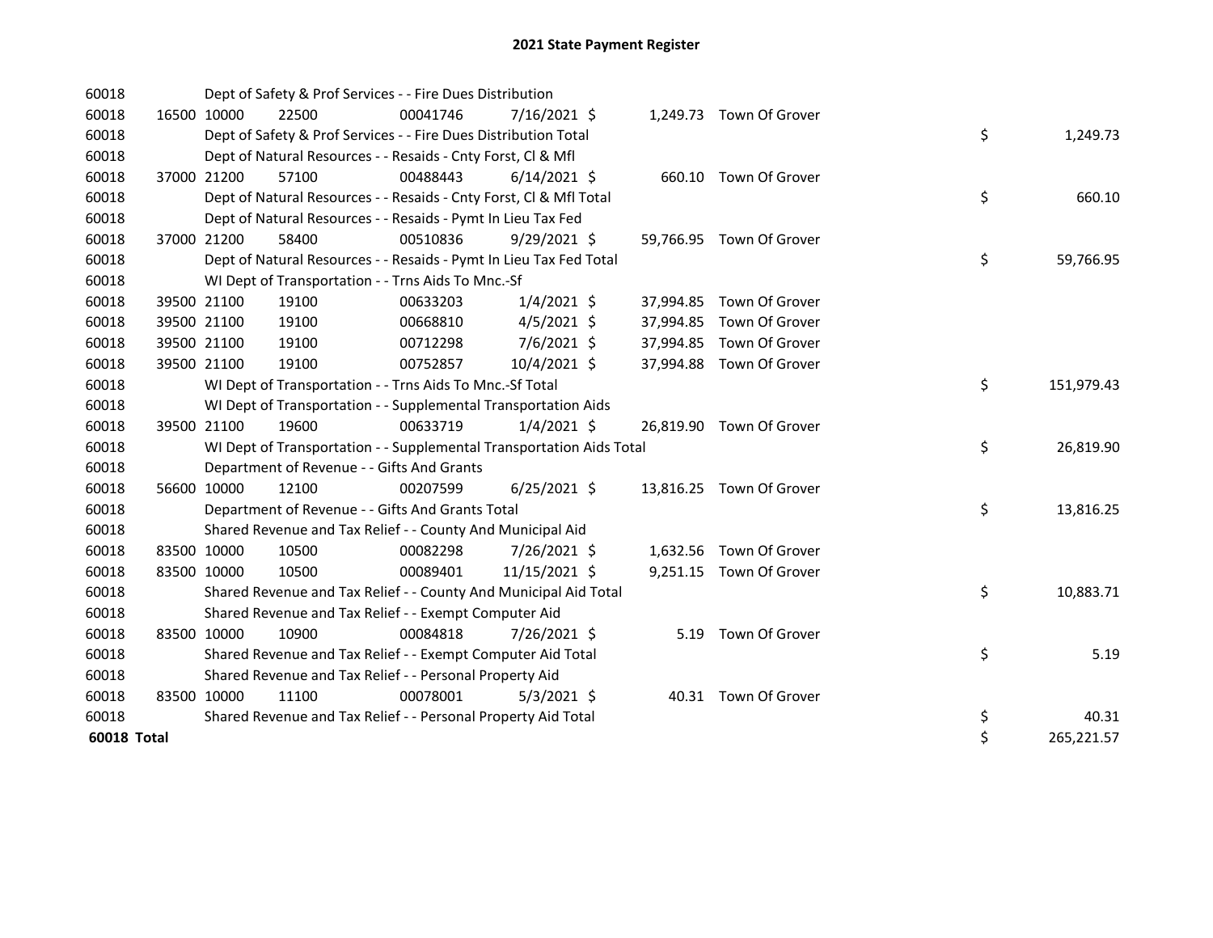# 2021 State Payment Register

| | | | | | | | | | |
|---|---|---|---|---|---|---|---|---|---|
| 60018 | | Dept of Safety & Prof Services - - Fire Dues Distribution | | | | | | | |
| 60018 | 16500 | 10000 | 22500 | 00041746 | 7/16/2021 | $ 1,249.73 | Town Of Grover | | |
| 60018 | | Dept of Safety & Prof Services - - Fire Dues Distribution Total | | | | | | $ | 1,249.73 |
| 60018 | | Dept of Natural Resources - - Resaids - Cnty Forst, Cl & Mfl | | | | | | | |
| 60018 | 37000 | 21200 | 57100 | 00488443 | 6/14/2021 | $ 660.10 | Town Of Grover | | |
| 60018 | | Dept of Natural Resources - - Resaids - Cnty Forst, Cl & Mfl Total | | | | | | $ | 660.10 |
| 60018 | | Dept of Natural Resources - - Resaids - Pymt In Lieu Tax Fed | | | | | | | |
| 60018 | 37000 | 21200 | 58400 | 00510836 | 9/29/2021 | $ 59,766.95 | Town Of Grover | | |
| 60018 | | Dept of Natural Resources - - Resaids - Pymt In Lieu Tax Fed Total | | | | | | $ | 59,766.95 |
| 60018 | | WI Dept of Transportation - - Trns Aids To Mnc.-Sf | | | | | | | |
| 60018 | 39500 | 21100 | 19100 | 00633203 | 1/4/2021 | $ 37,994.85 | Town Of Grover | | |
| 60018 | 39500 | 21100 | 19100 | 00668810 | 4/5/2021 | $ 37,994.85 | Town Of Grover | | |
| 60018 | 39500 | 21100 | 19100 | 00712298 | 7/6/2021 | $ 37,994.85 | Town Of Grover | | |
| 60018 | 39500 | 21100 | 19100 | 00752857 | 10/4/2021 | $ 37,994.88 | Town Of Grover | | |
| 60018 | | WI Dept of Transportation - - Trns Aids To Mnc.-Sf Total | | | | | | $ | 151,979.43 |
| 60018 | | WI Dept of Transportation - - Supplemental Transportation Aids | | | | | | | |
| 60018 | 39500 | 21100 | 19600 | 00633719 | 1/4/2021 | $ 26,819.90 | Town Of Grover | | |
| 60018 | | WI Dept of Transportation - - Supplemental Transportation Aids Total | | | | | | $ | 26,819.90 |
| 60018 | | Department of Revenue - - Gifts And Grants | | | | | | | |
| 60018 | 56600 | 10000 | 12100 | 00207599 | 6/25/2021 | $ 13,816.25 | Town Of Grover | | |
| 60018 | | Department of Revenue - - Gifts And Grants Total | | | | | | $ | 13,816.25 |
| 60018 | | Shared Revenue and Tax Relief - - County And Municipal Aid | | | | | | | |
| 60018 | 83500 | 10000 | 10500 | 00082298 | 7/26/2021 | $ 1,632.56 | Town Of Grover | | |
| 60018 | 83500 | 10000 | 10500 | 00089401 | 11/15/2021 | $ 9,251.15 | Town Of Grover | | |
| 60018 | | Shared Revenue and Tax Relief - - County And Municipal Aid Total | | | | | | $ | 10,883.71 |
| 60018 | | Shared Revenue and Tax Relief - - Exempt Computer Aid | | | | | | | |
| 60018 | 83500 | 10000 | 10900 | 00084818 | 7/26/2021 | $ 5.19 | Town Of Grover | | |
| 60018 | | Shared Revenue and Tax Relief - - Exempt Computer Aid Total | | | | | | $ | 5.19 |
| 60018 | | Shared Revenue and Tax Relief - - Personal Property Aid | | | | | | | |
| 60018 | 83500 | 10000 | 11100 | 00078001 | 5/3/2021 | $ 40.31 | Town Of Grover | | |
| 60018 | | Shared Revenue and Tax Relief - - Personal Property Aid Total | | | | | | $ | 40.31 |
| **60018 Total** | | | | | | | | $ | 265,221.57 |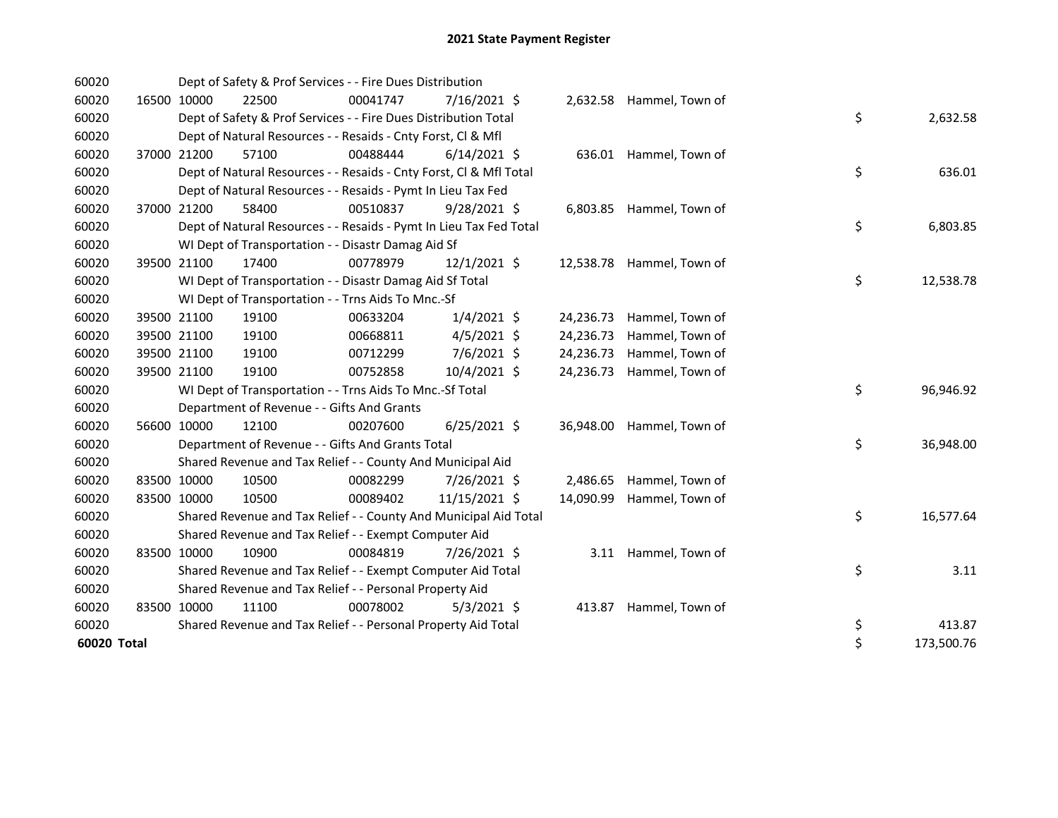# 2021 State Payment Register

| | | | | | | | | |
|---|---|---|---|---|---|---|---|---|
| 60020 | | Dept of Safety & Prof Services - - Fire Dues Distribution | | | | | | |
| 60020 | 16500 10000 | 22500 | 00041747 | 7/16/2021 $ | 2,632.58 | Hammel, Town of | | |
| 60020 | | Dept of Safety & Prof Services - - Fire Dues Distribution Total | | | | | $ | 2,632.58 |
| 60020 | | Dept of Natural Resources - - Resaids - Cnty Forst, Cl & Mfl | | | | | | |
| 60020 | 37000 21200 | 57100 | 00488444 | 6/14/2021 $ | 636.01 | Hammel, Town of | | |
| 60020 | | Dept of Natural Resources - - Resaids - Cnty Forst, Cl & Mfl Total | | | | | $ | 636.01 |
| 60020 | | Dept of Natural Resources - - Resaids - Pymt In Lieu Tax Fed | | | | | | |
| 60020 | 37000 21200 | 58400 | 00510837 | 9/28/2021 $ | 6,803.85 | Hammel, Town of | | |
| 60020 | | Dept of Natural Resources - - Resaids - Pymt In Lieu Tax Fed Total | | | | | $ | 6,803.85 |
| 60020 | | WI Dept of Transportation - - Disastr Damag Aid Sf | | | | | | |
| 60020 | 39500 21100 | 17400 | 00778979 | 12/1/2021 $ | 12,538.78 | Hammel, Town of | | |
| 60020 | | WI Dept of Transportation - - Disastr Damag Aid Sf Total | | | | | $ | 12,538.78 |
| 60020 | | WI Dept of Transportation - - Trns Aids To Mnc.-Sf | | | | | | |
| 60020 | 39500 21100 | 19100 | 00633204 | 1/4/2021 $ | 24,236.73 | Hammel, Town of | | |
| 60020 | 39500 21100 | 19100 | 00668811 | 4/5/2021 $ | 24,236.73 | Hammel, Town of | | |
| 60020 | 39500 21100 | 19100 | 00712299 | 7/6/2021 $ | 24,236.73 | Hammel, Town of | | |
| 60020 | 39500 21100 | 19100 | 00752858 | 10/4/2021 $ | 24,236.73 | Hammel, Town of | | |
| 60020 | | WI Dept of Transportation - - Trns Aids To Mnc.-Sf Total | | | | | $ | 96,946.92 |
| 60020 | | Department of Revenue - - Gifts And Grants | | | | | | |
| 60020 | 56600 10000 | 12100 | 00207600 | 6/25/2021 $ | 36,948.00 | Hammel, Town of | | |
| 60020 | | Department of Revenue - - Gifts And Grants Total | | | | | $ | 36,948.00 |
| 60020 | | Shared Revenue and Tax Relief - - County And Municipal Aid | | | | | | |
| 60020 | 83500 10000 | 10500 | 00082299 | 7/26/2021 $ | 2,486.65 | Hammel, Town of | | |
| 60020 | 83500 10000 | 10500 | 00089402 | 11/15/2021 $ | 14,090.99 | Hammel, Town of | | |
| 60020 | | Shared Revenue and Tax Relief - - County And Municipal Aid Total | | | | | $ | 16,577.64 |
| 60020 | | Shared Revenue and Tax Relief - - Exempt Computer Aid | | | | | | |
| 60020 | 83500 10000 | 10900 | 00084819 | 7/26/2021 $ | 3.11 | Hammel, Town of | | |
| 60020 | | Shared Revenue and Tax Relief - - Exempt Computer Aid Total | | | | | $ | 3.11 |
| 60020 | | Shared Revenue and Tax Relief - - Personal Property Aid | | | | | | |
| 60020 | 83500 10000 | 11100 | 00078002 | 5/3/2021 $ | 413.87 | Hammel, Town of | | |
| 60020 | | Shared Revenue and Tax Relief - - Personal Property Aid Total | | | | | $ | 413.87 |
| **60020 Total** | | | | | | | $ | 173,500.76 |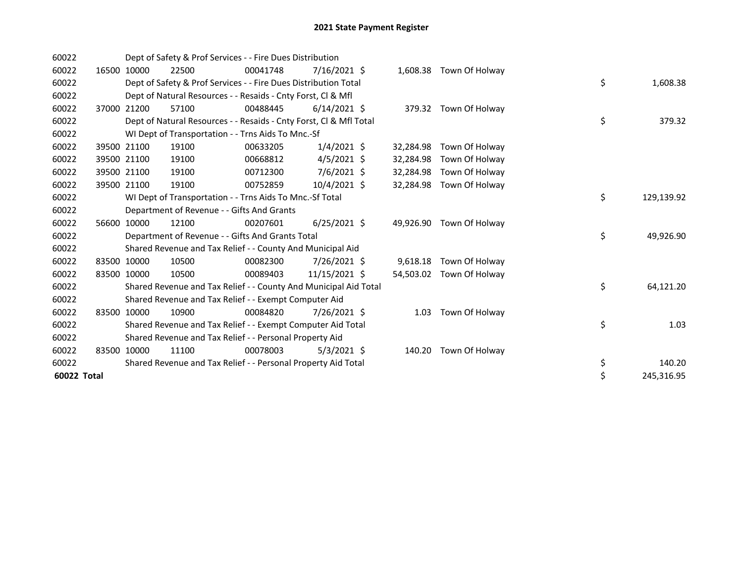# 2021 State Payment Register

| | | | | | | | | | | |
|---|---|---|---|---|---|---|---|---|---|---|
| 60022 | | | Dept of Safety & Prof Services - - Fire Dues Distribution | | | | | | | |
| 60022 | 16500 | 10000 | 22500 | 00041748 | 7/16/2021 | $ | 1,608.38 | Town Of Holway | | |
| 60022 | | | Dept of Safety & Prof Services - - Fire Dues Distribution Total | | | | | | $ | 1,608.38 |
| 60022 | | | Dept of Natural Resources - - Resaids - Cnty Forst, Cl & Mfl | | | | | | | |
| 60022 | 37000 | 21200 | 57100 | 00488445 | 6/14/2021 | $ | 379.32 | Town Of Holway | | |
| 60022 | | | Dept of Natural Resources - - Resaids - Cnty Forst, Cl & Mfl Total | | | | | | $ | 379.32 |
| 60022 | | | WI Dept of Transportation - - Trns Aids To Mnc.-Sf | | | | | | | |
| 60022 | 39500 | 21100 | 19100 | 00633205 | 1/4/2021 | $ | 32,284.98 | Town Of Holway | | |
| 60022 | 39500 | 21100 | 19100 | 00668812 | 4/5/2021 | $ | 32,284.98 | Town Of Holway | | |
| 60022 | 39500 | 21100 | 19100 | 00712300 | 7/6/2021 | $ | 32,284.98 | Town Of Holway | | |
| 60022 | 39500 | 21100 | 19100 | 00752859 | 10/4/2021 | $ | 32,284.98 | Town Of Holway | | |
| 60022 | | | WI Dept of Transportation - - Trns Aids To Mnc.-Sf Total | | | | | | $ | 129,139.92 |
| 60022 | | | Department of Revenue - - Gifts And Grants | | | | | | | |
| 60022 | 56600 | 10000 | 12100 | 00207601 | 6/25/2021 | $ | 49,926.90 | Town Of Holway | | |
| 60022 | | | Department of Revenue - - Gifts And Grants Total | | | | | | $ | 49,926.90 |
| 60022 | | | Shared Revenue and Tax Relief - - County And Municipal Aid | | | | | | | |
| 60022 | 83500 | 10000 | 10500 | 00082300 | 7/26/2021 | $ | 9,618.18 | Town Of Holway | | |
| 60022 | 83500 | 10000 | 10500 | 00089403 | 11/15/2021 | $ | 54,503.02 | Town Of Holway | | |
| 60022 | | | Shared Revenue and Tax Relief - - County And Municipal Aid Total | | | | | | $ | 64,121.20 |
| 60022 | | | Shared Revenue and Tax Relief - - Exempt Computer Aid | | | | | | | |
| 60022 | 83500 | 10000 | 10900 | 00084820 | 7/26/2021 | $ | 1.03 | Town Of Holway | | |
| 60022 | | | Shared Revenue and Tax Relief - - Exempt Computer Aid Total | | | | | | $ | 1.03 |
| 60022 | | | Shared Revenue and Tax Relief - - Personal Property Aid | | | | | | | |
| 60022 | 83500 | 10000 | 11100 | 00078003 | 5/3/2021 | $ | 140.20 | Town Of Holway | | |
| 60022 | | | Shared Revenue and Tax Relief - - Personal Property Aid Total | | | | | | $ | 140.20 |
| **60022 Total** | | | | | | | | | $ | 245,316.95 |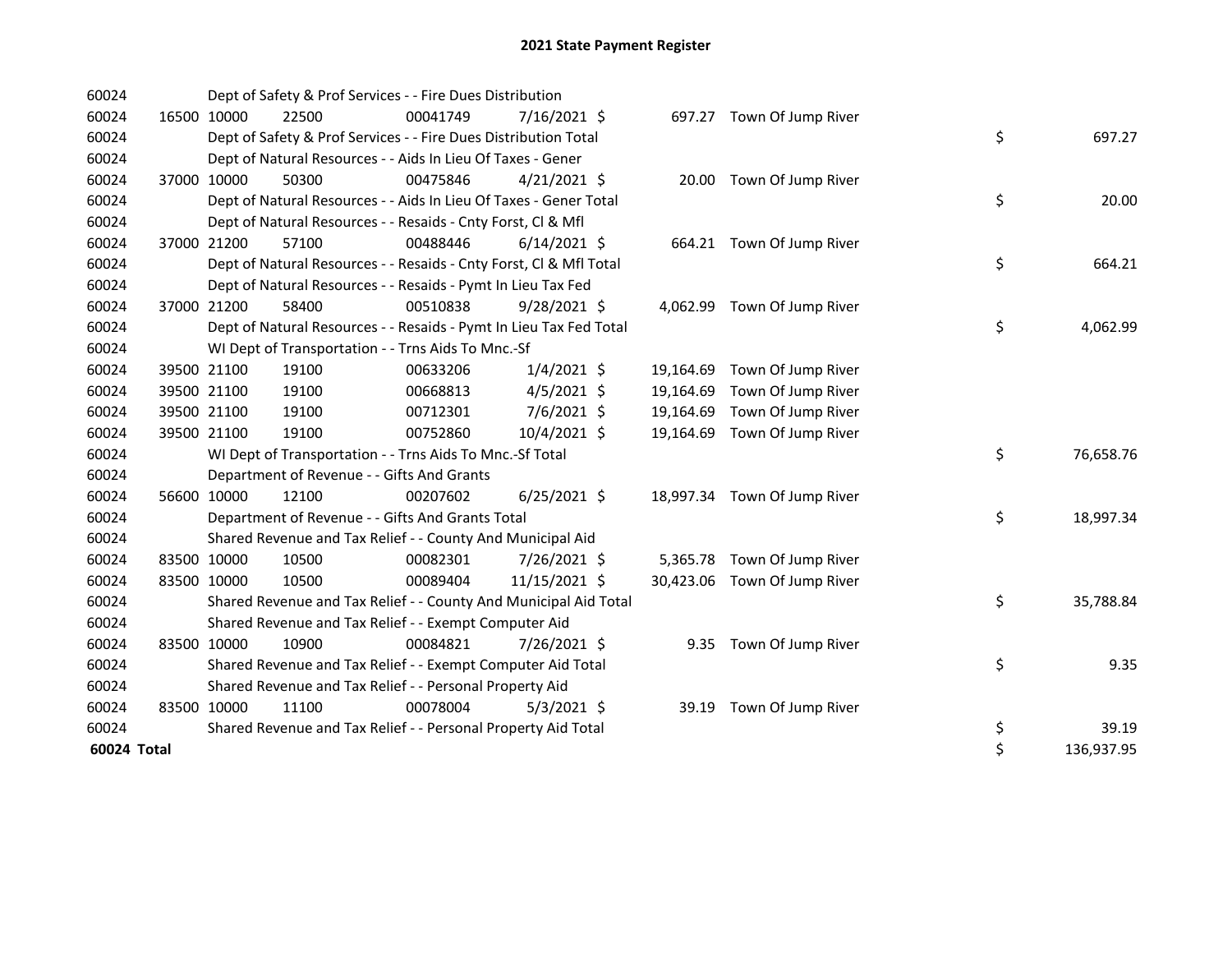# 2021 State Payment Register

| | | | | | | | | | |
|---|---|---|---|---|---|---|---|---|---|
| 60024 | | | Dept of Safety & Prof Services - - Fire Dues Distribution | | | | | | |
| 60024 | 16500 | 10000 | 22500 | 00041749 | 7/16/2021 | $ | 697.27 | Town Of Jump River | |
| 60024 | | | Dept of Safety & Prof Services - - Fire Dues Distribution Total | | | | | | $ 697.27 |
| 60024 | | | Dept of Natural Resources - - Aids In Lieu Of Taxes - Gener | | | | | | |
| 60024 | 37000 | 10000 | 50300 | 00475846 | 4/21/2021 | $ | 20.00 | Town Of Jump River | |
| 60024 | | | Dept of Natural Resources - - Aids In Lieu Of Taxes - Gener Total | | | | | | $ 20.00 |
| 60024 | | | Dept of Natural Resources - - Resaids - Cnty Forst, Cl & Mfl | | | | | | |
| 60024 | 37000 | 21200 | 57100 | 00488446 | 6/14/2021 | $ | 664.21 | Town Of Jump River | |
| 60024 | | | Dept of Natural Resources - - Resaids - Cnty Forst, Cl & Mfl Total | | | | | | $ 664.21 |
| 60024 | | | Dept of Natural Resources - - Resaids - Pymt In Lieu Tax Fed | | | | | | |
| 60024 | 37000 | 21200 | 58400 | 00510838 | 9/28/2021 | $ | 4,062.99 | Town Of Jump River | |
| 60024 | | | Dept of Natural Resources - - Resaids - Pymt In Lieu Tax Fed Total | | | | | | $ 4,062.99 |
| 60024 | | | WI Dept of Transportation - - Trns Aids To Mnc.-Sf | | | | | | |
| 60024 | 39500 | 21100 | 19100 | 00633206 | 1/4/2021 | $ | 19,164.69 | Town Of Jump River | |
| 60024 | 39500 | 21100 | 19100 | 00668813 | 4/5/2021 | $ | 19,164.69 | Town Of Jump River | |
| 60024 | 39500 | 21100 | 19100 | 00712301 | 7/6/2021 | $ | 19,164.69 | Town Of Jump River | |
| 60024 | 39500 | 21100 | 19100 | 00752860 | 10/4/2021 | $ | 19,164.69 | Town Of Jump River | |
| 60024 | | | WI Dept of Transportation - - Trns Aids To Mnc.-Sf Total | | | | | | $ 76,658.76 |
| 60024 | | | Department of Revenue - - Gifts And Grants | | | | | | |
| 60024 | 56600 | 10000 | 12100 | 00207602 | 6/25/2021 | $ | 18,997.34 | Town Of Jump River | |
| 60024 | | | Department of Revenue - - Gifts And Grants Total | | | | | | $ 18,997.34 |
| 60024 | | | Shared Revenue and Tax Relief - - County And Municipal Aid | | | | | | |
| 60024 | 83500 | 10000 | 10500 | 00082301 | 7/26/2021 | $ | 5,365.78 | Town Of Jump River | |
| 60024 | 83500 | 10000 | 10500 | 00089404 | 11/15/2021 | $ | 30,423.06 | Town Of Jump River | |
| 60024 | | | Shared Revenue and Tax Relief - - County And Municipal Aid Total | | | | | | $ 35,788.84 |
| 60024 | | | Shared Revenue and Tax Relief - - Exempt Computer Aid | | | | | | |
| 60024 | 83500 | 10000 | 10900 | 00084821 | 7/26/2021 | $ | 9.35 | Town Of Jump River | |
| 60024 | | | Shared Revenue and Tax Relief - - Exempt Computer Aid Total | | | | | | $ 9.35 |
| 60024 | | | Shared Revenue and Tax Relief - - Personal Property Aid | | | | | | |
| 60024 | 83500 | 10000 | 11100 | 00078004 | 5/3/2021 | $ | 39.19 | Town Of Jump River | |
| 60024 | | | Shared Revenue and Tax Relief - - Personal Property Aid Total | | | | | | $ 39.19 |
| **60024 Total** | | | | | | | | | $ 136,937.95 |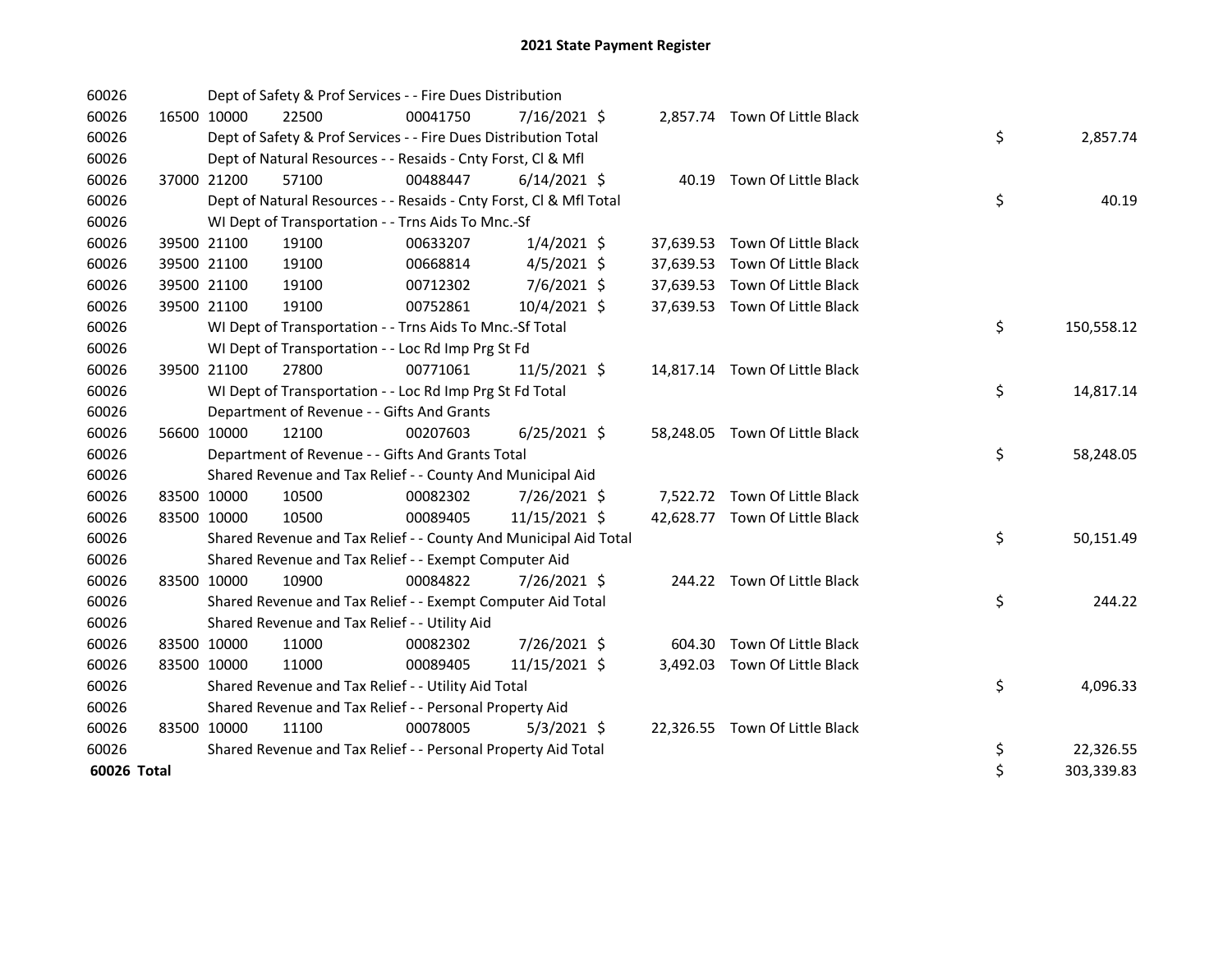# 2021 State Payment Register

| | | | | | | | | | |
|---|---|---|---|---|---|---|---|---|---|
| 60026 | | | Dept of Safety & Prof Services - - Fire Dues Distribution | | | | | | |
| 60026 | 16500 | 10000 | 22500 | 00041750 | 7/16/2021 | $ | 2,857.74 | Town Of Little Black | |
| 60026 | | | Dept of Safety & Prof Services - - Fire Dues Distribution Total | | | | | | $ 2,857.74 |
| 60026 | | | Dept of Natural Resources - - Resaids - Cnty Forst, Cl & Mfl | | | | | | |
| 60026 | 37000 | 21200 | 57100 | 00488447 | 6/14/2021 | $ | 40.19 | Town Of Little Black | |
| 60026 | | | Dept of Natural Resources - - Resaids - Cnty Forst, Cl & Mfl Total | | | | | | $ 40.19 |
| 60026 | | | WI Dept of Transportation - - Trns Aids To Mnc.-Sf | | | | | | |
| 60026 | 39500 | 21100 | 19100 | 00633207 | 1/4/2021 | $ | 37,639.53 | Town Of Little Black | |
| 60026 | 39500 | 21100 | 19100 | 00668814 | 4/5/2021 | $ | 37,639.53 | Town Of Little Black | |
| 60026 | 39500 | 21100 | 19100 | 00712302 | 7/6/2021 | $ | 37,639.53 | Town Of Little Black | |
| 60026 | 39500 | 21100 | 19100 | 00752861 | 10/4/2021 | $ | 37,639.53 | Town Of Little Black | |
| 60026 | | | WI Dept of Transportation - - Trns Aids To Mnc.-Sf Total | | | | | | $ 150,558.12 |
| 60026 | | | WI Dept of Transportation - - Loc Rd Imp Prg St Fd | | | | | | |
| 60026 | 39500 | 21100 | 27800 | 00771061 | 11/5/2021 | $ | 14,817.14 | Town Of Little Black | |
| 60026 | | | WI Dept of Transportation - - Loc Rd Imp Prg St Fd Total | | | | | | $ 14,817.14 |
| 60026 | | | Department of Revenue - - Gifts And Grants | | | | | | |
| 60026 | 56600 | 10000 | 12100 | 00207603 | 6/25/2021 | $ | 58,248.05 | Town Of Little Black | |
| 60026 | | | Department of Revenue - - Gifts And Grants Total | | | | | | $ 58,248.05 |
| 60026 | | | Shared Revenue and Tax Relief - - County And Municipal Aid | | | | | | |
| 60026 | 83500 | 10000 | 10500 | 00082302 | 7/26/2021 | $ | 7,522.72 | Town Of Little Black | |
| 60026 | 83500 | 10000 | 10500 | 00089405 | 11/15/2021 | $ | 42,628.77 | Town Of Little Black | |
| 60026 | | | Shared Revenue and Tax Relief - - County And Municipal Aid Total | | | | | | $ 50,151.49 |
| 60026 | | | Shared Revenue and Tax Relief - - Exempt Computer Aid | | | | | | |
| 60026 | 83500 | 10000 | 10900 | 00084822 | 7/26/2021 | $ | 244.22 | Town Of Little Black | |
| 60026 | | | Shared Revenue and Tax Relief - - Exempt Computer Aid Total | | | | | | $ 244.22 |
| 60026 | | | Shared Revenue and Tax Relief - - Utility Aid | | | | | | |
| 60026 | 83500 | 10000 | 11000 | 00082302 | 7/26/2021 | $ | 604.30 | Town Of Little Black | |
| 60026 | 83500 | 10000 | 11000 | 00089405 | 11/15/2021 | $ | 3,492.03 | Town Of Little Black | |
| 60026 | | | Shared Revenue and Tax Relief - - Utility Aid Total | | | | | | $ 4,096.33 |
| 60026 | | | Shared Revenue and Tax Relief - - Personal Property Aid | | | | | | |
| 60026 | 83500 | 10000 | 11100 | 00078005 | 5/3/2021 | $ | 22,326.55 | Town Of Little Black | |
| 60026 | | | Shared Revenue and Tax Relief - - Personal Property Aid Total | | | | | | $ 22,326.55 |
| **60026 Total** | | | | | | | | | $ 303,339.83 |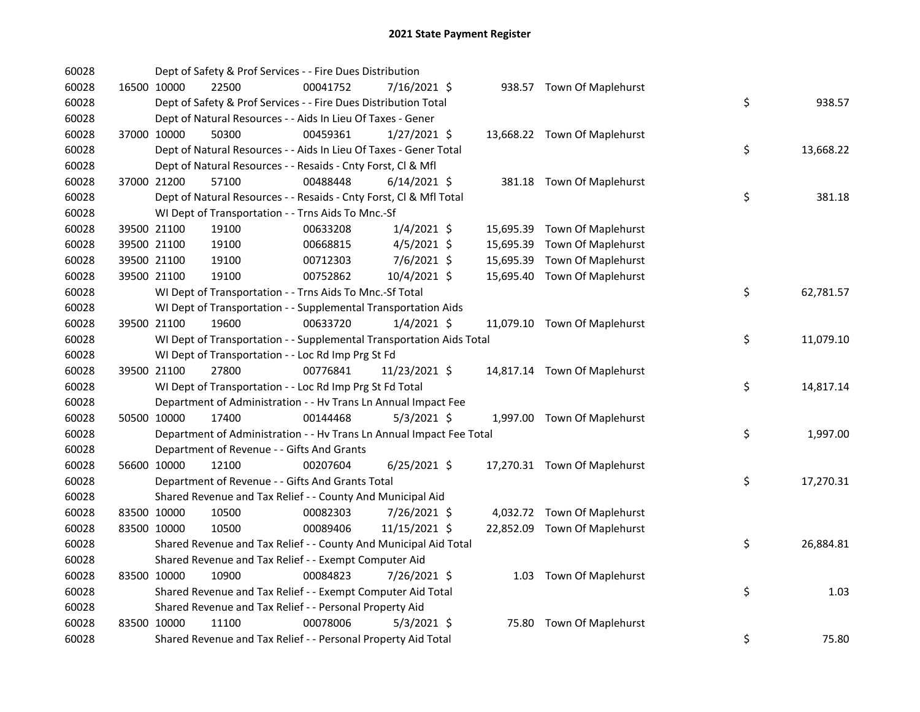# 2021 State Payment Register

| | | | | | | | | | |
|---|---|---|---|---|---|---|---|---|---|
| 60028 | | | Dept of Safety & Prof Services - - Fire Dues Distribution | | | | | | |
| 60028 | 16500 | 10000 | 22500 | 00041752 | 7/16/2021 | $ | 938.57 | Town Of Maplehurst | |
| 60028 | | | Dept of Safety & Prof Services - - Fire Dues Distribution Total | | | | | | $ 938.57 |
| 60028 | | | Dept of Natural Resources - - Aids In Lieu Of Taxes - Gener | | | | | | |
| 60028 | 37000 | 10000 | 50300 | 00459361 | 1/27/2021 | $ | 13,668.22 | Town Of Maplehurst | |
| 60028 | | | Dept of Natural Resources - - Aids In Lieu Of Taxes - Gener Total | | | | | | $ 13,668.22 |
| 60028 | | | Dept of Natural Resources - - Resaids - Cnty Forst, Cl & Mfl | | | | | | |
| 60028 | 37000 | 21200 | 57100 | 00488448 | 6/14/2021 | $ | 381.18 | Town Of Maplehurst | |
| 60028 | | | Dept of Natural Resources - - Resaids - Cnty Forst, Cl & Mfl Total | | | | | | $ 381.18 |
| 60028 | | | WI Dept of Transportation - - Trns Aids To Mnc.-Sf | | | | | | |
| 60028 | 39500 | 21100 | 19100 | 00633208 | 1/4/2021 | $ | 15,695.39 | Town Of Maplehurst | |
| 60028 | 39500 | 21100 | 19100 | 00668815 | 4/5/2021 | $ | 15,695.39 | Town Of Maplehurst | |
| 60028 | 39500 | 21100 | 19100 | 00712303 | 7/6/2021 | $ | 15,695.39 | Town Of Maplehurst | |
| 60028 | 39500 | 21100 | 19100 | 00752862 | 10/4/2021 | $ | 15,695.40 | Town Of Maplehurst | |
| 60028 | | | WI Dept of Transportation - - Trns Aids To Mnc.-Sf Total | | | | | | $ 62,781.57 |
| 60028 | | | WI Dept of Transportation - - Supplemental Transportation Aids | | | | | | |
| 60028 | 39500 | 21100 | 19600 | 00633720 | 1/4/2021 | $ | 11,079.10 | Town Of Maplehurst | |
| 60028 | | | WI Dept of Transportation - - Supplemental Transportation Aids Total | | | | | | $ 11,079.10 |
| 60028 | | | WI Dept of Transportation - - Loc Rd Imp Prg St Fd | | | | | | |
| 60028 | 39500 | 21100 | 27800 | 00776841 | 11/23/2021 | $ | 14,817.14 | Town Of Maplehurst | |
| 60028 | | | WI Dept of Transportation - - Loc Rd Imp Prg St Fd Total | | | | | | $ 14,817.14 |
| 60028 | | | Department of Administration - - Hv Trans Ln Annual Impact Fee | | | | | | |
| 60028 | 50500 | 10000 | 17400 | 00144468 | 5/3/2021 | $ | 1,997.00 | Town Of Maplehurst | |
| 60028 | | | Department of Administration - - Hv Trans Ln Annual Impact Fee Total | | | | | | $ 1,997.00 |
| 60028 | | | Department of Revenue - - Gifts And Grants | | | | | | |
| 60028 | 56600 | 10000 | 12100 | 00207604 | 6/25/2021 | $ | 17,270.31 | Town Of Maplehurst | |
| 60028 | | | Department of Revenue - - Gifts And Grants Total | | | | | | $ 17,270.31 |
| 60028 | | | Shared Revenue and Tax Relief - - County And Municipal Aid | | | | | | |
| 60028 | 83500 | 10000 | 10500 | 00082303 | 7/26/2021 | $ | 4,032.72 | Town Of Maplehurst | |
| 60028 | 83500 | 10000 | 10500 | 00089406 | 11/15/2021 | $ | 22,852.09 | Town Of Maplehurst | |
| 60028 | | | Shared Revenue and Tax Relief - - County And Municipal Aid Total | | | | | | $ 26,884.81 |
| 60028 | | | Shared Revenue and Tax Relief - - Exempt Computer Aid | | | | | | |
| 60028 | 83500 | 10000 | 10900 | 00084823 | 7/26/2021 | $ | 1.03 | Town Of Maplehurst | |
| 60028 | | | Shared Revenue and Tax Relief - - Exempt Computer Aid Total | | | | | | $ 1.03 |
| 60028 | | | Shared Revenue and Tax Relief - - Personal Property Aid | | | | | | |
| 60028 | 83500 | 10000 | 11100 | 00078006 | 5/3/2021 | $ | 75.80 | Town Of Maplehurst | |
| 60028 | | | Shared Revenue and Tax Relief - - Personal Property Aid Total | | | | | | $ 75.80 |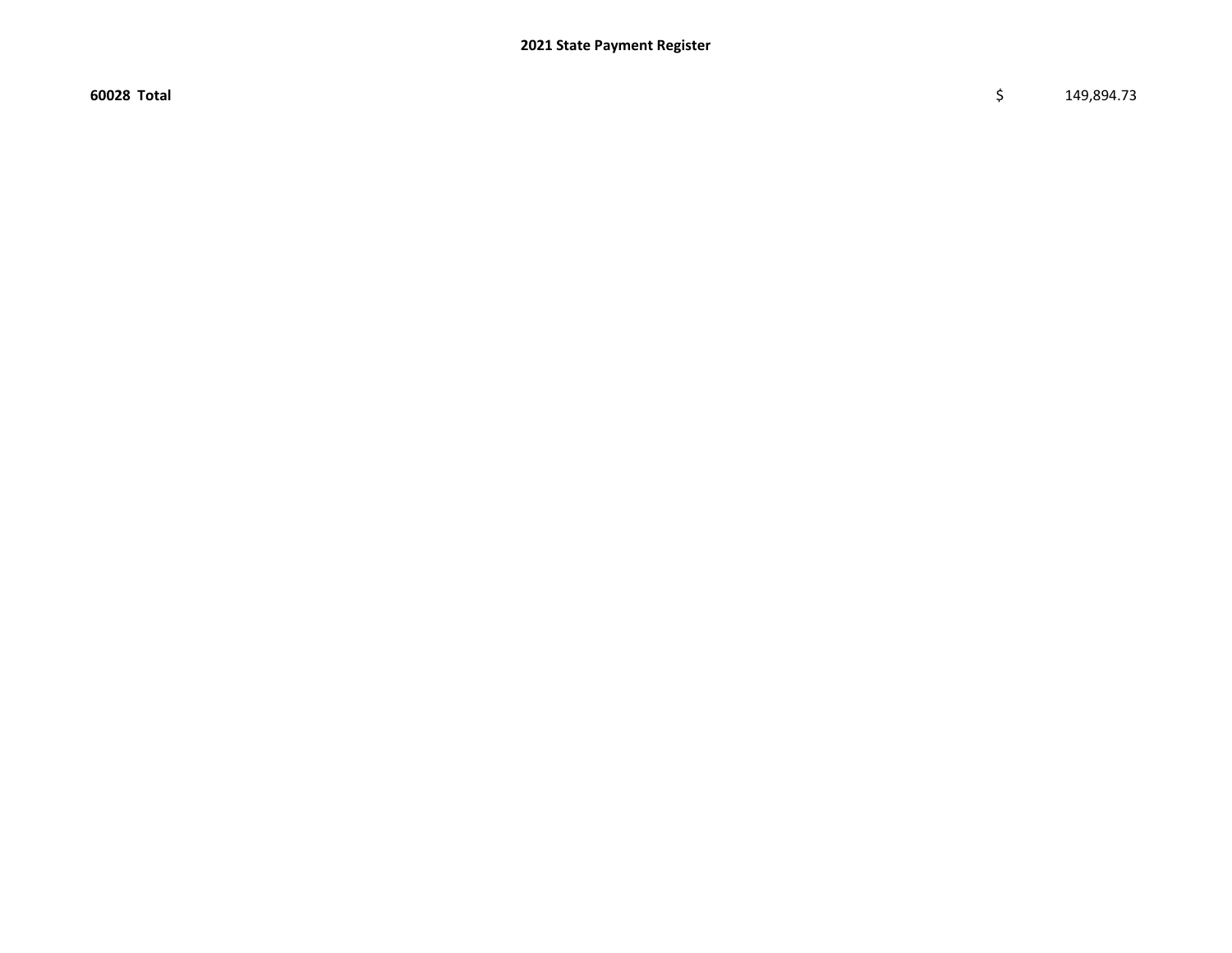**60028 Total** $ 149,894.73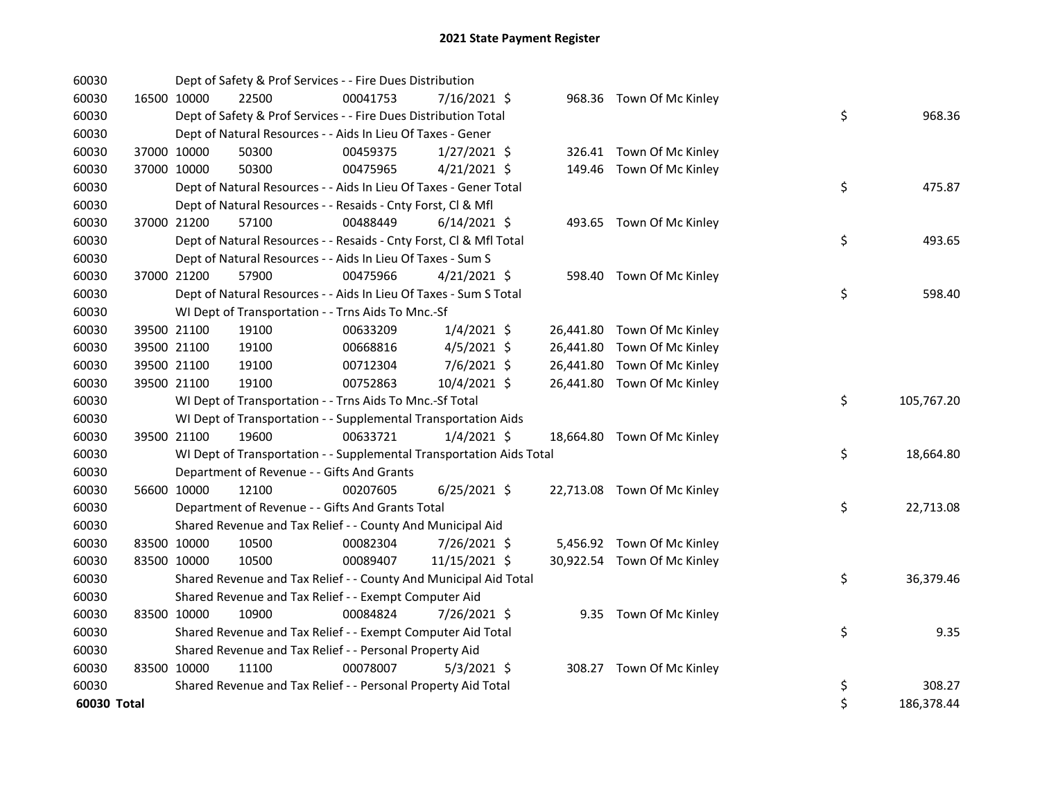# 2021 State Payment Register

| | | | | | | | | | |
|---|---|---|---|---|---|---|---|---|---|
| 60030 | | | Dept of Safety & Prof Services - - Fire Dues Distribution | | | | | | |
| 60030 | 16500 | 10000 | 22500 | 00041753 | 7/16/2021 | $ 968.36 | Town Of Mc Kinley | | |
| 60030 | | | Dept of Safety & Prof Services - - Fire Dues Distribution Total | | | | | $ | 968.36 |
| 60030 | | | Dept of Natural Resources - - Aids In Lieu Of Taxes - Gener | | | | | | |
| 60030 | 37000 | 10000 | 50300 | 00459375 | 1/27/2021 | $ 326.41 | Town Of Mc Kinley | | |
| 60030 | 37000 | 10000 | 50300 | 00475965 | 4/21/2021 | $ 149.46 | Town Of Mc Kinley | | |
| 60030 | | | Dept of Natural Resources - - Aids In Lieu Of Taxes - Gener Total | | | | | $ | 475.87 |
| 60030 | | | Dept of Natural Resources - - Resaids - Cnty Forst, Cl & Mfl | | | | | | |
| 60030 | 37000 | 21200 | 57100 | 00488449 | 6/14/2021 | $ 493.65 | Town Of Mc Kinley | | |
| 60030 | | | Dept of Natural Resources - - Resaids - Cnty Forst, Cl & Mfl Total | | | | | $ | 493.65 |
| 60030 | | | Dept of Natural Resources - - Aids In Lieu Of Taxes - Sum S | | | | | | |
| 60030 | 37000 | 21200 | 57900 | 00475966 | 4/21/2021 | $ 598.40 | Town Of Mc Kinley | | |
| 60030 | | | Dept of Natural Resources - - Aids In Lieu Of Taxes - Sum S Total | | | | | $ | 598.40 |
| 60030 | | | WI Dept of Transportation - - Trns Aids To Mnc.-Sf | | | | | | |
| 60030 | 39500 | 21100 | 19100 | 00633209 | 1/4/2021 | $ 26,441.80 | Town Of Mc Kinley | | |
| 60030 | 39500 | 21100 | 19100 | 00668816 | 4/5/2021 | $ 26,441.80 | Town Of Mc Kinley | | |
| 60030 | 39500 | 21100 | 19100 | 00712304 | 7/6/2021 | $ 26,441.80 | Town Of Mc Kinley | | |
| 60030 | 39500 | 21100 | 19100 | 00752863 | 10/4/2021 | $ 26,441.80 | Town Of Mc Kinley | | |
| 60030 | | | WI Dept of Transportation - - Trns Aids To Mnc.-Sf Total | | | | | $ | 105,767.20 |
| 60030 | | | WI Dept of Transportation - - Supplemental Transportation Aids | | | | | | |
| 60030 | 39500 | 21100 | 19600 | 00633721 | 1/4/2021 | $ 18,664.80 | Town Of Mc Kinley | | |
| 60030 | | | WI Dept of Transportation - - Supplemental Transportation Aids Total | | | | | $ | 18,664.80 |
| 60030 | | | Department of Revenue - - Gifts And Grants | | | | | | |
| 60030 | 56600 | 10000 | 12100 | 00207605 | 6/25/2021 | $ 22,713.08 | Town Of Mc Kinley | | |
| 60030 | | | Department of Revenue - - Gifts And Grants Total | | | | | $ | 22,713.08 |
| 60030 | | | Shared Revenue and Tax Relief - - County And Municipal Aid | | | | | | |
| 60030 | 83500 | 10000 | 10500 | 00082304 | 7/26/2021 | $ 5,456.92 | Town Of Mc Kinley | | |
| 60030 | 83500 | 10000 | 10500 | 00089407 | 11/15/2021 | $ 30,922.54 | Town Of Mc Kinley | | |
| 60030 | | | Shared Revenue and Tax Relief - - County And Municipal Aid Total | | | | | $ | 36,379.46 |
| 60030 | | | Shared Revenue and Tax Relief - - Exempt Computer Aid | | | | | | |
| 60030 | 83500 | 10000 | 10900 | 00084824 | 7/26/2021 | $ 9.35 | Town Of Mc Kinley | | |
| 60030 | | | Shared Revenue and Tax Relief - - Exempt Computer Aid Total | | | | | $ | 9.35 |
| 60030 | | | Shared Revenue and Tax Relief - - Personal Property Aid | | | | | | |
| 60030 | 83500 | 10000 | 11100 | 00078007 | 5/3/2021 | $ 308.27 | Town Of Mc Kinley | | |
| 60030 | | | Shared Revenue and Tax Relief - - Personal Property Aid Total | | | | | $ | 308.27 |
| **60030 Total** | | | | | | | | $ | 186,378.44 |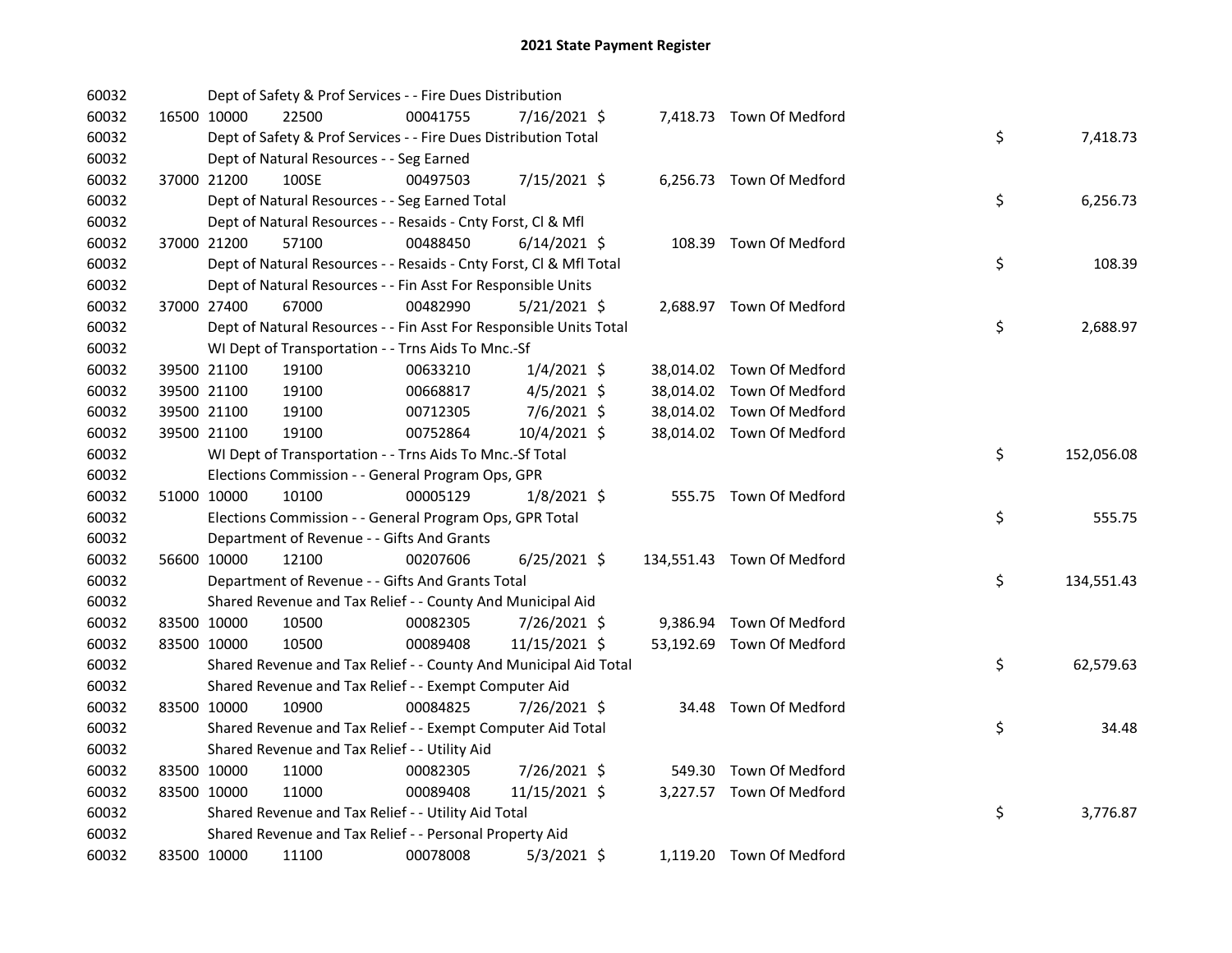# 2021 State Payment Register

| | | | | | | | | | |
|---|---|---|---|---|---|---|---|---|---|
| 60032 | | Dept of Safety & Prof Services - - Fire Dues Distribution | | | | | | | |
| 60032 | 16500 | 10000 | 22500 | 00041755 | 7/16/2021 | $ 7,418.73 | Town Of Medford | | |
| 60032 | | Dept of Safety & Prof Services - - Fire Dues Distribution Total | | | | | | $ | 7,418.73 |
| 60032 | | Dept of Natural Resources - - Seg Earned | | | | | | | |
| 60032 | 37000 | 21200 | 100SE | 00497503 | 7/15/2021 | $ 6,256.73 | Town Of Medford | | |
| 60032 | | Dept of Natural Resources - - Seg Earned Total | | | | | | $ | 6,256.73 |
| 60032 | | Dept of Natural Resources - - Resaids - Cnty Forst, Cl & Mfl | | | | | | | |
| 60032 | 37000 | 21200 | 57100 | 00488450 | 6/14/2021 | $ 108.39 | Town Of Medford | | |
| 60032 | | Dept of Natural Resources - - Resaids - Cnty Forst, Cl & Mfl Total | | | | | | $ | 108.39 |
| 60032 | | Dept of Natural Resources - - Fin Asst For Responsible Units | | | | | | | |
| 60032 | 37000 | 27400 | 67000 | 00482990 | 5/21/2021 | $ 2,688.97 | Town Of Medford | | |
| 60032 | | Dept of Natural Resources - - Fin Asst For Responsible Units Total | | | | | | $ | 2,688.97 |
| 60032 | | WI Dept of Transportation - - Trns Aids To Mnc.-Sf | | | | | | | |
| 60032 | 39500 | 21100 | 19100 | 00633210 | 1/4/2021 | $ 38,014.02 | Town Of Medford | | |
| 60032 | 39500 | 21100 | 19100 | 00668817 | 4/5/2021 | $ 38,014.02 | Town Of Medford | | |
| 60032 | 39500 | 21100 | 19100 | 00712305 | 7/6/2021 | $ 38,014.02 | Town Of Medford | | |
| 60032 | 39500 | 21100 | 19100 | 00752864 | 10/4/2021 | $ 38,014.02 | Town Of Medford | | |
| 60032 | | WI Dept of Transportation - - Trns Aids To Mnc.-Sf Total | | | | | | $ | 152,056.08 |
| 60032 | | Elections Commission - - General Program Ops, GPR | | | | | | | |
| 60032 | 51000 | 10000 | 10100 | 00005129 | 1/8/2021 | $ 555.75 | Town Of Medford | | |
| 60032 | | Elections Commission - - General Program Ops, GPR Total | | | | | | $ | 555.75 |
| 60032 | | Department of Revenue - - Gifts And Grants | | | | | | | |
| 60032 | 56600 | 10000 | 12100 | 00207606 | 6/25/2021 | $ 134,551.43 | Town Of Medford | | |
| 60032 | | Department of Revenue - - Gifts And Grants Total | | | | | | $ | 134,551.43 |
| 60032 | | Shared Revenue and Tax Relief - - County And Municipal Aid | | | | | | | |
| 60032 | 83500 | 10000 | 10500 | 00082305 | 7/26/2021 | $ 9,386.94 | Town Of Medford | | |
| 60032 | 83500 | 10000 | 10500 | 00089408 | 11/15/2021 | $ 53,192.69 | Town Of Medford | | |
| 60032 | | Shared Revenue and Tax Relief - - County And Municipal Aid Total | | | | | | $ | 62,579.63 |
| 60032 | | Shared Revenue and Tax Relief - - Exempt Computer Aid | | | | | | | |
| 60032 | 83500 | 10000 | 10900 | 00084825 | 7/26/2021 | $ 34.48 | Town Of Medford | | |
| 60032 | | Shared Revenue and Tax Relief - - Exempt Computer Aid Total | | | | | | $ | 34.48 |
| 60032 | | Shared Revenue and Tax Relief - - Utility Aid | | | | | | | |
| 60032 | 83500 | 10000 | 11000 | 00082305 | 7/26/2021 | $ 549.30 | Town Of Medford | | |
| 60032 | 83500 | 10000 | 11000 | 00089408 | 11/15/2021 | $ 3,227.57 | Town Of Medford | | |
| 60032 | | Shared Revenue and Tax Relief - - Utility Aid Total | | | | | | $ | 3,776.87 |
| 60032 | | Shared Revenue and Tax Relief - - Personal Property Aid | | | | | | | |
| 60032 | 83500 | 10000 | 11100 | 00078008 | 5/3/2021 | $ 1,119.20 | Town Of Medford | | |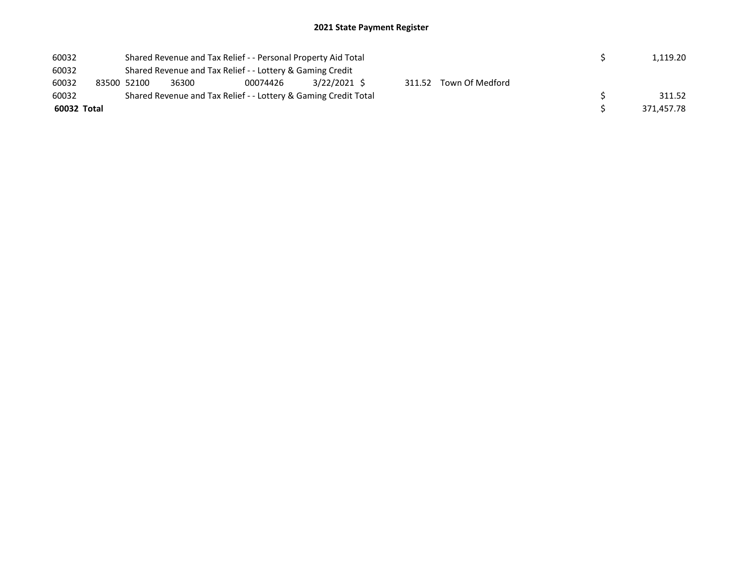**2021 State Payment Register**

| | | | | | | | | | |
|---|---|---|---|---|---|---|---|---|---|
| 60032 | | Shared Revenue and Tax Relief - - Personal Property Aid Total | | | | | | $ | 1,119.20 |
| 60032 | | Shared Revenue and Tax Relief - - Lottery & Gaming Credit | | | | | | | |
| 60032 | 83500 | 52100 | 36300 | 00074426 | 3/22/2021 | $ 311.52 | Town Of Medford | | |
| 60032 | | Shared Revenue and Tax Relief - - Lottery & Gaming Credit Total | | | | | | $ | 311.52 |
| **60032 Total** | | | | | | | | $ | 371,457.78 |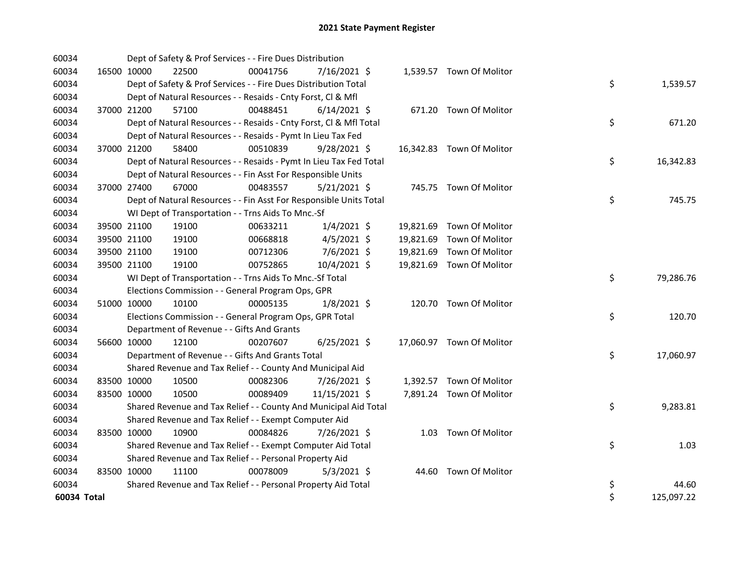# 2021 State Payment Register

| | | | | | | | | |
|---|---|---|---|---|---|---|---|---|
| 60034 | | Dept of Safety & Prof Services - - Fire Dues Distribution | | | | | | |
| 60034 | 16500 | 10000 | 22500 | 00041756 | 7/16/2021 | $ 1,539.57 | Town Of Molitor | |
| 60034 | | Dept of Safety & Prof Services - - Fire Dues Distribution Total | | | | | | $ 1,539.57 |
| 60034 | | Dept of Natural Resources - - Resaids - Cnty Forst, Cl & Mfl | | | | | | |
| 60034 | 37000 | 21200 | 57100 | 00488451 | 6/14/2021 | $ 671.20 | Town Of Molitor | |
| 60034 | | Dept of Natural Resources - - Resaids - Cnty Forst, Cl & Mfl Total | | | | | | $ 671.20 |
| 60034 | | Dept of Natural Resources - - Resaids - Pymt In Lieu Tax Fed | | | | | | |
| 60034 | 37000 | 21200 | 58400 | 00510839 | 9/28/2021 | $ 16,342.83 | Town Of Molitor | |
| 60034 | | Dept of Natural Resources - - Resaids - Pymt In Lieu Tax Fed Total | | | | | | $ 16,342.83 |
| 60034 | | Dept of Natural Resources - - Fin Asst For Responsible Units | | | | | | |
| 60034 | 37000 | 27400 | 67000 | 00483557 | 5/21/2021 | $ 745.75 | Town Of Molitor | |
| 60034 | | Dept of Natural Resources - - Fin Asst For Responsible Units Total | | | | | | $ 745.75 |
| 60034 | | WI Dept of Transportation - - Trns Aids To Mnc.-Sf | | | | | | |
| 60034 | 39500 | 21100 | 19100 | 00633211 | 1/4/2021 | $ 19,821.69 | Town Of Molitor | |
| 60034 | 39500 | 21100 | 19100 | 00668818 | 4/5/2021 | $ 19,821.69 | Town Of Molitor | |
| 60034 | 39500 | 21100 | 19100 | 00712306 | 7/6/2021 | $ 19,821.69 | Town Of Molitor | |
| 60034 | 39500 | 21100 | 19100 | 00752865 | 10/4/2021 | $ 19,821.69 | Town Of Molitor | |
| 60034 | | WI Dept of Transportation - - Trns Aids To Mnc.-Sf Total | | | | | | $ 79,286.76 |
| 60034 | | Elections Commission - - General Program Ops, GPR | | | | | | |
| 60034 | 51000 | 10000 | 10100 | 00005135 | 1/8/2021 | $ 120.70 | Town Of Molitor | |
| 60034 | | Elections Commission - - General Program Ops, GPR Total | | | | | | $ 120.70 |
| 60034 | | Department of Revenue - - Gifts And Grants | | | | | | |
| 60034 | 56600 | 10000 | 12100 | 00207607 | 6/25/2021 | $ 17,060.97 | Town Of Molitor | |
| 60034 | | Department of Revenue - - Gifts And Grants Total | | | | | | $ 17,060.97 |
| 60034 | | Shared Revenue and Tax Relief - - County And Municipal Aid | | | | | | |
| 60034 | 83500 | 10000 | 10500 | 00082306 | 7/26/2021 | $ 1,392.57 | Town Of Molitor | |
| 60034 | 83500 | 10000 | 10500 | 00089409 | 11/15/2021 | $ 7,891.24 | Town Of Molitor | |
| 60034 | | Shared Revenue and Tax Relief - - County And Municipal Aid Total | | | | | | $ 9,283.81 |
| 60034 | | Shared Revenue and Tax Relief - - Exempt Computer Aid | | | | | | |
| 60034 | 83500 | 10000 | 10900 | 00084826 | 7/26/2021 | $ 1.03 | Town Of Molitor | |
| 60034 | | Shared Revenue and Tax Relief - - Exempt Computer Aid Total | | | | | | $ 1.03 |
| 60034 | | Shared Revenue and Tax Relief - - Personal Property Aid | | | | | | |
| 60034 | 83500 | 10000 | 11100 | 00078009 | 5/3/2021 | $ 44.60 | Town Of Molitor | |
| 60034 | | Shared Revenue and Tax Relief - - Personal Property Aid Total | | | | | | $ 44.60 |
| **60034 Total** | | | | | | | | $ 125,097.22 |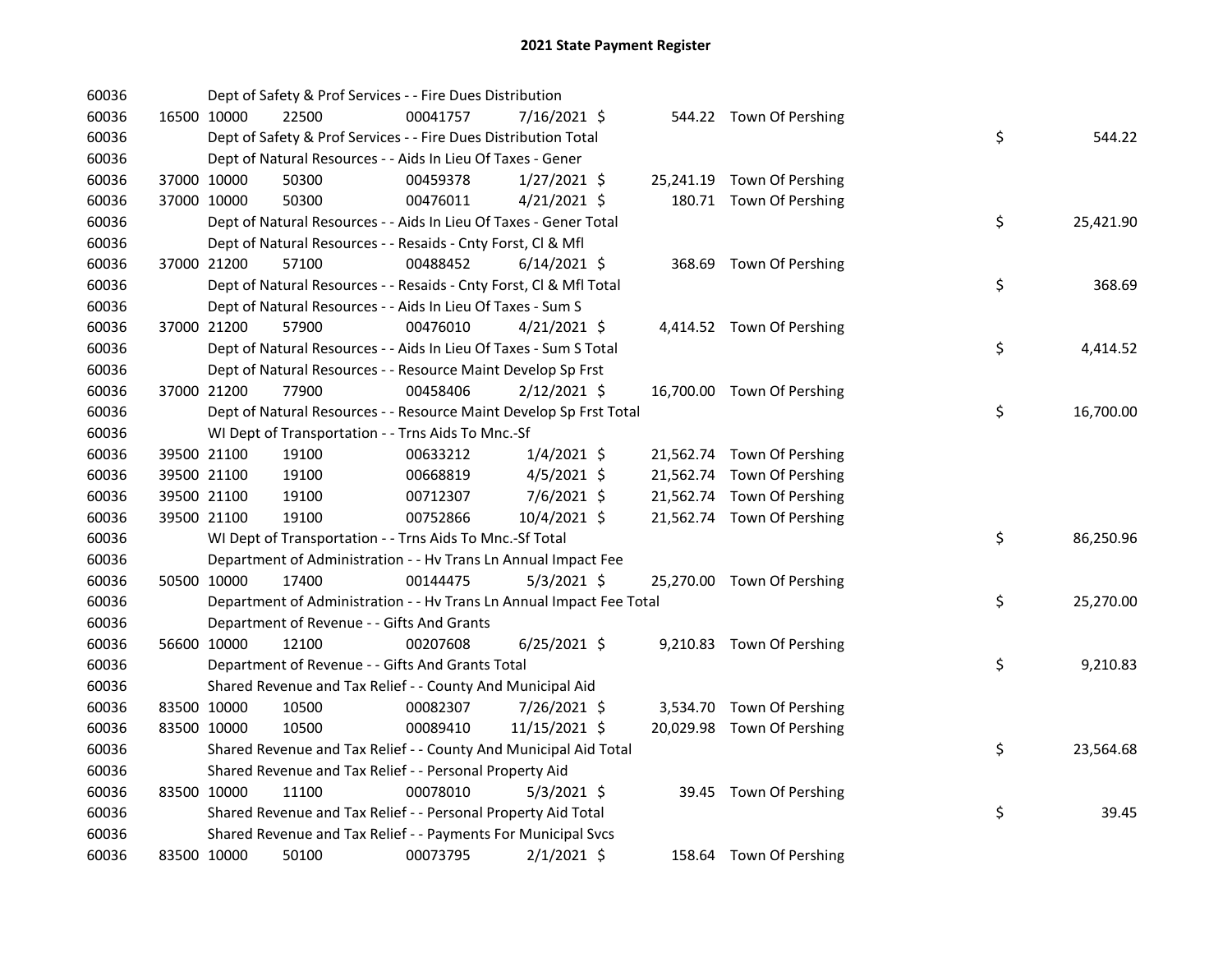# 2021 State Payment Register

| | | | | | | | | | |
|---|---|---|---|---|---|---|---|---|---|
| 60036 | | Dept of Safety & Prof Services - - Fire Dues Distribution | | | | | | | |
| 60036 | 16500 | 10000 | 22500 | 00041757 | 7/16/2021 | $ 544.22 | Town Of Pershing | | |
| 60036 | | Dept of Safety & Prof Services - - Fire Dues Distribution Total | | | | | | $ | 544.22 |
| 60036 | | Dept of Natural Resources - - Aids In Lieu Of Taxes - Gener | | | | | | | |
| 60036 | 37000 | 10000 | 50300 | 00459378 | 1/27/2021 | $ 25,241.19 | Town Of Pershing | | |
| 60036 | 37000 | 10000 | 50300 | 00476011 | 4/21/2021 | $ 180.71 | Town Of Pershing | | |
| 60036 | | Dept of Natural Resources - - Aids In Lieu Of Taxes - Gener Total | | | | | | $ | 25,421.90 |
| 60036 | | Dept of Natural Resources - - Resaids - Cnty Forst, Cl & Mfl | | | | | | | |
| 60036 | 37000 | 21200 | 57100 | 00488452 | 6/14/2021 | $ 368.69 | Town Of Pershing | | |
| 60036 | | Dept of Natural Resources - - Resaids - Cnty Forst, Cl & Mfl Total | | | | | | $ | 368.69 |
| 60036 | | Dept of Natural Resources - - Aids In Lieu Of Taxes - Sum S | | | | | | | |
| 60036 | 37000 | 21200 | 57900 | 00476010 | 4/21/2021 | $ 4,414.52 | Town Of Pershing | | |
| 60036 | | Dept of Natural Resources - - Aids In Lieu Of Taxes - Sum S Total | | | | | | $ | 4,414.52 |
| 60036 | | Dept of Natural Resources - - Resource Maint Develop Sp Frst | | | | | | | |
| 60036 | 37000 | 21200 | 77900 | 00458406 | 2/12/2021 | $ 16,700.00 | Town Of Pershing | | |
| 60036 | | Dept of Natural Resources - - Resource Maint Develop Sp Frst Total | | | | | | $ | 16,700.00 |
| 60036 | | WI Dept of Transportation - - Trns Aids To Mnc.-Sf | | | | | | | |
| 60036 | 39500 | 21100 | 19100 | 00633212 | 1/4/2021 | $ 21,562.74 | Town Of Pershing | | |
| 60036 | 39500 | 21100 | 19100 | 00668819 | 4/5/2021 | $ 21,562.74 | Town Of Pershing | | |
| 60036 | 39500 | 21100 | 19100 | 00712307 | 7/6/2021 | $ 21,562.74 | Town Of Pershing | | |
| 60036 | 39500 | 21100 | 19100 | 00752866 | 10/4/2021 | $ 21,562.74 | Town Of Pershing | | |
| 60036 | | WI Dept of Transportation - - Trns Aids To Mnc.-Sf Total | | | | | | $ | 86,250.96 |
| 60036 | | Department of Administration - - Hv Trans Ln Annual Impact Fee | | | | | | | |
| 60036 | 50500 | 10000 | 17400 | 00144475 | 5/3/2021 | $ 25,270.00 | Town Of Pershing | | |
| 60036 | | Department of Administration - - Hv Trans Ln Annual Impact Fee Total | | | | | | $ | 25,270.00 |
| 60036 | | Department of Revenue - - Gifts And Grants | | | | | | | |
| 60036 | 56600 | 10000 | 12100 | 00207608 | 6/25/2021 | $ 9,210.83 | Town Of Pershing | | |
| 60036 | | Department of Revenue - - Gifts And Grants Total | | | | | | $ | 9,210.83 |
| 60036 | | Shared Revenue and Tax Relief - - County And Municipal Aid | | | | | | | |
| 60036 | 83500 | 10000 | 10500 | 00082307 | 7/26/2021 | $ 3,534.70 | Town Of Pershing | | |
| 60036 | 83500 | 10000 | 10500 | 00089410 | 11/15/2021 | $ 20,029.98 | Town Of Pershing | | |
| 60036 | | Shared Revenue and Tax Relief - - County And Municipal Aid Total | | | | | | $ | 23,564.68 |
| 60036 | | Shared Revenue and Tax Relief - - Personal Property Aid | | | | | | | |
| 60036 | 83500 | 10000 | 11100 | 00078010 | 5/3/2021 | $ 39.45 | Town Of Pershing | | |
| 60036 | | Shared Revenue and Tax Relief - - Personal Property Aid Total | | | | | | $ | 39.45 |
| 60036 | | Shared Revenue and Tax Relief - - Payments For Municipal Svcs | | | | | | | |
| 60036 | 83500 | 10000 | 50100 | 00073795 | 2/1/2021 | $ 158.64 | Town Of Pershing | | |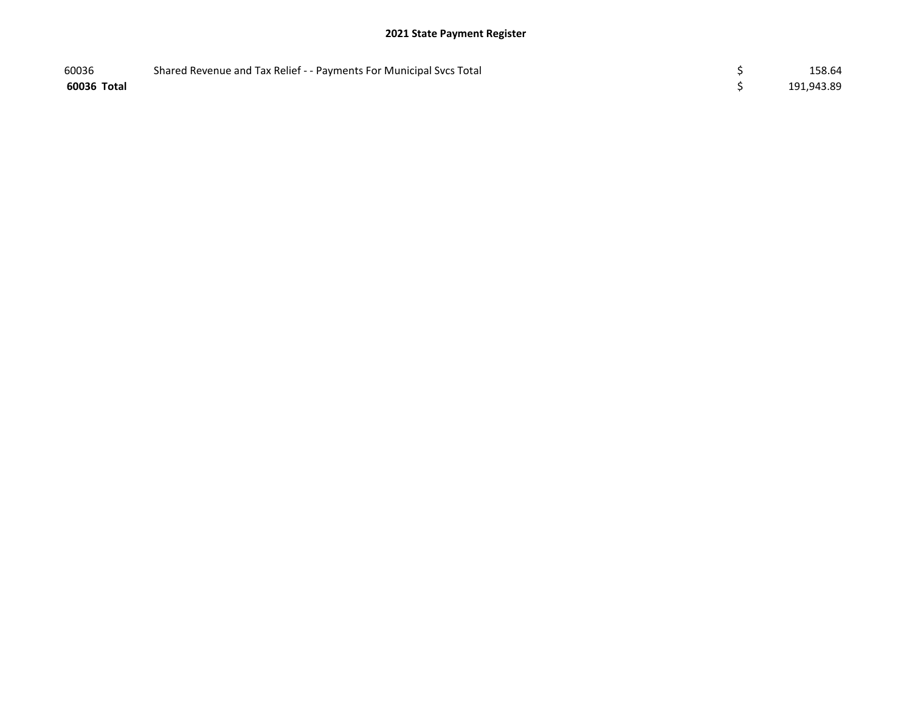## 2021 State Payment Register

| | | | |
|---|---|---|---|
| 60036 | Shared Revenue and Tax Relief - - Payments For Municipal Svcs Total | $ | 158.64 |
| **60036 Total** | | $ | 191,943.89 |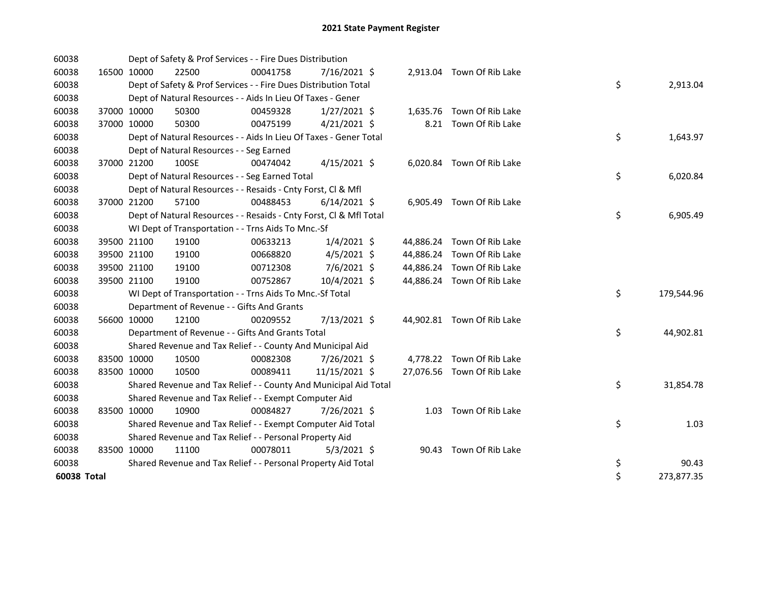# 2021 State Payment Register

| | | | | | | | | | |
|---|---|---|---|---|---|---|---|---|---|
| 60038 | | | Dept of Safety & Prof Services - - Fire Dues Distribution | | | | | | |
| 60038 | 16500 | 10000 | 22500 | 00041758 | 7/16/2021 | $ 2,913.04 | Town Of Rib Lake | | |
| 60038 | | | Dept of Safety & Prof Services - - Fire Dues Distribution Total | | | | | $ | 2,913.04 |
| 60038 | | | Dept of Natural Resources - - Aids In Lieu Of Taxes - Gener | | | | | | |
| 60038 | 37000 | 10000 | 50300 | 00459328 | 1/27/2021 | $ 1,635.76 | Town Of Rib Lake | | |
| 60038 | 37000 | 10000 | 50300 | 00475199 | 4/21/2021 | $ 8.21 | Town Of Rib Lake | | |
| 60038 | | | Dept of Natural Resources - - Aids In Lieu Of Taxes - Gener Total | | | | | $ | 1,643.97 |
| 60038 | | | Dept of Natural Resources - - Seg Earned | | | | | | |
| 60038 | 37000 | 21200 | 100SE | 00474042 | 4/15/2021 | $ 6,020.84 | Town Of Rib Lake | | |
| 60038 | | | Dept of Natural Resources - - Seg Earned Total | | | | | $ | 6,020.84 |
| 60038 | | | Dept of Natural Resources - - Resaids - Cnty Forst, Cl & Mfl | | | | | | |
| 60038 | 37000 | 21200 | 57100 | 00488453 | 6/14/2021 | $ 6,905.49 | Town Of Rib Lake | | |
| 60038 | | | Dept of Natural Resources - - Resaids - Cnty Forst, Cl & Mfl Total | | | | | $ | 6,905.49 |
| 60038 | | | WI Dept of Transportation - - Trns Aids To Mnc.-Sf | | | | | | |
| 60038 | 39500 | 21100 | 19100 | 00633213 | 1/4/2021 | $ 44,886.24 | Town Of Rib Lake | | |
| 60038 | 39500 | 21100 | 19100 | 00668820 | 4/5/2021 | $ 44,886.24 | Town Of Rib Lake | | |
| 60038 | 39500 | 21100 | 19100 | 00712308 | 7/6/2021 | $ 44,886.24 | Town Of Rib Lake | | |
| 60038 | 39500 | 21100 | 19100 | 00752867 | 10/4/2021 | $ 44,886.24 | Town Of Rib Lake | | |
| 60038 | | | WI Dept of Transportation - - Trns Aids To Mnc.-Sf Total | | | | | $ | 179,544.96 |
| 60038 | | | Department of Revenue - - Gifts And Grants | | | | | | |
| 60038 | 56600 | 10000 | 12100 | 00209552 | 7/13/2021 | $ 44,902.81 | Town Of Rib Lake | | |
| 60038 | | | Department of Revenue - - Gifts And Grants Total | | | | | $ | 44,902.81 |
| 60038 | | | Shared Revenue and Tax Relief - - County And Municipal Aid | | | | | | |
| 60038 | 83500 | 10000 | 10500 | 00082308 | 7/26/2021 | $ 4,778.22 | Town Of Rib Lake | | |
| 60038 | 83500 | 10000 | 10500 | 00089411 | 11/15/2021 | $ 27,076.56 | Town Of Rib Lake | | |
| 60038 | | | Shared Revenue and Tax Relief - - County And Municipal Aid Total | | | | | $ | 31,854.78 |
| 60038 | | | Shared Revenue and Tax Relief - - Exempt Computer Aid | | | | | | |
| 60038 | 83500 | 10000 | 10900 | 00084827 | 7/26/2021 | $ 1.03 | Town Of Rib Lake | | |
| 60038 | | | Shared Revenue and Tax Relief - - Exempt Computer Aid Total | | | | | $ | 1.03 |
| 60038 | | | Shared Revenue and Tax Relief - - Personal Property Aid | | | | | | |
| 60038 | 83500 | 10000 | 11100 | 00078011 | 5/3/2021 | $ 90.43 | Town Of Rib Lake | | |
| 60038 | | | Shared Revenue and Tax Relief - - Personal Property Aid Total | | | | | $ | 90.43 |
| **60038 Total** | | | | | | | | $ | 273,877.35 |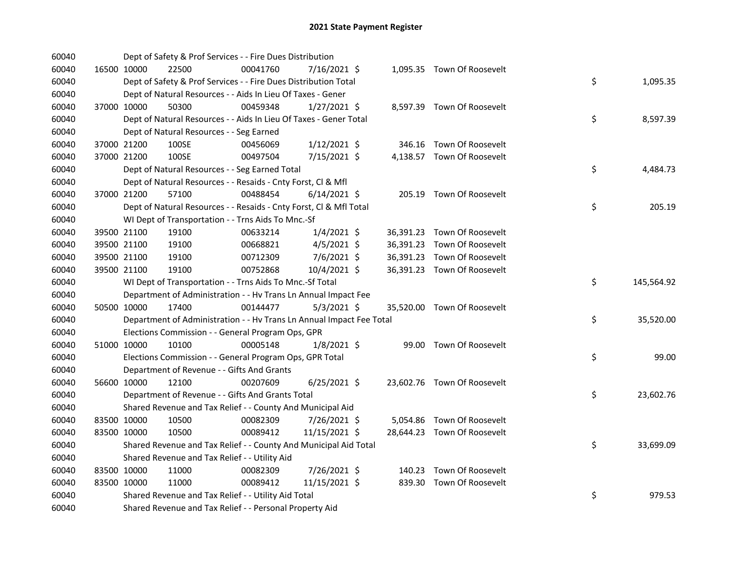# 2021 State Payment Register

| | | | | | | | | |
|---|---|---|---|---|---|---|---|---|
| 60040 | | Dept of Safety & Prof Services - - Fire Dues Distribution | | | | | | |
| 60040 | 16500 | 10000 | 22500 | 00041760 | 7/16/2021 $ | 1,095.35 | Town Of Roosevelt | |
| 60040 | | Dept of Safety & Prof Services - - Fire Dues Distribution Total | | | | | | $ 1,095.35 |
| 60040 | | Dept of Natural Resources - - Aids In Lieu Of Taxes - Gener | | | | | | |
| 60040 | 37000 | 10000 | 50300 | 00459348 | 1/27/2021 $ | 8,597.39 | Town Of Roosevelt | |
| 60040 | | Dept of Natural Resources - - Aids In Lieu Of Taxes - Gener Total | | | | | | $ 8,597.39 |
| 60040 | | Dept of Natural Resources - - Seg Earned | | | | | | |
| 60040 | 37000 | 21200 | 100SE | 00456069 | 1/12/2021 $ | 346.16 | Town Of Roosevelt | |
| 60040 | 37000 | 21200 | 100SE | 00497504 | 7/15/2021 $ | 4,138.57 | Town Of Roosevelt | |
| 60040 | | Dept of Natural Resources - - Seg Earned Total | | | | | | $ 4,484.73 |
| 60040 | | Dept of Natural Resources - - Resaids - Cnty Forst, Cl & Mfl | | | | | | |
| 60040 | 37000 | 21200 | 57100 | 00488454 | 6/14/2021 $ | 205.19 | Town Of Roosevelt | |
| 60040 | | Dept of Natural Resources - - Resaids - Cnty Forst, Cl & Mfl Total | | | | | | $ 205.19 |
| 60040 | | WI Dept of Transportation - - Trns Aids To Mnc.-Sf | | | | | | |
| 60040 | 39500 | 21100 | 19100 | 00633214 | 1/4/2021 $ | 36,391.23 | Town Of Roosevelt | |
| 60040 | 39500 | 21100 | 19100 | 00668821 | 4/5/2021 $ | 36,391.23 | Town Of Roosevelt | |
| 60040 | 39500 | 21100 | 19100 | 00712309 | 7/6/2021 $ | 36,391.23 | Town Of Roosevelt | |
| 60040 | 39500 | 21100 | 19100 | 00752868 | 10/4/2021 $ | 36,391.23 | Town Of Roosevelt | |
| 60040 | | WI Dept of Transportation - - Trns Aids To Mnc.-Sf Total | | | | | | $ 145,564.92 |
| 60040 | | Department of Administration - - Hv Trans Ln Annual Impact Fee | | | | | | |
| 60040 | 50500 | 10000 | 17400 | 00144477 | 5/3/2021 $ | 35,520.00 | Town Of Roosevelt | |
| 60040 | | Department of Administration - - Hv Trans Ln Annual Impact Fee Total | | | | | | $ 35,520.00 |
| 60040 | | Elections Commission - - General Program Ops, GPR | | | | | | |
| 60040 | 51000 | 10000 | 10100 | 00005148 | 1/8/2021 $ | 99.00 | Town Of Roosevelt | |
| 60040 | | Elections Commission - - General Program Ops, GPR Total | | | | | | $ 99.00 |
| 60040 | | Department of Revenue - - Gifts And Grants | | | | | | |
| 60040 | 56600 | 10000 | 12100 | 00207609 | 6/25/2021 $ | 23,602.76 | Town Of Roosevelt | |
| 60040 | | Department of Revenue - - Gifts And Grants Total | | | | | | $ 23,602.76 |
| 60040 | | Shared Revenue and Tax Relief - - County And Municipal Aid | | | | | | |
| 60040 | 83500 | 10000 | 10500 | 00082309 | 7/26/2021 $ | 5,054.86 | Town Of Roosevelt | |
| 60040 | 83500 | 10000 | 10500 | 00089412 | 11/15/2021 $ | 28,644.23 | Town Of Roosevelt | |
| 60040 | | Shared Revenue and Tax Relief - - County And Municipal Aid Total | | | | | | $ 33,699.09 |
| 60040 | | Shared Revenue and Tax Relief - - Utility Aid | | | | | | |
| 60040 | 83500 | 10000 | 11000 | 00082309 | 7/26/2021 $ | 140.23 | Town Of Roosevelt | |
| 60040 | 83500 | 10000 | 11000 | 00089412 | 11/15/2021 $ | 839.30 | Town Of Roosevelt | |
| 60040 | | Shared Revenue and Tax Relief - - Utility Aid Total | | | | | | $ 979.53 |
| 60040 | | Shared Revenue and Tax Relief - - Personal Property Aid | | | | | | |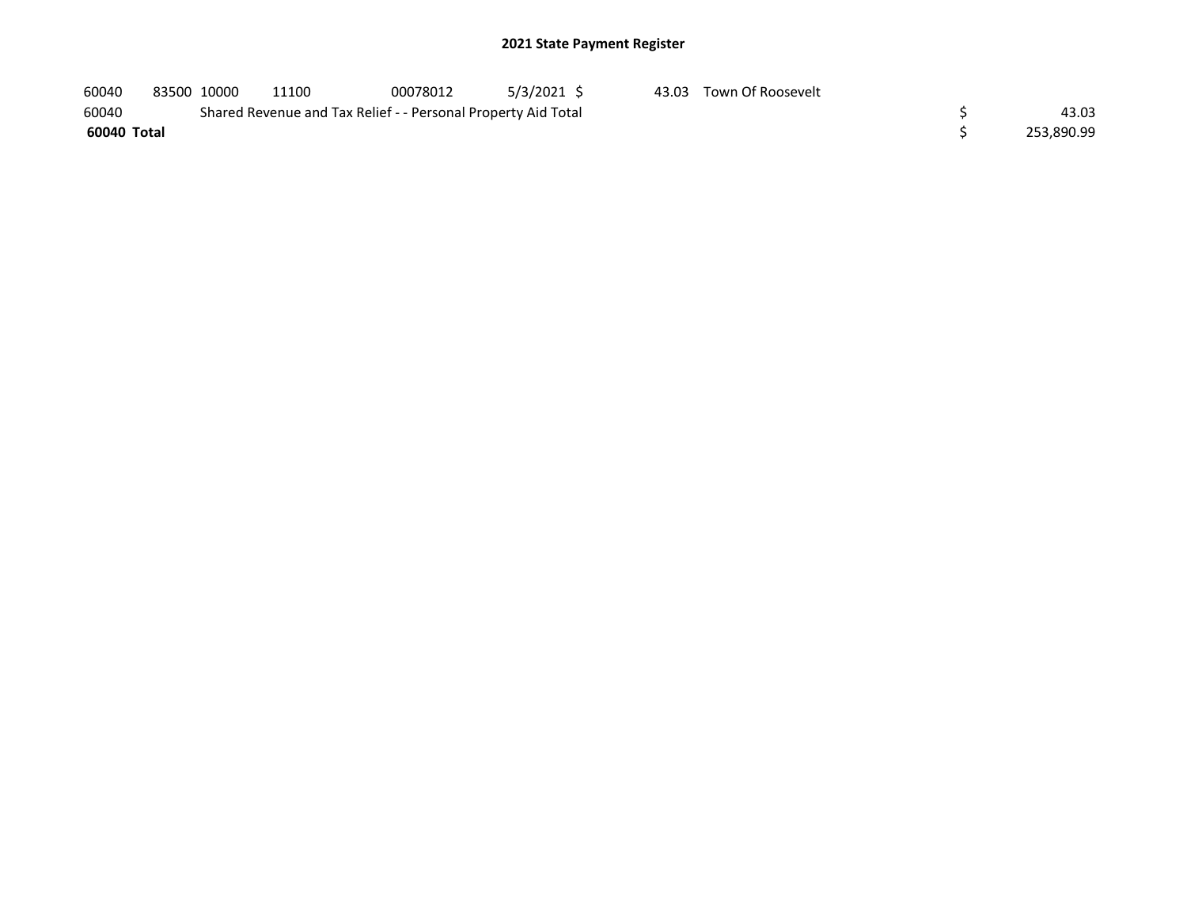## 2021 State Payment Register

| | | | | | | | | | |
|---|---|---|---|---|---|---|---|---|---|
| 60040 | 83500 | 10000 | 11100 | 00078012 | 5/3/2021 | $ 43.03 | Town Of Roosevelt | | |
| 60040 | | Shared Revenue and Tax Relief - - Personal Property Aid Total | | | | | | $ | 43.03 |
| **60040 Total** | | | | | | | | $ | 253,890.99 |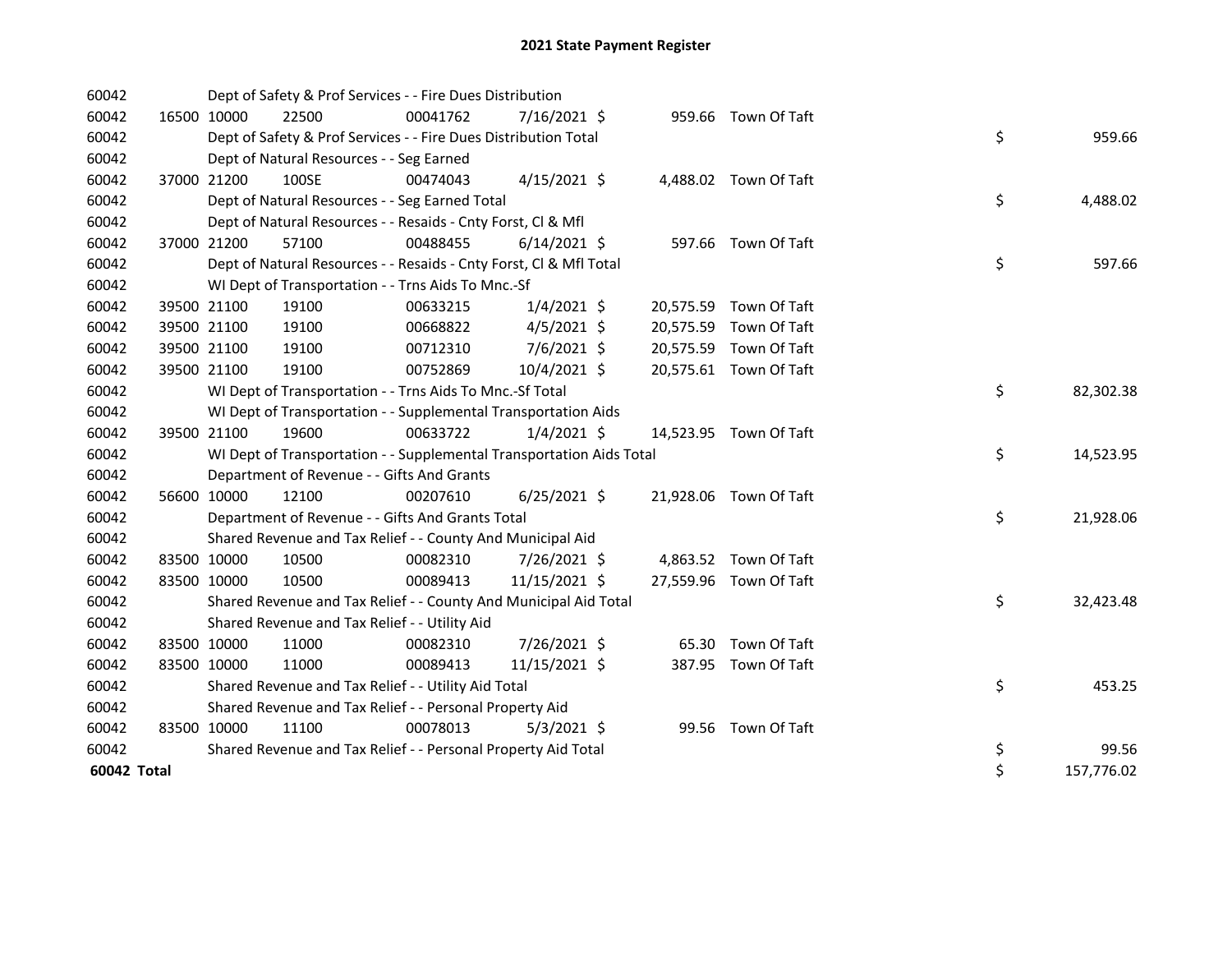# 2021 State Payment Register

| | | | | | | | | |
|---|---|---|---|---|---|---|---|---|
| 60042 | | Dept of Safety & Prof Services - - Fire Dues Distribution | | | | | | |
| 60042 | 16500 | 10000 | 22500 | 00041762 | 7/16/2021 | $ 959.66 | Town Of Taft | |
| 60042 | | Dept of Safety & Prof Services - - Fire Dues Distribution Total | | | | | | $ 959.66 |
| 60042 | | Dept of Natural Resources - - Seg Earned | | | | | | |
| 60042 | 37000 | 21200 | 100SE | 00474043 | 4/15/2021 | $ 4,488.02 | Town Of Taft | |
| 60042 | | Dept of Natural Resources - - Seg Earned Total | | | | | | $ 4,488.02 |
| 60042 | | Dept of Natural Resources - - Resaids - Cnty Forst, Cl & Mfl | | | | | | |
| 60042 | 37000 | 21200 | 57100 | 00488455 | 6/14/2021 | $ 597.66 | Town Of Taft | |
| 60042 | | Dept of Natural Resources - - Resaids - Cnty Forst, Cl & Mfl Total | | | | | | $ 597.66 |
| 60042 | | WI Dept of Transportation - - Trns Aids To Mnc.-Sf | | | | | | |
| 60042 | 39500 | 21100 | 19100 | 00633215 | 1/4/2021 | $ 20,575.59 | Town Of Taft | |
| 60042 | 39500 | 21100 | 19100 | 00668822 | 4/5/2021 | $ 20,575.59 | Town Of Taft | |
| 60042 | 39500 | 21100 | 19100 | 00712310 | 7/6/2021 | $ 20,575.59 | Town Of Taft | |
| 60042 | 39500 | 21100 | 19100 | 00752869 | 10/4/2021 | $ 20,575.61 | Town Of Taft | |
| 60042 | | WI Dept of Transportation - - Trns Aids To Mnc.-Sf Total | | | | | | $ 82,302.38 |
| 60042 | | WI Dept of Transportation - - Supplemental Transportation Aids | | | | | | |
| 60042 | 39500 | 21100 | 19600 | 00633722 | 1/4/2021 | $ 14,523.95 | Town Of Taft | |
| 60042 | | WI Dept of Transportation - - Supplemental Transportation Aids Total | | | | | | $ 14,523.95 |
| 60042 | | Department of Revenue - - Gifts And Grants | | | | | | |
| 60042 | 56600 | 10000 | 12100 | 00207610 | 6/25/2021 | $ 21,928.06 | Town Of Taft | |
| 60042 | | Department of Revenue - - Gifts And Grants Total | | | | | | $ 21,928.06 |
| 60042 | | Shared Revenue and Tax Relief - - County And Municipal Aid | | | | | | |
| 60042 | 83500 | 10000 | 10500 | 00082310 | 7/26/2021 | $ 4,863.52 | Town Of Taft | |
| 60042 | 83500 | 10000 | 10500 | 00089413 | 11/15/2021 | $ 27,559.96 | Town Of Taft | |
| 60042 | | Shared Revenue and Tax Relief - - County And Municipal Aid Total | | | | | | $ 32,423.48 |
| 60042 | | Shared Revenue and Tax Relief - - Utility Aid | | | | | | |
| 60042 | 83500 | 10000 | 11000 | 00082310 | 7/26/2021 | $ 65.30 | Town Of Taft | |
| 60042 | 83500 | 10000 | 11000 | 00089413 | 11/15/2021 | $ 387.95 | Town Of Taft | |
| 60042 | | Shared Revenue and Tax Relief - - Utility Aid Total | | | | | | $ 453.25 |
| 60042 | | Shared Revenue and Tax Relief - - Personal Property Aid | | | | | | |
| 60042 | 83500 | 10000 | 11100 | 00078013 | 5/3/2021 | $ 99.56 | Town Of Taft | |
| 60042 | | Shared Revenue and Tax Relief - - Personal Property Aid Total | | | | | | $ 99.56 |
| **60042 Total** | | | | | | | | $ 157,776.02 |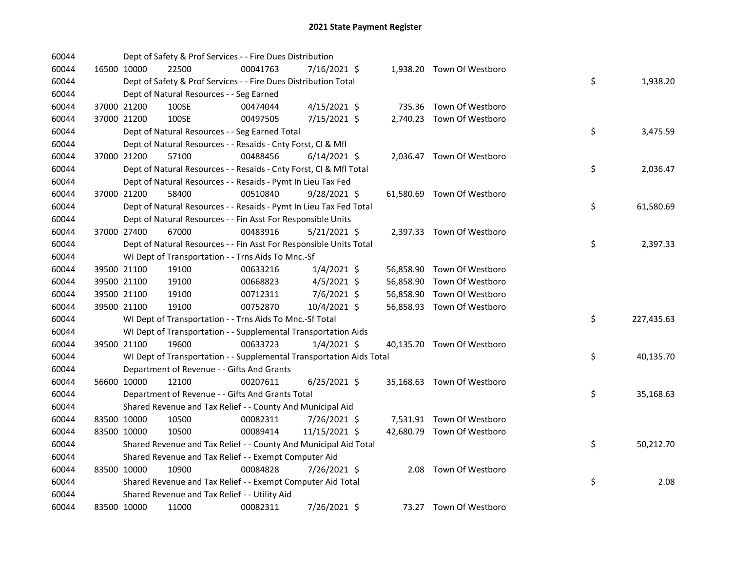# 2021 State Payment Register

| | | | | | | | | | |
|---|---|---|---|---|---|---|---|---|---|
| 60044 | | Dept of Safety & Prof Services - - Fire Dues Distribution | | | | | | | |
| 60044 | 16500 | 10000 | 22500 | 00041763 | 7/16/2021 | $ 1,938.20 | Town Of Westboro | | |
| 60044 | | Dept of Safety & Prof Services - - Fire Dues Distribution Total | | | | | | $ | 1,938.20 |
| 60044 | | Dept of Natural Resources - - Seg Earned | | | | | | | |
| 60044 | 37000 | 21200 | 100SE | 00474044 | 4/15/2021 | $ 735.36 | Town Of Westboro | | |
| 60044 | 37000 | 21200 | 100SE | 00497505 | 7/15/2021 | $ 2,740.23 | Town Of Westboro | | |
| 60044 | | Dept of Natural Resources - - Seg Earned Total | | | | | | $ | 3,475.59 |
| 60044 | | Dept of Natural Resources - - Resaids - Cnty Forst, Cl & Mfl | | | | | | | |
| 60044 | 37000 | 21200 | 57100 | 00488456 | 6/14/2021 | $ 2,036.47 | Town Of Westboro | | |
| 60044 | | Dept of Natural Resources - - Resaids - Cnty Forst, Cl & Mfl Total | | | | | | $ | 2,036.47 |
| 60044 | | Dept of Natural Resources - - Resaids - Pymt In Lieu Tax Fed | | | | | | | |
| 60044 | 37000 | 21200 | 58400 | 00510840 | 9/28/2021 | $ 61,580.69 | Town Of Westboro | | |
| 60044 | | Dept of Natural Resources - - Resaids - Pymt In Lieu Tax Fed Total | | | | | | $ | 61,580.69 |
| 60044 | | Dept of Natural Resources - - Fin Asst For Responsible Units | | | | | | | |
| 60044 | 37000 | 27400 | 67000 | 00483916 | 5/21/2021 | $ 2,397.33 | Town Of Westboro | | |
| 60044 | | Dept of Natural Resources - - Fin Asst For Responsible Units Total | | | | | | $ | 2,397.33 |
| 60044 | | WI Dept of Transportation - - Trns Aids To Mnc.-Sf | | | | | | | |
| 60044 | 39500 | 21100 | 19100 | 00633216 | 1/4/2021 | $ 56,858.90 | Town Of Westboro | | |
| 60044 | 39500 | 21100 | 19100 | 00668823 | 4/5/2021 | $ 56,858.90 | Town Of Westboro | | |
| 60044 | 39500 | 21100 | 19100 | 00712311 | 7/6/2021 | $ 56,858.90 | Town Of Westboro | | |
| 60044 | 39500 | 21100 | 19100 | 00752870 | 10/4/2021 | $ 56,858.93 | Town Of Westboro | | |
| 60044 | | WI Dept of Transportation - - Trns Aids To Mnc.-Sf Total | | | | | | $ | 227,435.63 |
| 60044 | | WI Dept of Transportation - - Supplemental Transportation Aids | | | | | | | |
| 60044 | 39500 | 21100 | 19600 | 00633723 | 1/4/2021 | $ 40,135.70 | Town Of Westboro | | |
| 60044 | | WI Dept of Transportation - - Supplemental Transportation Aids Total | | | | | | $ | 40,135.70 |
| 60044 | | Department of Revenue - - Gifts And Grants | | | | | | | |
| 60044 | 56600 | 10000 | 12100 | 00207611 | 6/25/2021 | $ 35,168.63 | Town Of Westboro | | |
| 60044 | | Department of Revenue - - Gifts And Grants Total | | | | | | $ | 35,168.63 |
| 60044 | | Shared Revenue and Tax Relief - - County And Municipal Aid | | | | | | | |
| 60044 | 83500 | 10000 | 10500 | 00082311 | 7/26/2021 | $ 7,531.91 | Town Of Westboro | | |
| 60044 | 83500 | 10000 | 10500 | 00089414 | 11/15/2021 | $ 42,680.79 | Town Of Westboro | | |
| 60044 | | Shared Revenue and Tax Relief - - County And Municipal Aid Total | | | | | | $ | 50,212.70 |
| 60044 | | Shared Revenue and Tax Relief - - Exempt Computer Aid | | | | | | | |
| 60044 | 83500 | 10000 | 10900 | 00084828 | 7/26/2021 | $ 2.08 | Town Of Westboro | | |
| 60044 | | Shared Revenue and Tax Relief - - Exempt Computer Aid Total | | | | | | $ | 2.08 |
| 60044 | | Shared Revenue and Tax Relief - - Utility Aid | | | | | | | |
| 60044 | 83500 | 10000 | 11000 | 00082311 | 7/26/2021 | $ 73.27 | Town Of Westboro | | |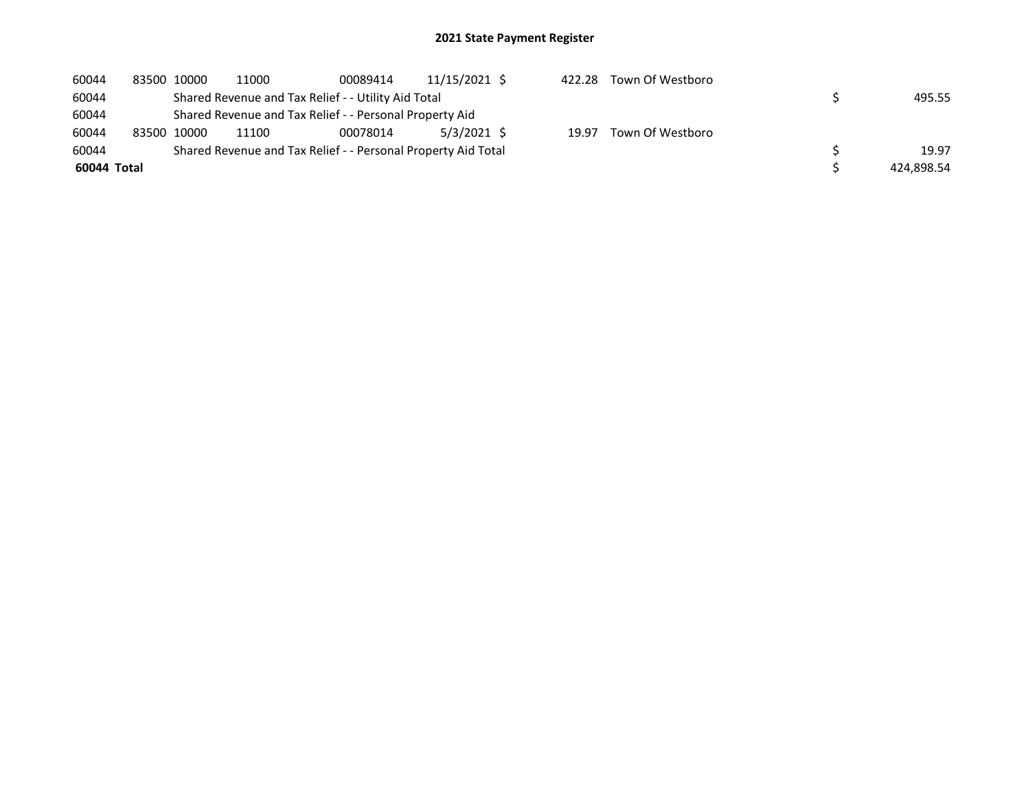# 2021 State Payment Register

| | | | | | | | | | |
|---|---|---|---|---|---|---|---|---|---|
| 60044 | 83500 | 10000 | 11000 | 00089414 | 11/15/2021 | $ 422.28 | Town Of Westboro | | |
| 60044 | | Shared Revenue and Tax Relief - - Utility Aid Total | | | | | | $ | 495.55 |
| 60044 | | Shared Revenue and Tax Relief - - Personal Property Aid | | | | | | | |
| 60044 | 83500 | 10000 | 11100 | 00078014 | 5/3/2021 | $ 19.97 | Town Of Westboro | | |
| 60044 | | Shared Revenue and Tax Relief - - Personal Property Aid Total | | | | | | $ | 19.97 |
| **60044 Total** | | | | | | | | $ | 424,898.54 |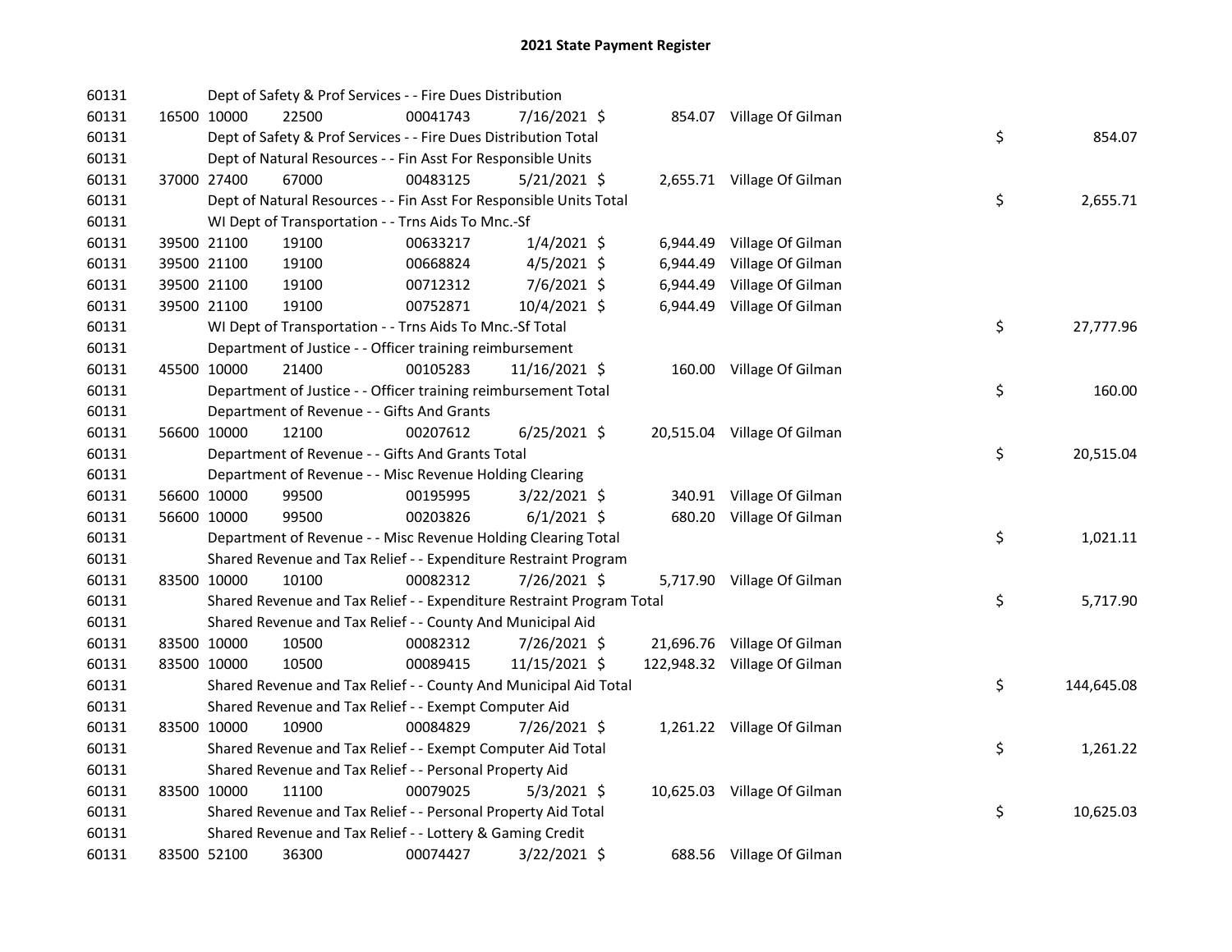# 2021 State Payment Register

| | | | | | | | | | |
|---|---|---|---|---|---|---|---|---|---|
| 60131 | | | Dept of Safety & Prof Services - - Fire Dues Distribution | | | | | | |
| 60131 | 16500 | 10000 | 22500 | 00041743 | 7/16/2021 | $ 854.07 | Village Of Gilman | | |
| 60131 | | | Dept of Safety & Prof Services - - Fire Dues Distribution Total | | | | | $ | 854.07 |
| 60131 | | | Dept of Natural Resources - - Fin Asst For Responsible Units | | | | | | |
| 60131 | 37000 | 27400 | 67000 | 00483125 | 5/21/2021 | $ 2,655.71 | Village Of Gilman | | |
| 60131 | | | Dept of Natural Resources - - Fin Asst For Responsible Units Total | | | | | $ | 2,655.71 |
| 60131 | | | WI Dept of Transportation - - Trns Aids To Mnc.-Sf | | | | | | |
| 60131 | 39500 | 21100 | 19100 | 00633217 | 1/4/2021 | $ 6,944.49 | Village Of Gilman | | |
| 60131 | 39500 | 21100 | 19100 | 00668824 | 4/5/2021 | $ 6,944.49 | Village Of Gilman | | |
| 60131 | 39500 | 21100 | 19100 | 00712312 | 7/6/2021 | $ 6,944.49 | Village Of Gilman | | |
| 60131 | 39500 | 21100 | 19100 | 00752871 | 10/4/2021 | $ 6,944.49 | Village Of Gilman | | |
| 60131 | | | WI Dept of Transportation - - Trns Aids To Mnc.-Sf Total | | | | | $ | 27,777.96 |
| 60131 | | | Department of Justice - - Officer training reimbursement | | | | | | |
| 60131 | 45500 | 10000 | 21400 | 00105283 | 11/16/2021 | $ 160.00 | Village Of Gilman | | |
| 60131 | | | Department of Justice - - Officer training reimbursement Total | | | | | $ | 160.00 |
| 60131 | | | Department of Revenue - - Gifts And Grants | | | | | | |
| 60131 | 56600 | 10000 | 12100 | 00207612 | 6/25/2021 | $ 20,515.04 | Village Of Gilman | | |
| 60131 | | | Department of Revenue - - Gifts And Grants Total | | | | | $ | 20,515.04 |
| 60131 | | | Department of Revenue - - Misc Revenue Holding Clearing | | | | | | |
| 60131 | 56600 | 10000 | 99500 | 00195995 | 3/22/2021 | $ 340.91 | Village Of Gilman | | |
| 60131 | 56600 | 10000 | 99500 | 00203826 | 6/1/2021 | $ 680.20 | Village Of Gilman | | |
| 60131 | | | Department of Revenue - - Misc Revenue Holding Clearing Total | | | | | $ | 1,021.11 |
| 60131 | | | Shared Revenue and Tax Relief - - Expenditure Restraint Program | | | | | | |
| 60131 | 83500 | 10000 | 10100 | 00082312 | 7/26/2021 | $ 5,717.90 | Village Of Gilman | | |
| 60131 | | | Shared Revenue and Tax Relief - - Expenditure Restraint Program Total | | | | | $ | 5,717.90 |
| 60131 | | | Shared Revenue and Tax Relief - - County And Municipal Aid | | | | | | |
| 60131 | 83500 | 10000 | 10500 | 00082312 | 7/26/2021 | $ 21,696.76 | Village Of Gilman | | |
| 60131 | 83500 | 10000 | 10500 | 00089415 | 11/15/2021 | $ 122,948.32 | Village Of Gilman | | |
| 60131 | | | Shared Revenue and Tax Relief - - County And Municipal Aid Total | | | | | $ | 144,645.08 |
| 60131 | | | Shared Revenue and Tax Relief - - Exempt Computer Aid | | | | | | |
| 60131 | 83500 | 10000 | 10900 | 00084829 | 7/26/2021 | $ 1,261.22 | Village Of Gilman | | |
| 60131 | | | Shared Revenue and Tax Relief - - Exempt Computer Aid Total | | | | | $ | 1,261.22 |
| 60131 | | | Shared Revenue and Tax Relief - - Personal Property Aid | | | | | | |
| 60131 | 83500 | 10000 | 11100 | 00079025 | 5/3/2021 | $ 10,625.03 | Village Of Gilman | | |
| 60131 | | | Shared Revenue and Tax Relief - - Personal Property Aid Total | | | | | $ | 10,625.03 |
| 60131 | | | Shared Revenue and Tax Relief - - Lottery & Gaming Credit | | | | | | |
| 60131 | 83500 | 52100 | 36300 | 00074427 | 3/22/2021 | $ 688.56 | Village Of Gilman | | |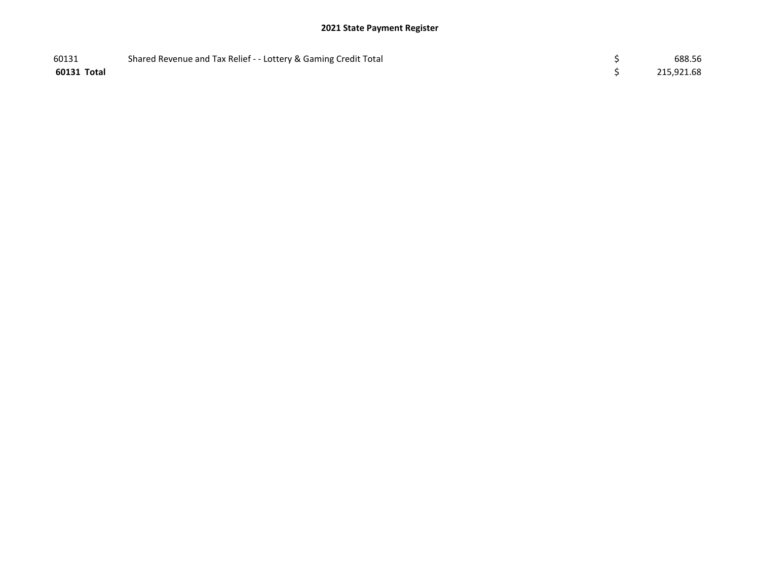# 2021 State Payment Register

| | | | |
|---|---|---|---|
| 60131 | Shared Revenue and Tax Relief - - Lottery & Gaming Credit Total | $ | 688.56 |
| **60131 Total** | | $ | 215,921.68 |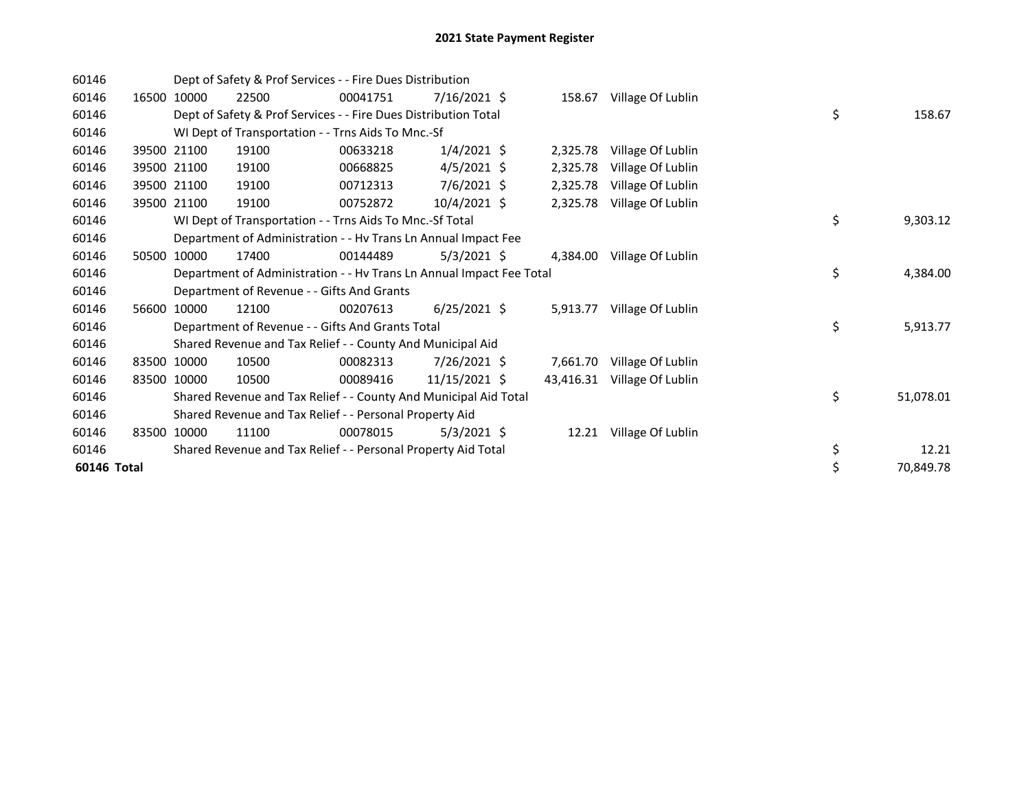# 2021 State Payment Register

| | | | | | | | | | |
|---|---|---|---|---|---|---|---|---|---|
| 60146 | | | Dept of Safety & Prof Services - - Fire Dues Distribution | | | | | | |
| 60146 | 16500 | 10000 | 22500 | 00041751 | 7/16/2021 | $ 158.67 | Village Of Lublin | | |
| 60146 | | | Dept of Safety & Prof Services - - Fire Dues Distribution Total | | | | | $ | 158.67 |
| 60146 | | | WI Dept of Transportation - - Trns Aids To Mnc.-Sf | | | | | | |
| 60146 | 39500 | 21100 | 19100 | 00633218 | 1/4/2021 | $ 2,325.78 | Village Of Lublin | | |
| 60146 | 39500 | 21100 | 19100 | 00668825 | 4/5/2021 | $ 2,325.78 | Village Of Lublin | | |
| 60146 | 39500 | 21100 | 19100 | 00712313 | 7/6/2021 | $ 2,325.78 | Village Of Lublin | | |
| 60146 | 39500 | 21100 | 19100 | 00752872 | 10/4/2021 | $ 2,325.78 | Village Of Lublin | | |
| 60146 | | | WI Dept of Transportation - - Trns Aids To Mnc.-Sf Total | | | | | $ | 9,303.12 |
| 60146 | | | Department of Administration - - Hv Trans Ln Annual Impact Fee | | | | | | |
| 60146 | 50500 | 10000 | 17400 | 00144489 | 5/3/2021 | $ 4,384.00 | Village Of Lublin | | |
| 60146 | | | Department of Administration - - Hv Trans Ln Annual Impact Fee Total | | | | | $ | 4,384.00 |
| 60146 | | | Department of Revenue - - Gifts And Grants | | | | | | |
| 60146 | 56600 | 10000 | 12100 | 00207613 | 6/25/2021 | $ 5,913.77 | Village Of Lublin | | |
| 60146 | | | Department of Revenue - - Gifts And Grants Total | | | | | $ | 5,913.77 |
| 60146 | | | Shared Revenue and Tax Relief - - County And Municipal Aid | | | | | | |
| 60146 | 83500 | 10000 | 10500 | 00082313 | 7/26/2021 | $ 7,661.70 | Village Of Lublin | | |
| 60146 | 83500 | 10000 | 10500 | 00089416 | 11/15/2021 | $ 43,416.31 | Village Of Lublin | | |
| 60146 | | | Shared Revenue and Tax Relief - - County And Municipal Aid Total | | | | | $ | 51,078.01 |
| 60146 | | | Shared Revenue and Tax Relief - - Personal Property Aid | | | | | | |
| 60146 | 83500 | 10000 | 11100 | 00078015 | 5/3/2021 | $ 12.21 | Village Of Lublin | | |
| 60146 | | | Shared Revenue and Tax Relief - - Personal Property Aid Total | | | | | $ | 12.21 |
| **60146 Total** | | | | | | | | $ | 70,849.78 |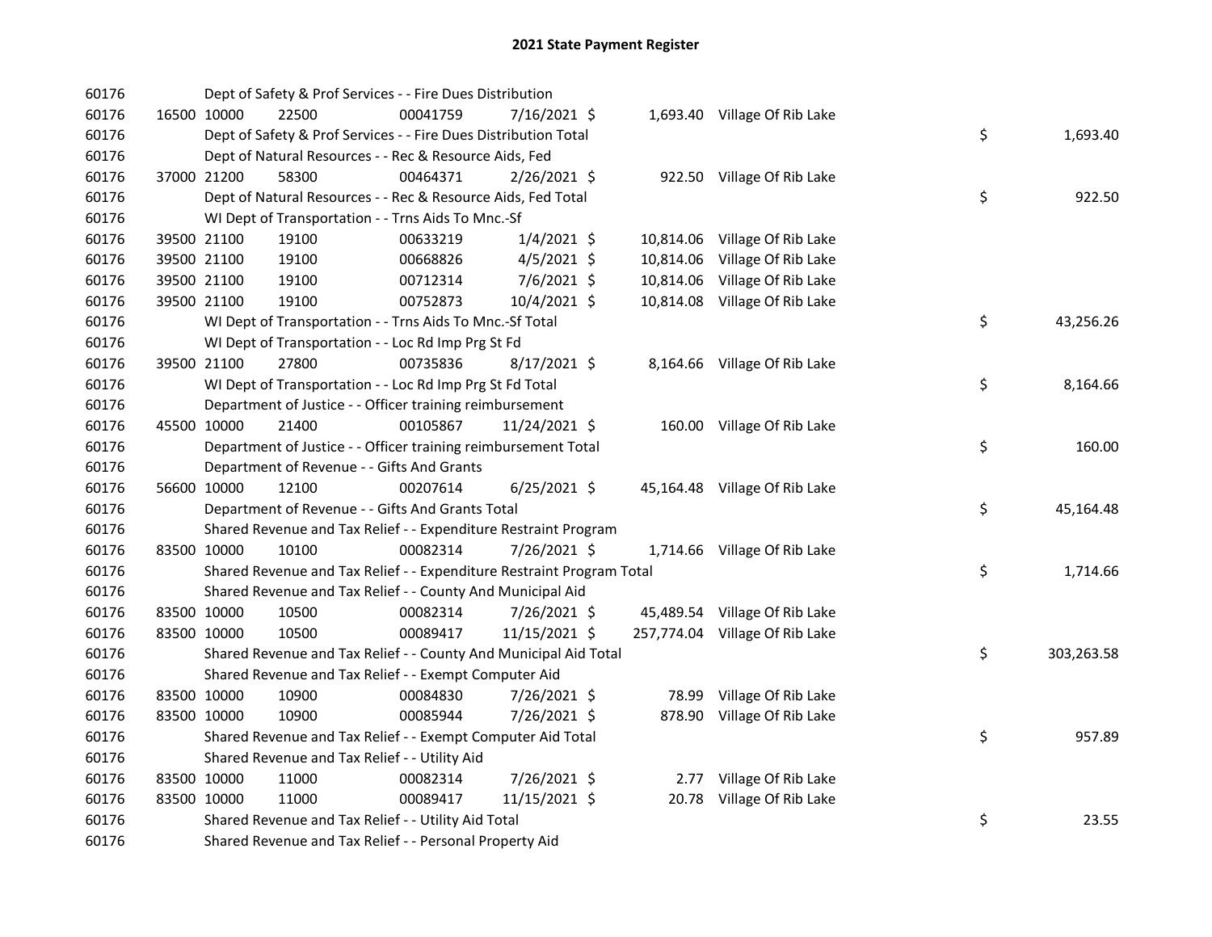# 2021 State Payment Register

| | | | | | | | | | |
|---|---|---|---|---|---|---|---|---|---|
| 60176 | | Dept of Safety & Prof Services - - Fire Dues Distribution | | | | | | | |
| 60176 | 16500 | 10000 | 22500 | 00041759 | 7/16/2021 | $ 1,693.40 | Village Of Rib Lake | | |
| 60176 | | Dept of Safety & Prof Services - - Fire Dues Distribution Total | | | | | | $ | 1,693.40 |
| 60176 | | Dept of Natural Resources - - Rec & Resource Aids, Fed | | | | | | | |
| 60176 | 37000 | 21200 | 58300 | 00464371 | 2/26/2021 | $ 922.50 | Village Of Rib Lake | | |
| 60176 | | Dept of Natural Resources - - Rec & Resource Aids, Fed Total | | | | | | $ | 922.50 |
| 60176 | | WI Dept of Transportation - - Trns Aids To Mnc.-Sf | | | | | | | |
| 60176 | 39500 | 21100 | 19100 | 00633219 | 1/4/2021 | $ 10,814.06 | Village Of Rib Lake | | |
| 60176 | 39500 | 21100 | 19100 | 00668826 | 4/5/2021 | $ 10,814.06 | Village Of Rib Lake | | |
| 60176 | 39500 | 21100 | 19100 | 00712314 | 7/6/2021 | $ 10,814.06 | Village Of Rib Lake | | |
| 60176 | 39500 | 21100 | 19100 | 00752873 | 10/4/2021 | $ 10,814.08 | Village Of Rib Lake | | |
| 60176 | | WI Dept of Transportation - - Trns Aids To Mnc.-Sf Total | | | | | | $ | 43,256.26 |
| 60176 | | WI Dept of Transportation - - Loc Rd Imp Prg St Fd | | | | | | | |
| 60176 | 39500 | 21100 | 27800 | 00735836 | 8/17/2021 | $ 8,164.66 | Village Of Rib Lake | | |
| 60176 | | WI Dept of Transportation - - Loc Rd Imp Prg St Fd Total | | | | | | $ | 8,164.66 |
| 60176 | | Department of Justice - - Officer training reimbursement | | | | | | | |
| 60176 | 45500 | 10000 | 21400 | 00105867 | 11/24/2021 | $ 160.00 | Village Of Rib Lake | | |
| 60176 | | Department of Justice - - Officer training reimbursement Total | | | | | | $ | 160.00 |
| 60176 | | Department of Revenue - - Gifts And Grants | | | | | | | |
| 60176 | 56600 | 10000 | 12100 | 00207614 | 6/25/2021 | $ 45,164.48 | Village Of Rib Lake | | |
| 60176 | | Department of Revenue - - Gifts And Grants Total | | | | | | $ | 45,164.48 |
| 60176 | | Shared Revenue and Tax Relief - - Expenditure Restraint Program | | | | | | | |
| 60176 | 83500 | 10000 | 10100 | 00082314 | 7/26/2021 | $ 1,714.66 | Village Of Rib Lake | | |
| 60176 | | Shared Revenue and Tax Relief - - Expenditure Restraint Program Total | | | | | | $ | 1,714.66 |
| 60176 | | Shared Revenue and Tax Relief - - County And Municipal Aid | | | | | | | |
| 60176 | 83500 | 10000 | 10500 | 00082314 | 7/26/2021 | $ 45,489.54 | Village Of Rib Lake | | |
| 60176 | 83500 | 10000 | 10500 | 00089417 | 11/15/2021 | $ 257,774.04 | Village Of Rib Lake | | |
| 60176 | | Shared Revenue and Tax Relief - - County And Municipal Aid Total | | | | | | $ | 303,263.58 |
| 60176 | | Shared Revenue and Tax Relief - - Exempt Computer Aid | | | | | | | |
| 60176 | 83500 | 10000 | 10900 | 00084830 | 7/26/2021 | $ 78.99 | Village Of Rib Lake | | |
| 60176 | 83500 | 10000 | 10900 | 00085944 | 7/26/2021 | $ 878.90 | Village Of Rib Lake | | |
| 60176 | | Shared Revenue and Tax Relief - - Exempt Computer Aid Total | | | | | | $ | 957.89 |
| 60176 | | Shared Revenue and Tax Relief - - Utility Aid | | | | | | | |
| 60176 | 83500 | 10000 | 11000 | 00082314 | 7/26/2021 | $ 2.77 | Village Of Rib Lake | | |
| 60176 | 83500 | 10000 | 11000 | 00089417 | 11/15/2021 | $ 20.78 | Village Of Rib Lake | | |
| 60176 | | Shared Revenue and Tax Relief - - Utility Aid Total | | | | | | $ | 23.55 |
| 60176 | | Shared Revenue and Tax Relief - - Personal Property Aid | | | | | | | |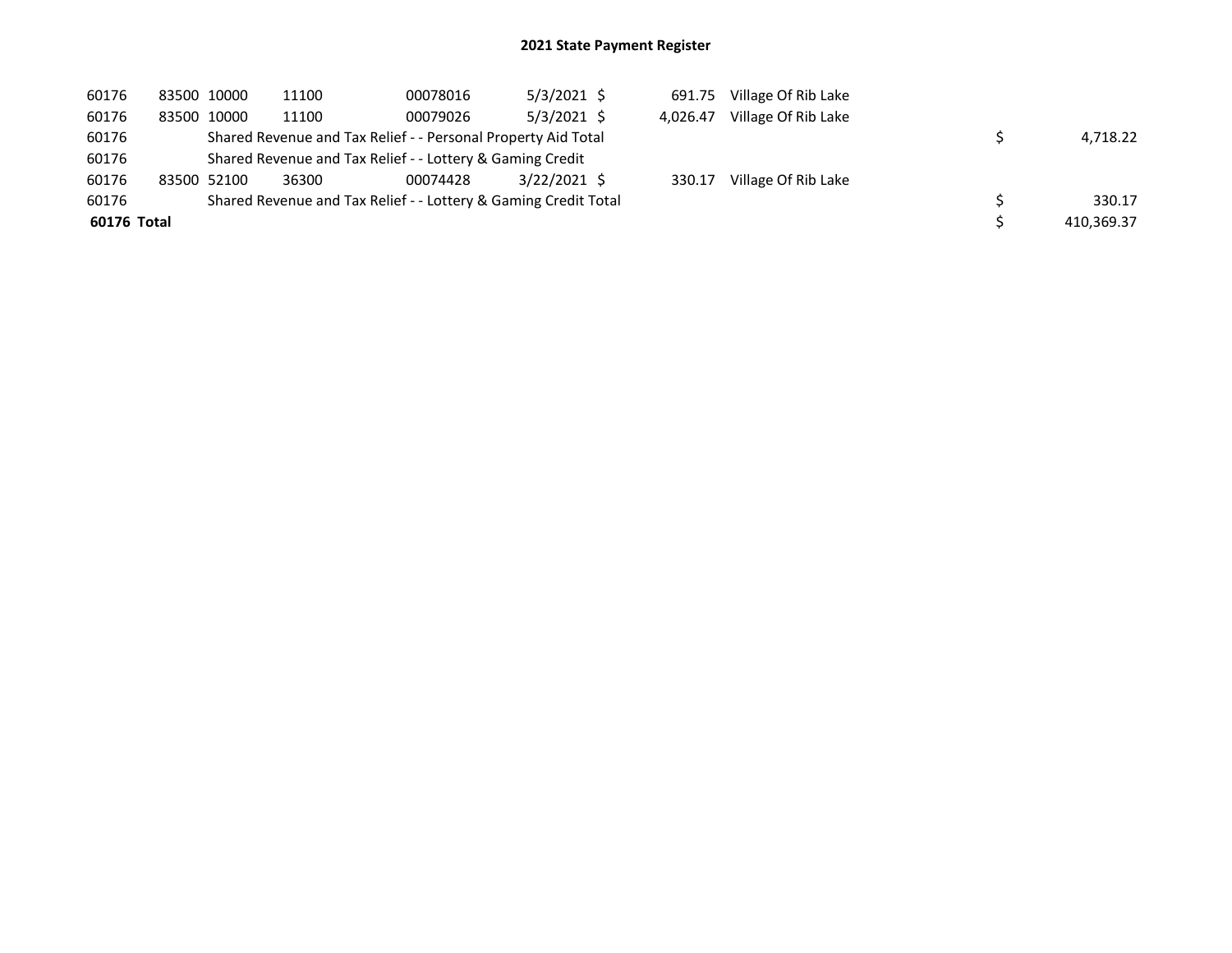# 2021 State Payment Register

| | | | | | | | | | |
|---|---|---|---|---|---|---|---|---|---|
| 60176 | 83500 | 10000 | 11100 | 00078016 | 5/3/2021 | $ | 691.75 | Village Of Rib Lake | | |
| 60176 | 83500 | 10000 | 11100 | 00079026 | 5/3/2021 | $ | 4,026.47 | Village Of Rib Lake | | |
| 60176 | | Shared Revenue and Tax Relief - - Personal Property Aid Total | | | | | | | $ | 4,718.22 |
| 60176 | | Shared Revenue and Tax Relief - - Lottery & Gaming Credit | | | | | | | | |
| 60176 | 83500 | 52100 | 36300 | 00074428 | 3/22/2021 | $ | 330.17 | Village Of Rib Lake | | |
| 60176 | | Shared Revenue and Tax Relief - - Lottery & Gaming Credit Total | | | | | | | $ | 330.17 |
| **60176 Total** | | | | | | | | | $ | 410,369.37 |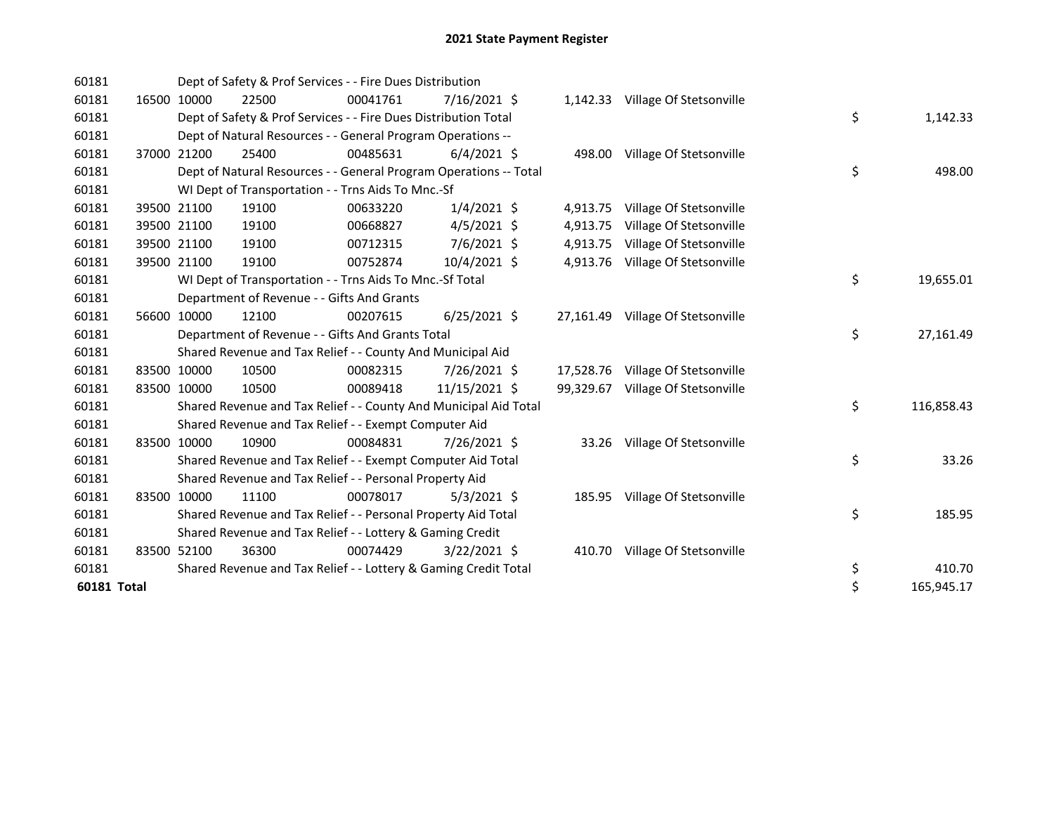# 2021 State Payment Register

| | | | | | | | | | |
|---|---|---|---|---|---|---|---|---|---|
| 60181 | | | Dept of Safety & Prof Services - - Fire Dues Distribution | | | | | | |
| 60181 | 16500 | 10000 | 22500 | 00041761 | 7/16/2021 | $ 1,142.33 | Village Of Stetsonville | | |
| 60181 | | | Dept of Safety & Prof Services - - Fire Dues Distribution Total | | | | | $ | 1,142.33 |
| 60181 | | | Dept of Natural Resources - - General Program Operations -- | | | | | | |
| 60181 | 37000 | 21200 | 25400 | 00485631 | 6/4/2021 | $ 498.00 | Village Of Stetsonville | | |
| 60181 | | | Dept of Natural Resources - - General Program Operations -- Total | | | | | $ | 498.00 |
| 60181 | | | WI Dept of Transportation - - Trns Aids To Mnc.-Sf | | | | | | |
| 60181 | 39500 | 21100 | 19100 | 00633220 | 1/4/2021 | $ 4,913.75 | Village Of Stetsonville | | |
| 60181 | 39500 | 21100 | 19100 | 00668827 | 4/5/2021 | $ 4,913.75 | Village Of Stetsonville | | |
| 60181 | 39500 | 21100 | 19100 | 00712315 | 7/6/2021 | $ 4,913.75 | Village Of Stetsonville | | |
| 60181 | 39500 | 21100 | 19100 | 00752874 | 10/4/2021 | $ 4,913.76 | Village Of Stetsonville | | |
| 60181 | | | WI Dept of Transportation - - Trns Aids To Mnc.-Sf Total | | | | | $ | 19,655.01 |
| 60181 | | | Department of Revenue - - Gifts And Grants | | | | | | |
| 60181 | 56600 | 10000 | 12100 | 00207615 | 6/25/2021 | $ 27,161.49 | Village Of Stetsonville | | |
| 60181 | | | Department of Revenue - - Gifts And Grants Total | | | | | $ | 27,161.49 |
| 60181 | | | Shared Revenue and Tax Relief - - County And Municipal Aid | | | | | | |
| 60181 | 83500 | 10000 | 10500 | 00082315 | 7/26/2021 | $ 17,528.76 | Village Of Stetsonville | | |
| 60181 | 83500 | 10000 | 10500 | 00089418 | 11/15/2021 | $ 99,329.67 | Village Of Stetsonville | | |
| 60181 | | | Shared Revenue and Tax Relief - - County And Municipal Aid Total | | | | | $ | 116,858.43 |
| 60181 | | | Shared Revenue and Tax Relief - - Exempt Computer Aid | | | | | | |
| 60181 | 83500 | 10000 | 10900 | 00084831 | 7/26/2021 | $ 33.26 | Village Of Stetsonville | | |
| 60181 | | | Shared Revenue and Tax Relief - - Exempt Computer Aid Total | | | | | $ | 33.26 |
| 60181 | | | Shared Revenue and Tax Relief - - Personal Property Aid | | | | | | |
| 60181 | 83500 | 10000 | 11100 | 00078017 | 5/3/2021 | $ 185.95 | Village Of Stetsonville | | |
| 60181 | | | Shared Revenue and Tax Relief - - Personal Property Aid Total | | | | | $ | 185.95 |
| 60181 | | | Shared Revenue and Tax Relief - - Lottery & Gaming Credit | | | | | | |
| 60181 | 83500 | 52100 | 36300 | 00074429 | 3/22/2021 | $ 410.70 | Village Of Stetsonville | | |
| 60181 | | | Shared Revenue and Tax Relief - - Lottery & Gaming Credit Total | | | | | $ | 410.70 |
| **60181 Total** | | | | | | | | $ | 165,945.17 |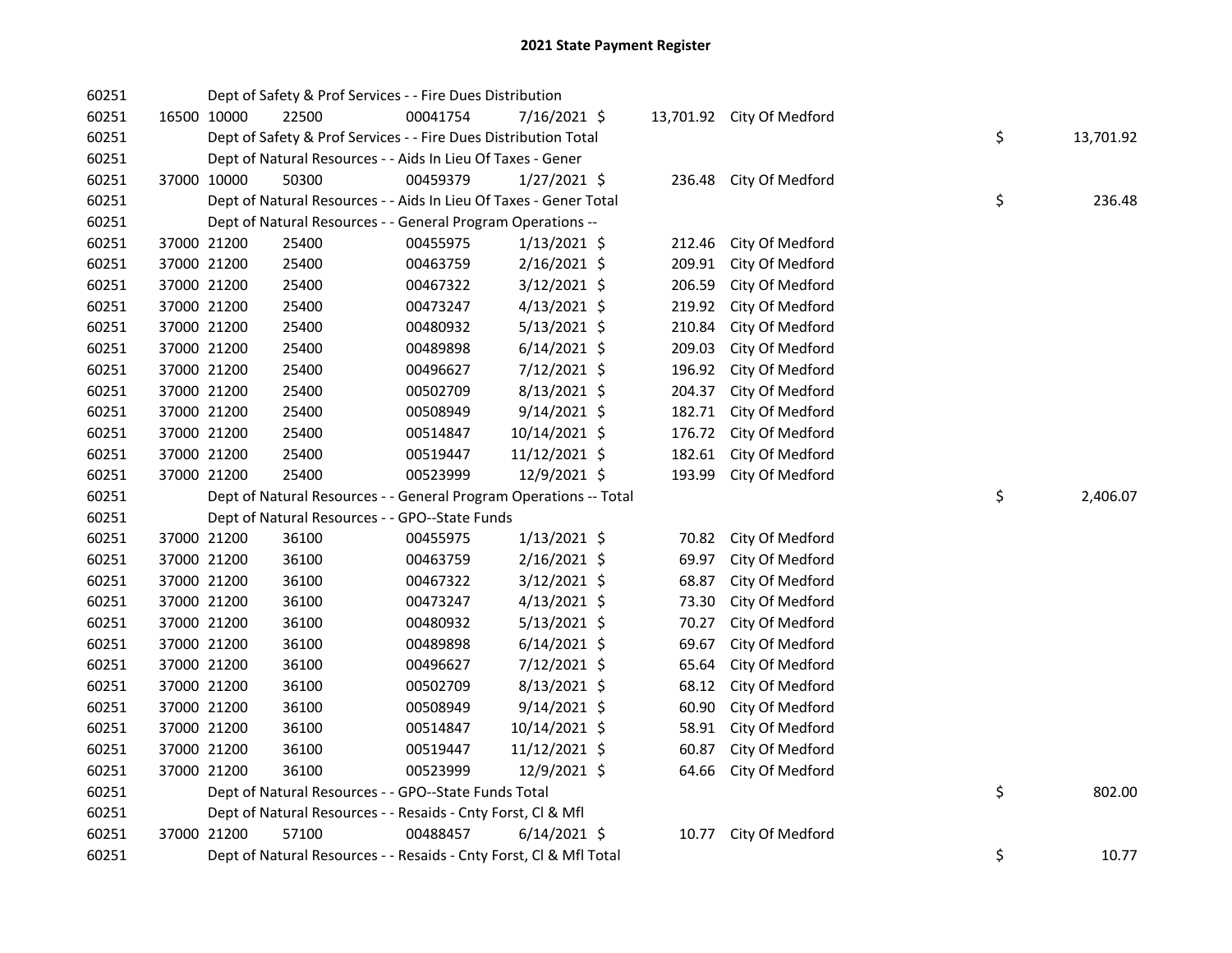# 2021 State Payment Register

| | | | | | | | | | |
|---|---|---|---|---|---|---|---|---|---|
| 60251 | | | Dept of Safety & Prof Services - - Fire Dues Distribution | | | | | | |
| 60251 | 16500 | 10000 | 22500 | 00041754 | 7/16/2021 | $ 13,701.92 | City Of Medford | | |
| 60251 | | | Dept of Safety & Prof Services - - Fire Dues Distribution Total | | | | | $ | 13,701.92 |
| 60251 | | | Dept of Natural Resources - - Aids In Lieu Of Taxes - Gener | | | | | | |
| 60251 | 37000 | 10000 | 50300 | 00459379 | 1/27/2021 | $ 236.48 | City Of Medford | | |
| 60251 | | | Dept of Natural Resources - - Aids In Lieu Of Taxes - Gener Total | | | | | $ | 236.48 |
| 60251 | | | Dept of Natural Resources - - General Program Operations -- | | | | | | |
| 60251 | 37000 | 21200 | 25400 | 00455975 | 1/13/2021 | $ 212.46 | City Of Medford | | |
| 60251 | 37000 | 21200 | 25400 | 00463759 | 2/16/2021 | $ 209.91 | City Of Medford | | |
| 60251 | 37000 | 21200 | 25400 | 00467322 | 3/12/2021 | $ 206.59 | City Of Medford | | |
| 60251 | 37000 | 21200 | 25400 | 00473247 | 4/13/2021 | $ 219.92 | City Of Medford | | |
| 60251 | 37000 | 21200 | 25400 | 00480932 | 5/13/2021 | $ 210.84 | City Of Medford | | |
| 60251 | 37000 | 21200 | 25400 | 00489898 | 6/14/2021 | $ 209.03 | City Of Medford | | |
| 60251 | 37000 | 21200 | 25400 | 00496627 | 7/12/2021 | $ 196.92 | City Of Medford | | |
| 60251 | 37000 | 21200 | 25400 | 00502709 | 8/13/2021 | $ 204.37 | City Of Medford | | |
| 60251 | 37000 | 21200 | 25400 | 00508949 | 9/14/2021 | $ 182.71 | City Of Medford | | |
| 60251 | 37000 | 21200 | 25400 | 00514847 | 10/14/2021 | $ 176.72 | City Of Medford | | |
| 60251 | 37000 | 21200 | 25400 | 00519447 | 11/12/2021 | $ 182.61 | City Of Medford | | |
| 60251 | 37000 | 21200 | 25400 | 00523999 | 12/9/2021 | $ 193.99 | City Of Medford | | |
| 60251 | | | Dept of Natural Resources - - General Program Operations -- Total | | | | | $ | 2,406.07 |
| 60251 | | | Dept of Natural Resources - - GPO--State Funds | | | | | | |
| 60251 | 37000 | 21200 | 36100 | 00455975 | 1/13/2021 | $ 70.82 | City Of Medford | | |
| 60251 | 37000 | 21200 | 36100 | 00463759 | 2/16/2021 | $ 69.97 | City Of Medford | | |
| 60251 | 37000 | 21200 | 36100 | 00467322 | 3/12/2021 | $ 68.87 | City Of Medford | | |
| 60251 | 37000 | 21200 | 36100 | 00473247 | 4/13/2021 | $ 73.30 | City Of Medford | | |
| 60251 | 37000 | 21200 | 36100 | 00480932 | 5/13/2021 | $ 70.27 | City Of Medford | | |
| 60251 | 37000 | 21200 | 36100 | 00489898 | 6/14/2021 | $ 69.67 | City Of Medford | | |
| 60251 | 37000 | 21200 | 36100 | 00496627 | 7/12/2021 | $ 65.64 | City Of Medford | | |
| 60251 | 37000 | 21200 | 36100 | 00502709 | 8/13/2021 | $ 68.12 | City Of Medford | | |
| 60251 | 37000 | 21200 | 36100 | 00508949 | 9/14/2021 | $ 60.90 | City Of Medford | | |
| 60251 | 37000 | 21200 | 36100 | 00514847 | 10/14/2021 | $ 58.91 | City Of Medford | | |
| 60251 | 37000 | 21200 | 36100 | 00519447 | 11/12/2021 | $ 60.87 | City Of Medford | | |
| 60251 | 37000 | 21200 | 36100 | 00523999 | 12/9/2021 | $ 64.66 | City Of Medford | | |
| 60251 | | | Dept of Natural Resources - - GPO--State Funds Total | | | | | $ | 802.00 |
| 60251 | | | Dept of Natural Resources - - Resaids - Cnty Forst, Cl & Mfl | | | | | | |
| 60251 | 37000 | 21200 | 57100 | 00488457 | 6/14/2021 | $ 10.77 | City Of Medford | | |
| 60251 | | | Dept of Natural Resources - - Resaids - Cnty Forst, Cl & Mfl Total | | | | | $ | 10.77 |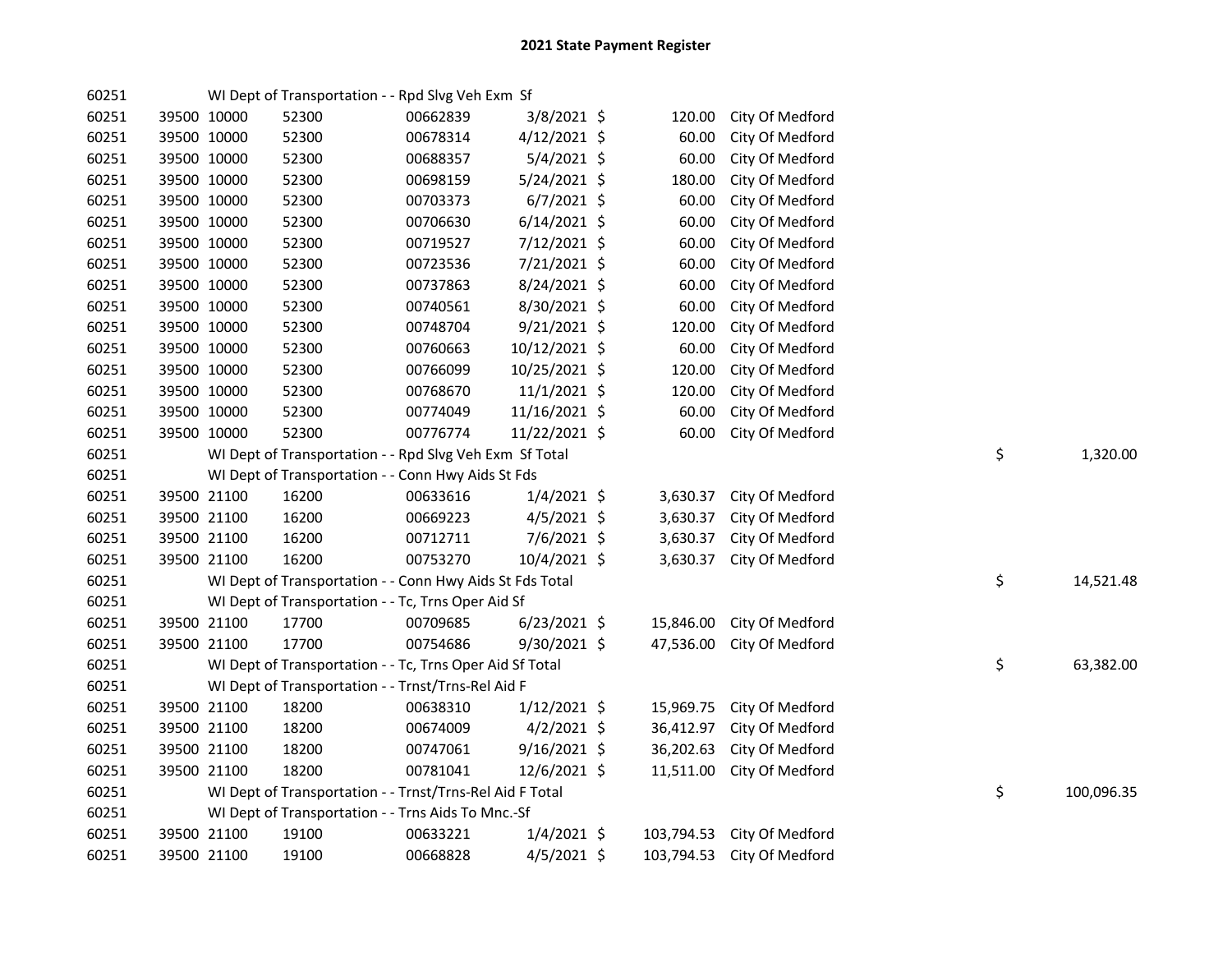# 2021 State Payment Register

| | | | | | | | | | |
|---|---|---|---|---|---|---|---|---|---|
| 60251 | | WI Dept of Transportation - - Rpd Slvg Veh Exm Sf | | | | | | | |
| 60251 | 39500 | 10000 | 52300 | 00662839 | 3/8/2021 | $ 120.00 | City Of Medford | | |
| 60251 | 39500 | 10000 | 52300 | 00678314 | 4/12/2021 | $ 60.00 | City Of Medford | | |
| 60251 | 39500 | 10000 | 52300 | 00688357 | 5/4/2021 | $ 60.00 | City Of Medford | | |
| 60251 | 39500 | 10000 | 52300 | 00698159 | 5/24/2021 | $ 180.00 | City Of Medford | | |
| 60251 | 39500 | 10000 | 52300 | 00703373 | 6/7/2021 | $ 60.00 | City Of Medford | | |
| 60251 | 39500 | 10000 | 52300 | 00706630 | 6/14/2021 | $ 60.00 | City Of Medford | | |
| 60251 | 39500 | 10000 | 52300 | 00719527 | 7/12/2021 | $ 60.00 | City Of Medford | | |
| 60251 | 39500 | 10000 | 52300 | 00723536 | 7/21/2021 | $ 60.00 | City Of Medford | | |
| 60251 | 39500 | 10000 | 52300 | 00737863 | 8/24/2021 | $ 60.00 | City Of Medford | | |
| 60251 | 39500 | 10000 | 52300 | 00740561 | 8/30/2021 | $ 60.00 | City Of Medford | | |
| 60251 | 39500 | 10000 | 52300 | 00748704 | 9/21/2021 | $ 120.00 | City Of Medford | | |
| 60251 | 39500 | 10000 | 52300 | 00760663 | 10/12/2021 | $ 60.00 | City Of Medford | | |
| 60251 | 39500 | 10000 | 52300 | 00766099 | 10/25/2021 | $ 120.00 | City Of Medford | | |
| 60251 | 39500 | 10000 | 52300 | 00768670 | 11/1/2021 | $ 120.00 | City Of Medford | | |
| 60251 | 39500 | 10000 | 52300 | 00774049 | 11/16/2021 | $ 60.00 | City Of Medford | | |
| 60251 | 39500 | 10000 | 52300 | 00776774 | 11/22/2021 | $ 60.00 | City Of Medford | | |
| 60251 | | WI Dept of Transportation - - Rpd Slvg Veh Exm Sf Total | | | | | | $ | 1,320.00 |
| 60251 | | WI Dept of Transportation - - Conn Hwy Aids St Fds | | | | | | | |
| 60251 | 39500 | 21100 | 16200 | 00633616 | 1/4/2021 | $ 3,630.37 | City Of Medford | | |
| 60251 | 39500 | 21100 | 16200 | 00669223 | 4/5/2021 | $ 3,630.37 | City Of Medford | | |
| 60251 | 39500 | 21100 | 16200 | 00712711 | 7/6/2021 | $ 3,630.37 | City Of Medford | | |
| 60251 | 39500 | 21100 | 16200 | 00753270 | 10/4/2021 | $ 3,630.37 | City Of Medford | | |
| 60251 | | WI Dept of Transportation - - Conn Hwy Aids St Fds Total | | | | | | $ | 14,521.48 |
| 60251 | | WI Dept of Transportation - - Tc, Trns Oper Aid Sf | | | | | | | |
| 60251 | 39500 | 21100 | 17700 | 00709685 | 6/23/2021 | $ 15,846.00 | City Of Medford | | |
| 60251 | 39500 | 21100 | 17700 | 00754686 | 9/30/2021 | $ 47,536.00 | City Of Medford | | |
| 60251 | | WI Dept of Transportation - - Tc, Trns Oper Aid Sf Total | | | | | | $ | 63,382.00 |
| 60251 | | WI Dept of Transportation - - Trnst/Trns-Rel Aid F | | | | | | | |
| 60251 | 39500 | 21100 | 18200 | 00638310 | 1/12/2021 | $ 15,969.75 | City Of Medford | | |
| 60251 | 39500 | 21100 | 18200 | 00674009 | 4/2/2021 | $ 36,412.97 | City Of Medford | | |
| 60251 | 39500 | 21100 | 18200 | 00747061 | 9/16/2021 | $ 36,202.63 | City Of Medford | | |
| 60251 | 39500 | 21100 | 18200 | 00781041 | 12/6/2021 | $ 11,511.00 | City Of Medford | | |
| 60251 | | WI Dept of Transportation - - Trnst/Trns-Rel Aid F Total | | | | | | $ | 100,096.35 |
| 60251 | | WI Dept of Transportation - - Trns Aids To Mnc.-Sf | | | | | | | |
| 60251 | 39500 | 21100 | 19100 | 00633221 | 1/4/2021 | $ 103,794.53 | City Of Medford | | |
| 60251 | 39500 | 21100 | 19100 | 00668828 | 4/5/2021 | $ 103,794.53 | City Of Medford | | |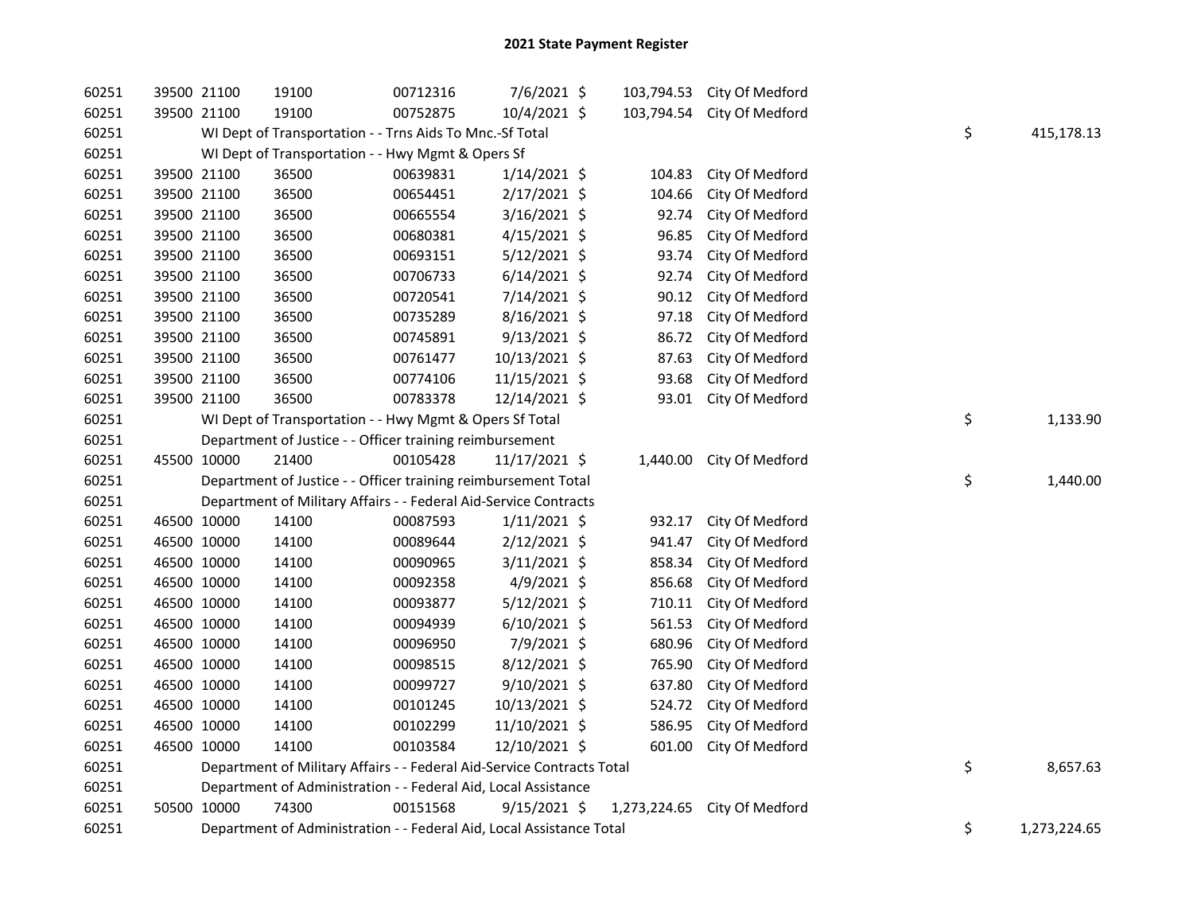# 2021 State Payment Register

| | | | | | | | | | |
|---|---|---|---|---|---|---|---|---|---|
| 60251 | 39500 | 21100 | 19100 | 00712316 | 7/6/2021 | $ 103,794.53 | City Of Medford | | |
| 60251 | 39500 | 21100 | 19100 | 00752875 | 10/4/2021 | $ 103,794.54 | City Of Medford | | |
| 60251 | | WI Dept of Transportation - - Trns Aids To Mnc.-Sf Total | | | | | | $ | 415,178.13 |
| 60251 | | WI Dept of Transportation - - Hwy Mgmt & Opers Sf | | | | | | | |
| 60251 | 39500 | 21100 | 36500 | 00639831 | 1/14/2021 | $ 104.83 | City Of Medford | | |
| 60251 | 39500 | 21100 | 36500 | 00654451 | 2/17/2021 | $ 104.66 | City Of Medford | | |
| 60251 | 39500 | 21100 | 36500 | 00665554 | 3/16/2021 | $ 92.74 | City Of Medford | | |
| 60251 | 39500 | 21100 | 36500 | 00680381 | 4/15/2021 | $ 96.85 | City Of Medford | | |
| 60251 | 39500 | 21100 | 36500 | 00693151 | 5/12/2021 | $ 93.74 | City Of Medford | | |
| 60251 | 39500 | 21100 | 36500 | 00706733 | 6/14/2021 | $ 92.74 | City Of Medford | | |
| 60251 | 39500 | 21100 | 36500 | 00720541 | 7/14/2021 | $ 90.12 | City Of Medford | | |
| 60251 | 39500 | 21100 | 36500 | 00735289 | 8/16/2021 | $ 97.18 | City Of Medford | | |
| 60251 | 39500 | 21100 | 36500 | 00745891 | 9/13/2021 | $ 86.72 | City Of Medford | | |
| 60251 | 39500 | 21100 | 36500 | 00761477 | 10/13/2021 | $ 87.63 | City Of Medford | | |
| 60251 | 39500 | 21100 | 36500 | 00774106 | 11/15/2021 | $ 93.68 | City Of Medford | | |
| 60251 | 39500 | 21100 | 36500 | 00783378 | 12/14/2021 | $ 93.01 | City Of Medford | | |
| 60251 | | WI Dept of Transportation - - Hwy Mgmt & Opers Sf Total | | | | | | $ | 1,133.90 |
| 60251 | | Department of Justice - - Officer training reimbursement | | | | | | | |
| 60251 | 45500 | 10000 | 21400 | 00105428 | 11/17/2021 | $ 1,440.00 | City Of Medford | | |
| 60251 | | Department of Justice - - Officer training reimbursement Total | | | | | | $ | 1,440.00 |
| 60251 | | Department of Military Affairs - - Federal Aid-Service Contracts | | | | | | | |
| 60251 | 46500 | 10000 | 14100 | 00087593 | 1/11/2021 | $ 932.17 | City Of Medford | | |
| 60251 | 46500 | 10000 | 14100 | 00089644 | 2/12/2021 | $ 941.47 | City Of Medford | | |
| 60251 | 46500 | 10000 | 14100 | 00090965 | 3/11/2021 | $ 858.34 | City Of Medford | | |
| 60251 | 46500 | 10000 | 14100 | 00092358 | 4/9/2021 | $ 856.68 | City Of Medford | | |
| 60251 | 46500 | 10000 | 14100 | 00093877 | 5/12/2021 | $ 710.11 | City Of Medford | | |
| 60251 | 46500 | 10000 | 14100 | 00094939 | 6/10/2021 | $ 561.53 | City Of Medford | | |
| 60251 | 46500 | 10000 | 14100 | 00096950 | 7/9/2021 | $ 680.96 | City Of Medford | | |
| 60251 | 46500 | 10000 | 14100 | 00098515 | 8/12/2021 | $ 765.90 | City Of Medford | | |
| 60251 | 46500 | 10000 | 14100 | 00099727 | 9/10/2021 | $ 637.80 | City Of Medford | | |
| 60251 | 46500 | 10000 | 14100 | 00101245 | 10/13/2021 | $ 524.72 | City Of Medford | | |
| 60251 | 46500 | 10000 | 14100 | 00102299 | 11/10/2021 | $ 586.95 | City Of Medford | | |
| 60251 | 46500 | 10000 | 14100 | 00103584 | 12/10/2021 | $ 601.00 | City Of Medford | | |
| 60251 | | Department of Military Affairs - - Federal Aid-Service Contracts Total | | | | | | $ | 8,657.63 |
| 60251 | | Department of Administration - - Federal Aid, Local Assistance | | | | | | | |
| 60251 | 50500 | 10000 | 74300 | 00151568 | 9/15/2021 | $ 1,273,224.65 | City Of Medford | | |
| 60251 | | Department of Administration - - Federal Aid, Local Assistance Total | | | | | | $ | 1,273,224.65 |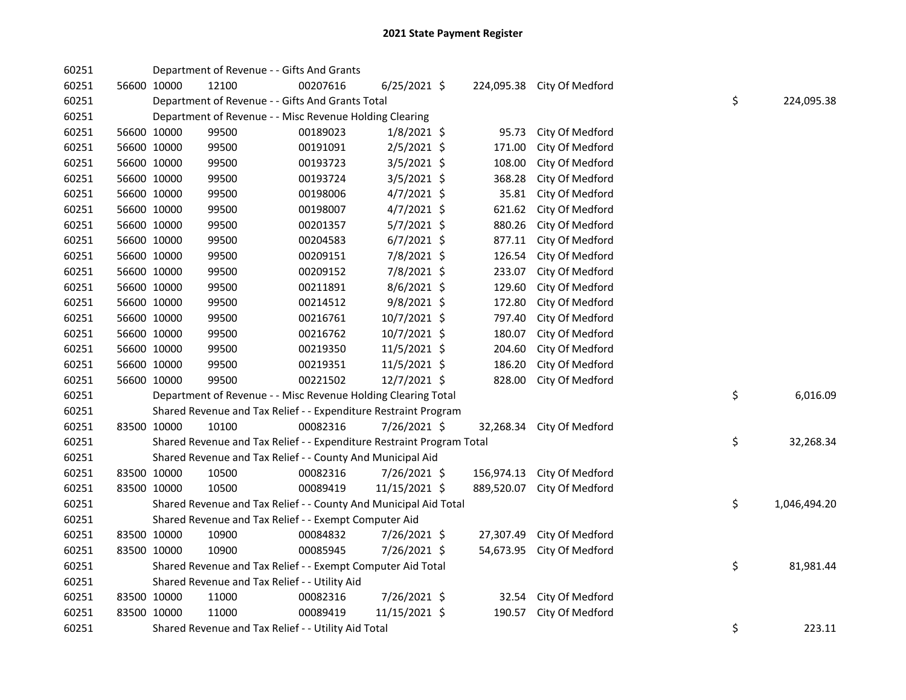# 2021 State Payment Register

| | | | | | | | | | |
|---|---|---|---|---|---|---|---|---|---|
| 60251 | | | Department of Revenue - - Gifts And Grants | | | | | | |
| 60251 | 56600 | 10000 | 12100 | 00207616 | 6/25/2021 | $ 224,095.38 | City Of Medford | | |
| 60251 | | | Department of Revenue - - Gifts And Grants Total | | | | | $ | 224,095.38 |
| 60251 | | | Department of Revenue - - Misc Revenue Holding Clearing | | | | | | |
| 60251 | 56600 | 10000 | 99500 | 00189023 | 1/8/2021 | $ 95.73 | City Of Medford | | |
| 60251 | 56600 | 10000 | 99500 | 00191091 | 2/5/2021 | $ 171.00 | City Of Medford | | |
| 60251 | 56600 | 10000 | 99500 | 00193723 | 3/5/2021 | $ 108.00 | City Of Medford | | |
| 60251 | 56600 | 10000 | 99500 | 00193724 | 3/5/2021 | $ 368.28 | City Of Medford | | |
| 60251 | 56600 | 10000 | 99500 | 00198006 | 4/7/2021 | $ 35.81 | City Of Medford | | |
| 60251 | 56600 | 10000 | 99500 | 00198007 | 4/7/2021 | $ 621.62 | City Of Medford | | |
| 60251 | 56600 | 10000 | 99500 | 00201357 | 5/7/2021 | $ 880.26 | City Of Medford | | |
| 60251 | 56600 | 10000 | 99500 | 00204583 | 6/7/2021 | $ 877.11 | City Of Medford | | |
| 60251 | 56600 | 10000 | 99500 | 00209151 | 7/8/2021 | $ 126.54 | City Of Medford | | |
| 60251 | 56600 | 10000 | 99500 | 00209152 | 7/8/2021 | $ 233.07 | City Of Medford | | |
| 60251 | 56600 | 10000 | 99500 | 00211891 | 8/6/2021 | $ 129.60 | City Of Medford | | |
| 60251 | 56600 | 10000 | 99500 | 00214512 | 9/8/2021 | $ 172.80 | City Of Medford | | |
| 60251 | 56600 | 10000 | 99500 | 00216761 | 10/7/2021 | $ 797.40 | City Of Medford | | |
| 60251 | 56600 | 10000 | 99500 | 00216762 | 10/7/2021 | $ 180.07 | City Of Medford | | |
| 60251 | 56600 | 10000 | 99500 | 00219350 | 11/5/2021 | $ 204.60 | City Of Medford | | |
| 60251 | 56600 | 10000 | 99500 | 00219351 | 11/5/2021 | $ 186.20 | City Of Medford | | |
| 60251 | 56600 | 10000 | 99500 | 00221502 | 12/7/2021 | $ 828.00 | City Of Medford | | |
| 60251 | | | Department of Revenue - - Misc Revenue Holding Clearing Total | | | | | $ | 6,016.09 |
| 60251 | | | Shared Revenue and Tax Relief - - Expenditure Restraint Program | | | | | | |
| 60251 | 83500 | 10000 | 10100 | 00082316 | 7/26/2021 | $ 32,268.34 | City Of Medford | | |
| 60251 | | | Shared Revenue and Tax Relief - - Expenditure Restraint Program Total | | | | | $ | 32,268.34 |
| 60251 | | | Shared Revenue and Tax Relief - - County And Municipal Aid | | | | | | |
| 60251 | 83500 | 10000 | 10500 | 00082316 | 7/26/2021 | $ 156,974.13 | City Of Medford | | |
| 60251 | 83500 | 10000 | 10500 | 00089419 | 11/15/2021 | $ 889,520.07 | City Of Medford | | |
| 60251 | | | Shared Revenue and Tax Relief - - County And Municipal Aid Total | | | | | $ | 1,046,494.20 |
| 60251 | | | Shared Revenue and Tax Relief - - Exempt Computer Aid | | | | | | |
| 60251 | 83500 | 10000 | 10900 | 00084832 | 7/26/2021 | $ 27,307.49 | City Of Medford | | |
| 60251 | 83500 | 10000 | 10900 | 00085945 | 7/26/2021 | $ 54,673.95 | City Of Medford | | |
| 60251 | | | Shared Revenue and Tax Relief - - Exempt Computer Aid Total | | | | | $ | 81,981.44 |
| 60251 | | | Shared Revenue and Tax Relief - - Utility Aid | | | | | | |
| 60251 | 83500 | 10000 | 11000 | 00082316 | 7/26/2021 | $ 32.54 | City Of Medford | | |
| 60251 | 83500 | 10000 | 11000 | 00089419 | 11/15/2021 | $ 190.57 | City Of Medford | | |
| 60251 | | | Shared Revenue and Tax Relief - - Utility Aid Total | | | | | $ | 223.11 |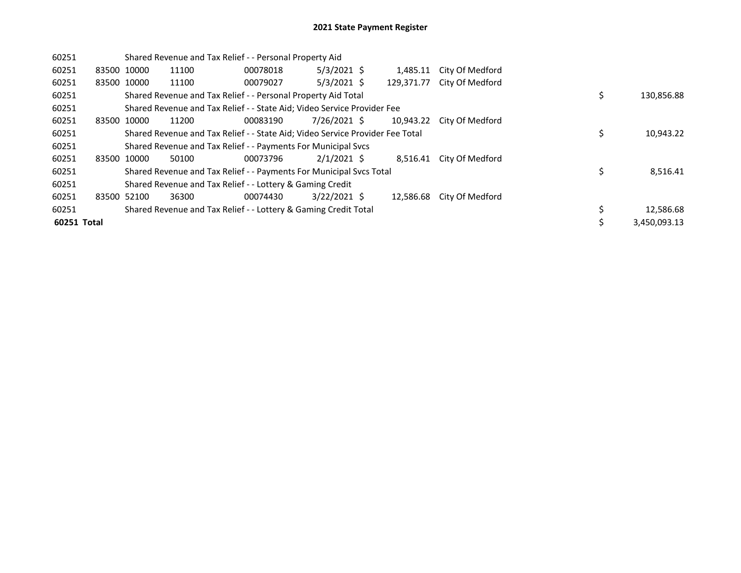# 2021 State Payment Register

| | | | | | | | | | |
|---|---|---|---|---|---|---|---|---|---|
| 60251 | | Shared Revenue and Tax Relief - - Personal Property Aid | | | | | | | |
| 60251 | 83500 | 10000 | 11100 | 00078018 | 5/3/2021 | $ 1,485.11 | City Of Medford | | |
| 60251 | 83500 | 10000 | 11100 | 00079027 | 5/3/2021 | $ 129,371.77 | City Of Medford | | |
| 60251 | | Shared Revenue and Tax Relief - - Personal Property Aid Total | | | | | | $ | 130,856.88 |
| 60251 | | Shared Revenue and Tax Relief - - State Aid; Video Service Provider Fee | | | | | | | |
| 60251 | 83500 | 10000 | 11200 | 00083190 | 7/26/2021 | $ 10,943.22 | City Of Medford | | |
| 60251 | | Shared Revenue and Tax Relief - - State Aid; Video Service Provider Fee Total | | | | | | $ | 10,943.22 |
| 60251 | | Shared Revenue and Tax Relief - - Payments For Municipal Svcs | | | | | | | |
| 60251 | 83500 | 10000 | 50100 | 00073796 | 2/1/2021 | $ 8,516.41 | City Of Medford | | |
| 60251 | | Shared Revenue and Tax Relief - - Payments For Municipal Svcs Total | | | | | | $ | 8,516.41 |
| 60251 | | Shared Revenue and Tax Relief - - Lottery & Gaming Credit | | | | | | | |
| 60251 | 83500 | 52100 | 36300 | 00074430 | 3/22/2021 | $ 12,586.68 | City Of Medford | | |
| 60251 | | Shared Revenue and Tax Relief - - Lottery & Gaming Credit Total | | | | | | $ | 12,586.68 |
| **60251 Total** | | | | | | | | $ | 3,450,093.13 |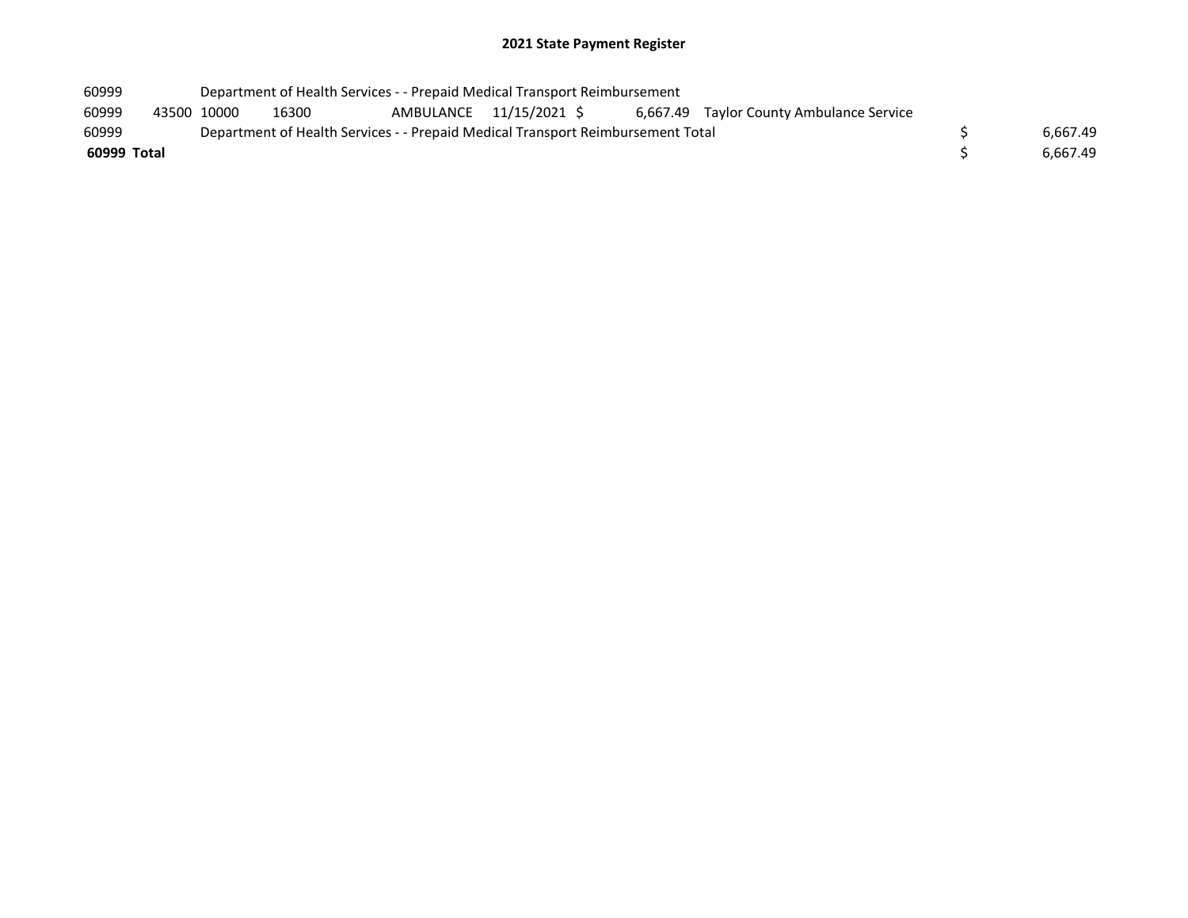# 2021 State Payment Register

| | | | | | | | | | | |
|---|---|---|---|---|---|---|---|---|---|---|
| 60999 | | Department of Health Services - - Prepaid Medical Transport Reimbursement | | | | | | | | |
| 60999 | 43500 | 10000 | 16300 | AMBULANCE | 11/15/2021 | $ | 6,667.49 | Taylor County Ambulance Service | | |
| 60999 | | Department of Health Services - - Prepaid Medical Transport Reimbursement Total | | | | | | | $ | 6,667.49 |
| **60999** | **Total** | | | | | | | | $ | 6,667.49 |